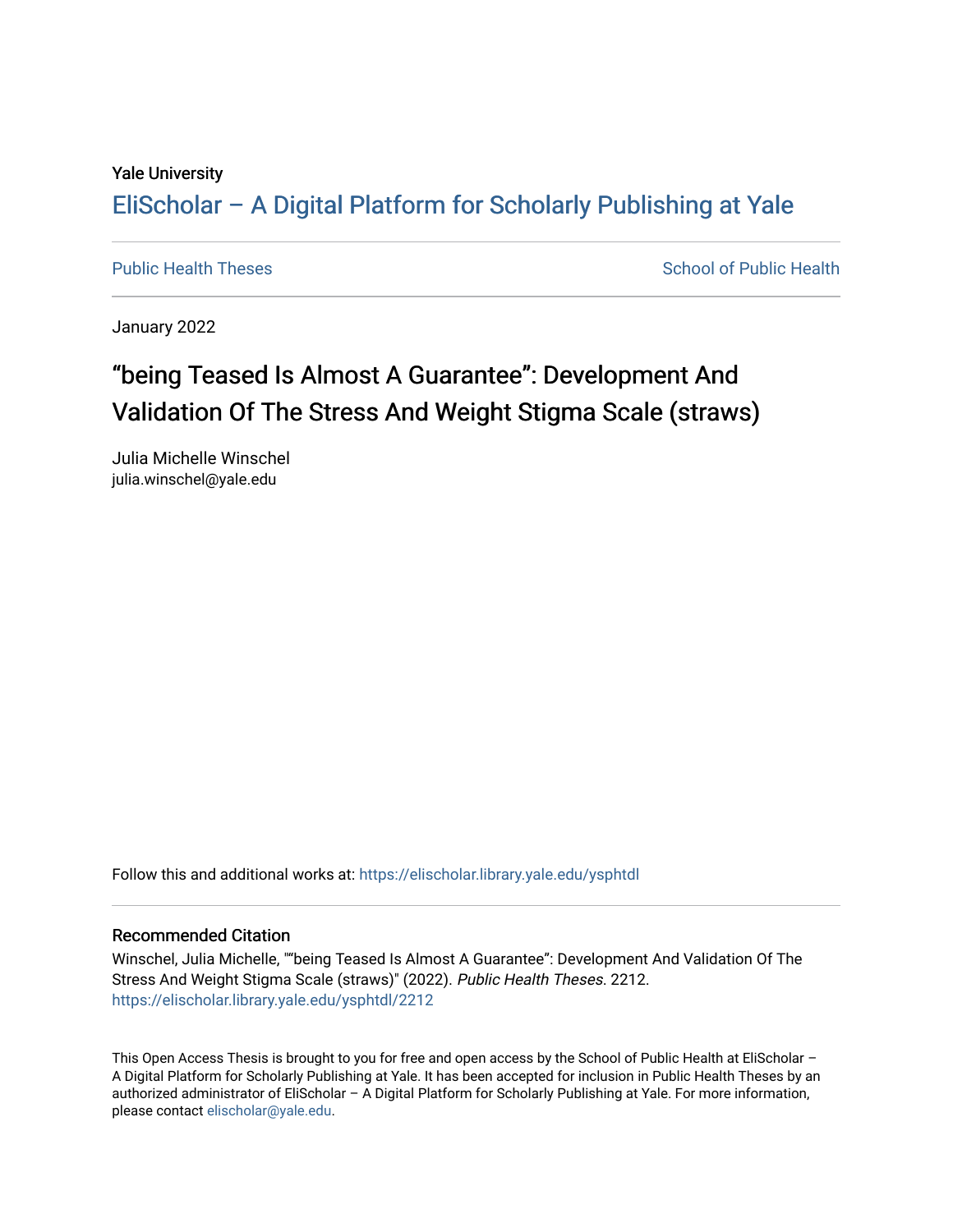Yale University

# EliScholar – A Digital Platform for Scholarly Publishing at Yale

Public Health Theses | School of Public Health

January 2022

## “being Teased Is Almost A Guarantee”: Development And Validation Of The Stress And Weight Stigma Scale (straws)

Julia Michelle Winschel
julia.winschel@yale.edu

Follow this and additional works at: https://elischolar.library.yale.edu/ysphtdl

### Recommended Citation

Winschel, Julia Michelle, "“being Teased Is Almost A Guarantee”: Development And Validation Of The Stress And Weight Stigma Scale (straws)" (2022). *Public Health Theses*. 2212.
https://elischolar.library.yale.edu/ysphtdl/2212

This Open Access Thesis is brought to you for free and open access by the School of Public Health at EliScholar – A Digital Platform for Scholarly Publishing at Yale. It has been accepted for inclusion in Public Health Theses by an authorized administrator of EliScholar – A Digital Platform for Scholarly Publishing at Yale. For more information, please contact elischolar@yale.edu.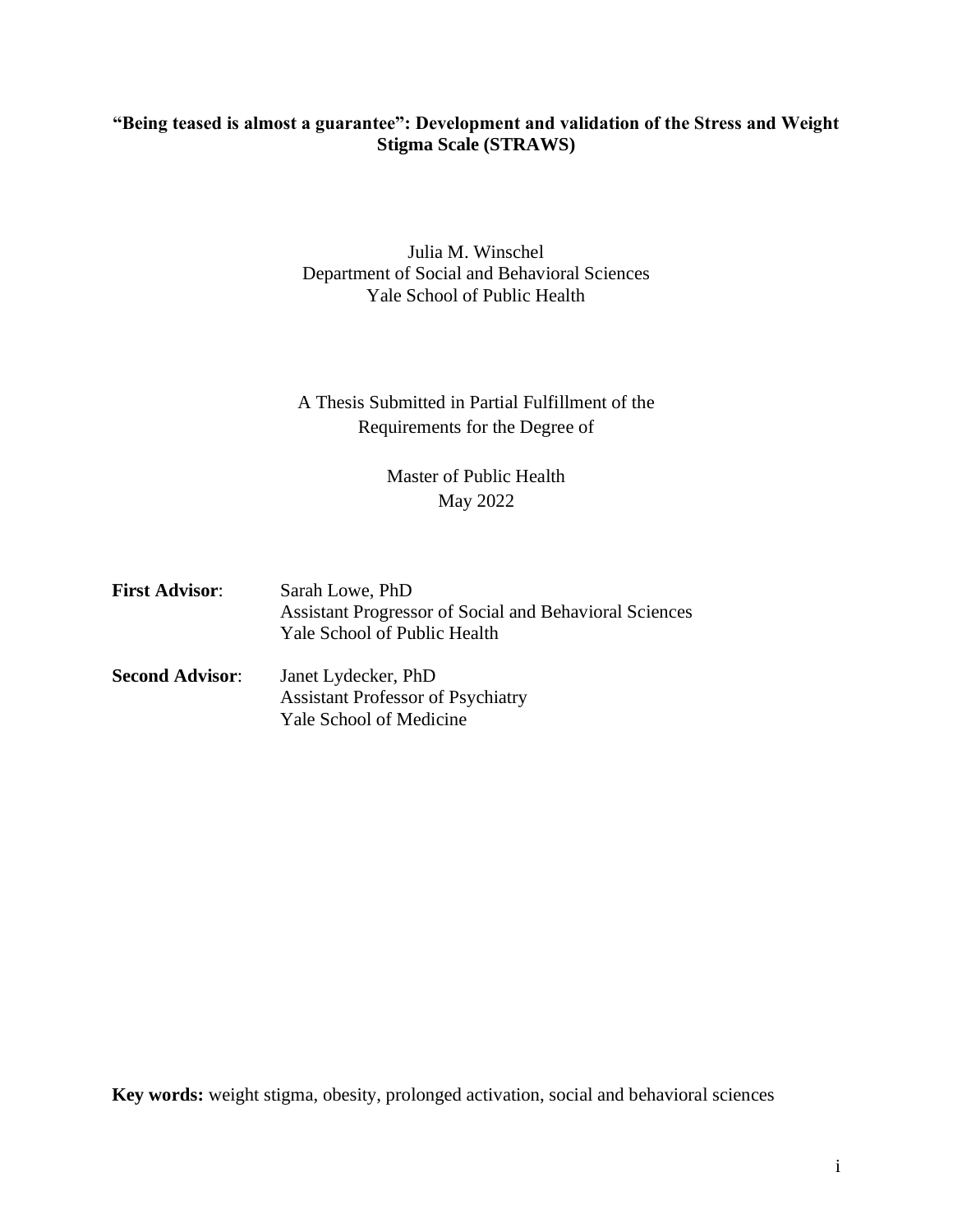**"Being teased is almost a guarantee": Development and validation of the Stress and Weight Stigma Scale (STRAWS)**

Julia M. Winschel
Department of Social and Behavioral Sciences
Yale School of Public Health

A Thesis Submitted in Partial Fulfillment of the
Requirements for the Degree of

Master of Public Health
May 2022

| | |
|---|---|
| **First Advisor**: | Sarah Lowe, PhD<br>Assistant Progressor of Social and Behavioral Sciences<br>Yale School of Public Health |
| **Second Advisor**: | Janet Lydecker, PhD<br>Assistant Professor of Psychiatry<br>Yale School of Medicine |

**Key words:** weight stigma, obesity, prolonged activation, social and behavioral sciences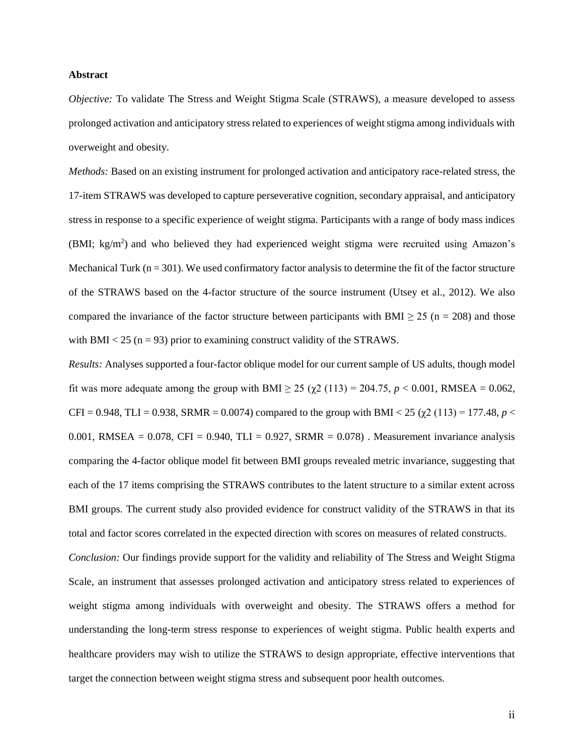**Abstract**

*Objective:* To validate The Stress and Weight Stigma Scale (STRAWS), a measure developed to assess prolonged activation and anticipatory stress related to experiences of weight stigma among individuals with overweight and obesity.

*Methods:* Based on an existing instrument for prolonged activation and anticipatory race-related stress, the 17-item STRAWS was developed to capture perseverative cognition, secondary appraisal, and anticipatory stress in response to a specific experience of weight stigma. Participants with a range of body mass indices (BMI; $kg/m^2$) and who believed they had experienced weight stigma were recruited using Amazon's Mechanical Turk ($n = 301$). We used confirmatory factor analysis to determine the fit of the factor structure of the STRAWS based on the 4-factor structure of the source instrument (Utsey et al., 2012). We also compared the invariance of the factor structure between participants with BMI $\geq 25$ ($n = 208$) and those with BMI $< 25$ ($n = 93$) prior to examining construct validity of the STRAWS.

*Results:* Analyses supported a four-factor oblique model for our current sample of US adults, though model fit was more adequate among the group with BMI $\geq 25$ ($\chi 2$ (113) = 204.75, $p < 0.001$, RMSEA = 0.062, CFI = 0.948, TLI = 0.938, SRMR = 0.0074) compared to the group with BMI $< 25$ ($\chi 2$ (113) = 177.48, $p < 0.001$, RMSEA = 0.078, CFI = 0.940, TLI = 0.927, SRMR = 0.078) . Measurement invariance analysis comparing the 4-factor oblique model fit between BMI groups revealed metric invariance, suggesting that each of the 17 items comprising the STRAWS contributes to the latent structure to a similar extent across BMI groups. The current study also provided evidence for construct validity of the STRAWS in that its total and factor scores correlated in the expected direction with scores on measures of related constructs.

*Conclusion:* Our findings provide support for the validity and reliability of The Stress and Weight Stigma Scale, an instrument that assesses prolonged activation and anticipatory stress related to experiences of weight stigma among individuals with overweight and obesity. The STRAWS offers a method for understanding the long-term stress response to experiences of weight stigma. Public health experts and healthcare providers may wish to utilize the STRAWS to design appropriate, effective interventions that target the connection between weight stigma stress and subsequent poor health outcomes.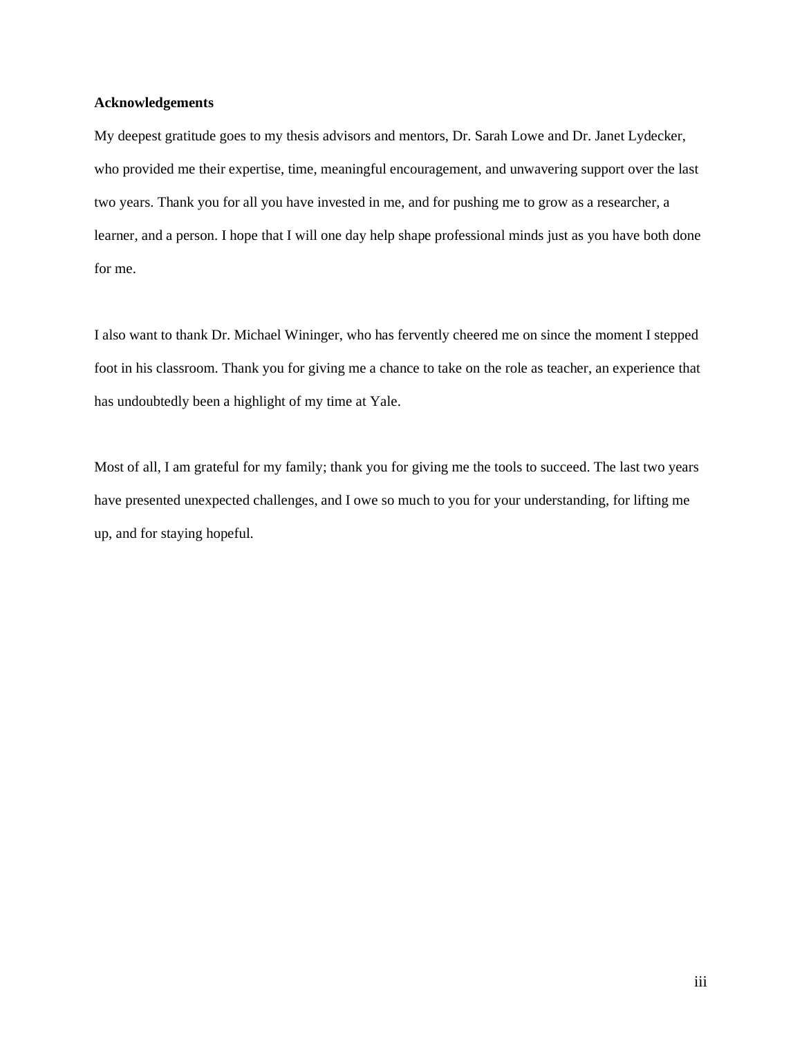**Acknowledgements**

My deepest gratitude goes to my thesis advisors and mentors, Dr. Sarah Lowe and Dr. Janet Lydecker, who provided me their expertise, time, meaningful encouragement, and unwavering support over the last two years. Thank you for all you have invested in me, and for pushing me to grow as a researcher, a learner, and a person. I hope that I will one day help shape professional minds just as you have both done for me.

I also want to thank Dr. Michael Wininger, who has fervently cheered me on since the moment I stepped foot in his classroom. Thank you for giving me a chance to take on the role as teacher, an experience that has undoubtedly been a highlight of my time at Yale.

Most of all, I am grateful for my family; thank you for giving me the tools to succeed. The last two years have presented unexpected challenges, and I owe so much to you for your understanding, for lifting me up, and for staying hopeful.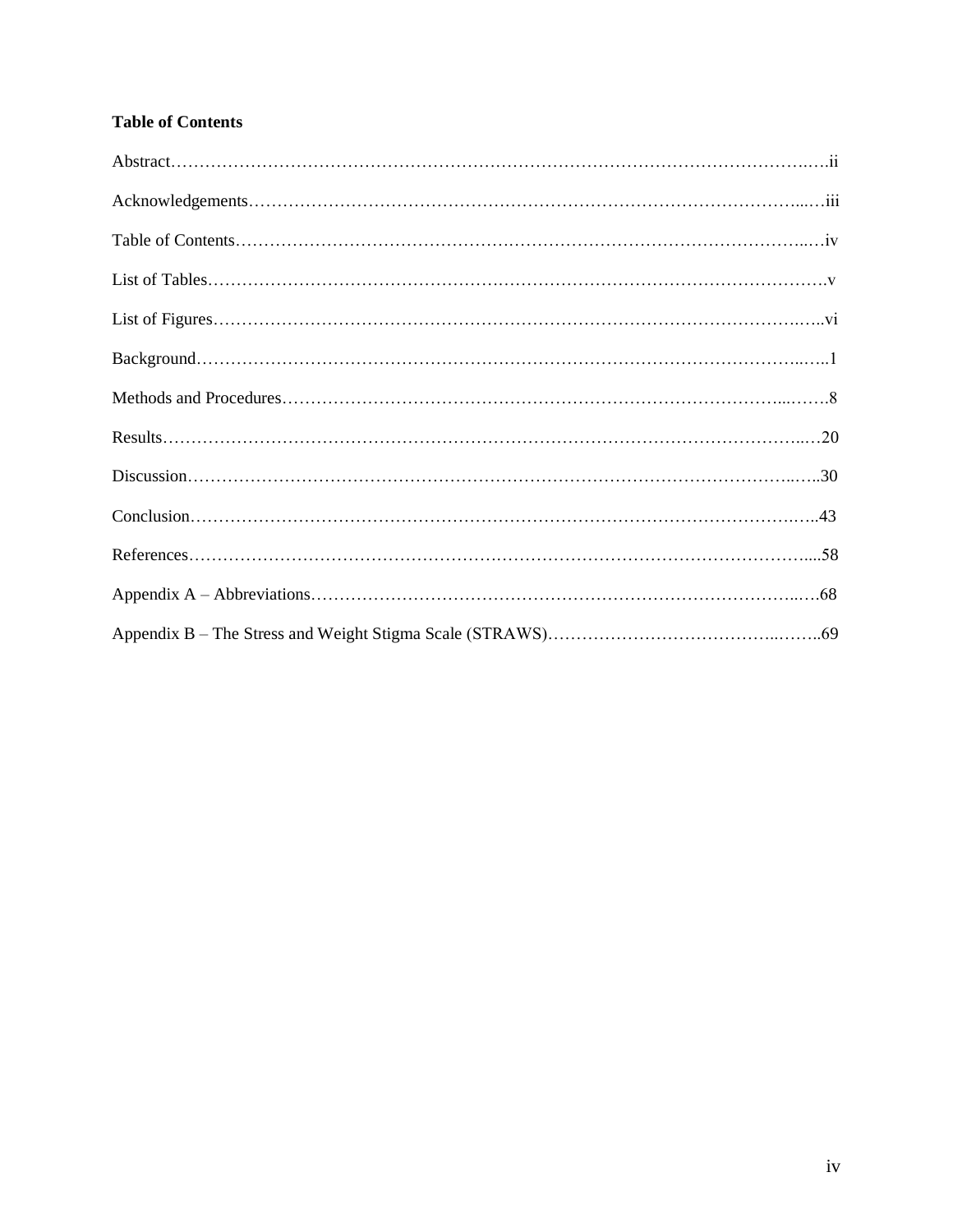**Table of Contents**

Abstract……………………………………………………………………………………………….….ii

Acknowledgements……………………………………………………………………………...…iii

Table of Contents……………………………………………………………………………...…iv

List of Tables…………………………………………………………………………………………….v

List of Figures…………………………………………………………………………………….…..vi

Background………………………………………………………………………………………...….1

Methods and Procedures……………………………………………………………………...…….8

Results…………………………………………………………………………………………...…20

Discussion……………………………………………………………………………………...…..30

Conclusion…………………………………………………………………………………….…..43

References……………………………………………………………………………………….....58

Appendix A – Abbreviations……………………………………………………………………..…68

Appendix B – The Stress and Weight Stigma Scale (STRAWS)…………………………………...……..69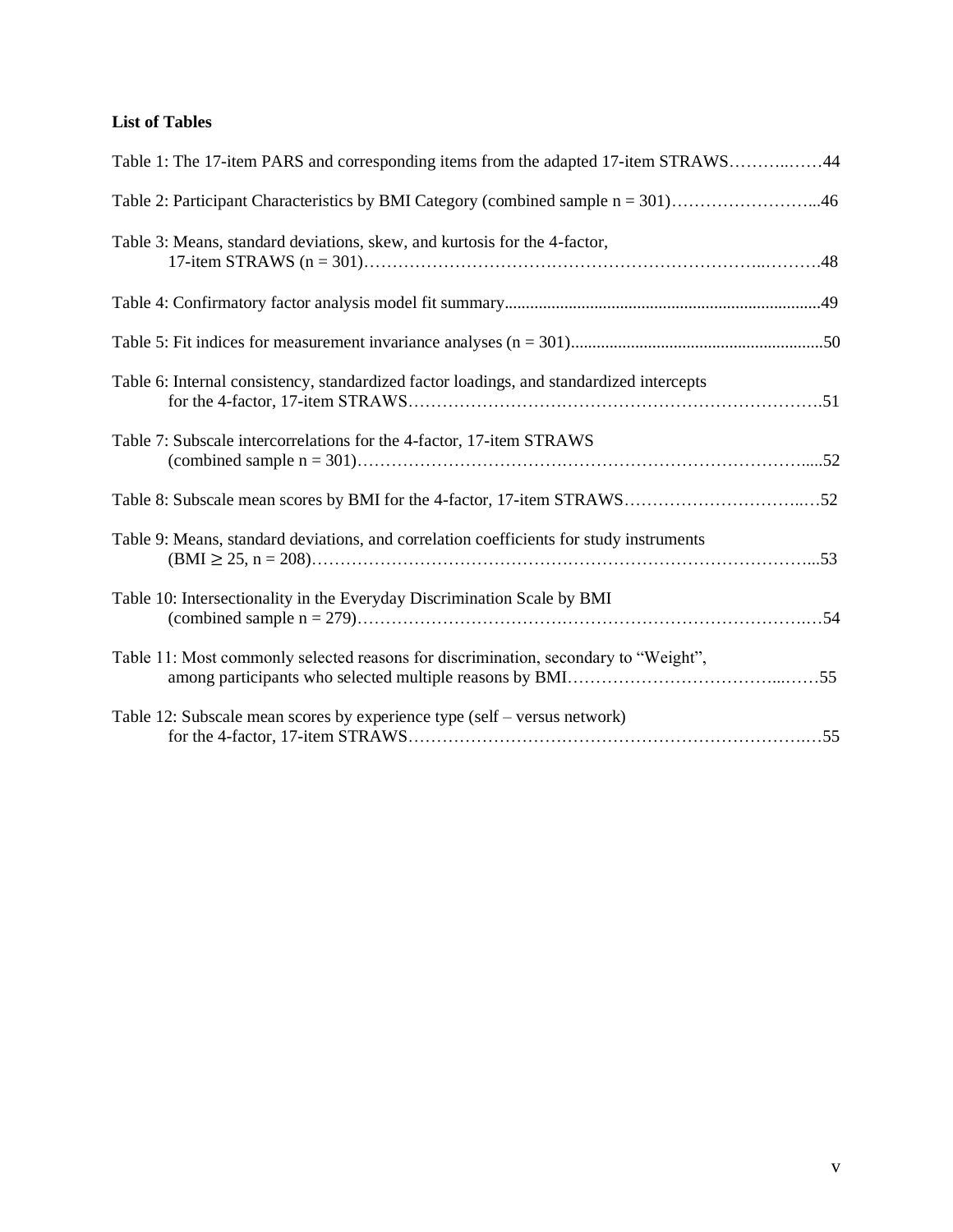**List of Tables**

Table 1: The 17-item PARS and corresponding items from the adapted 17-item STRAWS……….……44

Table 2: Participant Characteristics by BMI Category (combined sample n = 301)……………………...46

Table 3: Means, standard deviations, skew, and kurtosis for the 4-factor, 17-item STRAWS (n = 301)……………………………………………………………..……….48

Table 4: Confirmatory factor analysis model fit summary.........................................................................49

Table 5: Fit indices for measurement invariance analyses (n = 301)..........................................................50

Table 6: Internal consistency, standardized factor loadings, and standardized intercepts for the 4-factor, 17-item STRAWS……………………………………………………………….51

Table 7: Subscale intercorrelations for the 4-factor, 17-item STRAWS (combined sample n = 301)……………………………………………………………………….....52

Table 8: Subscale mean scores by BMI for the 4-factor, 17-item STRAWS………………………….…52

Table 9: Means, standard deviations, and correlation coefficients for study instruments (BMI ≥ 25, n = 208)…………………………………………………………………………...53

Table 10: Intersectionality in the Everyday Discrimination Scale by BMI (combined sample n = 279)…………………………………………………………………….…54

Table 11: Most commonly selected reasons for discrimination, secondary to “Weight”, among participants who selected multiple reasons by BMI………………………………...……55

Table 12: Subscale mean scores by experience type (self – versus network) for the 4-factor, 17-item STRAWS……………………………………………………………….…55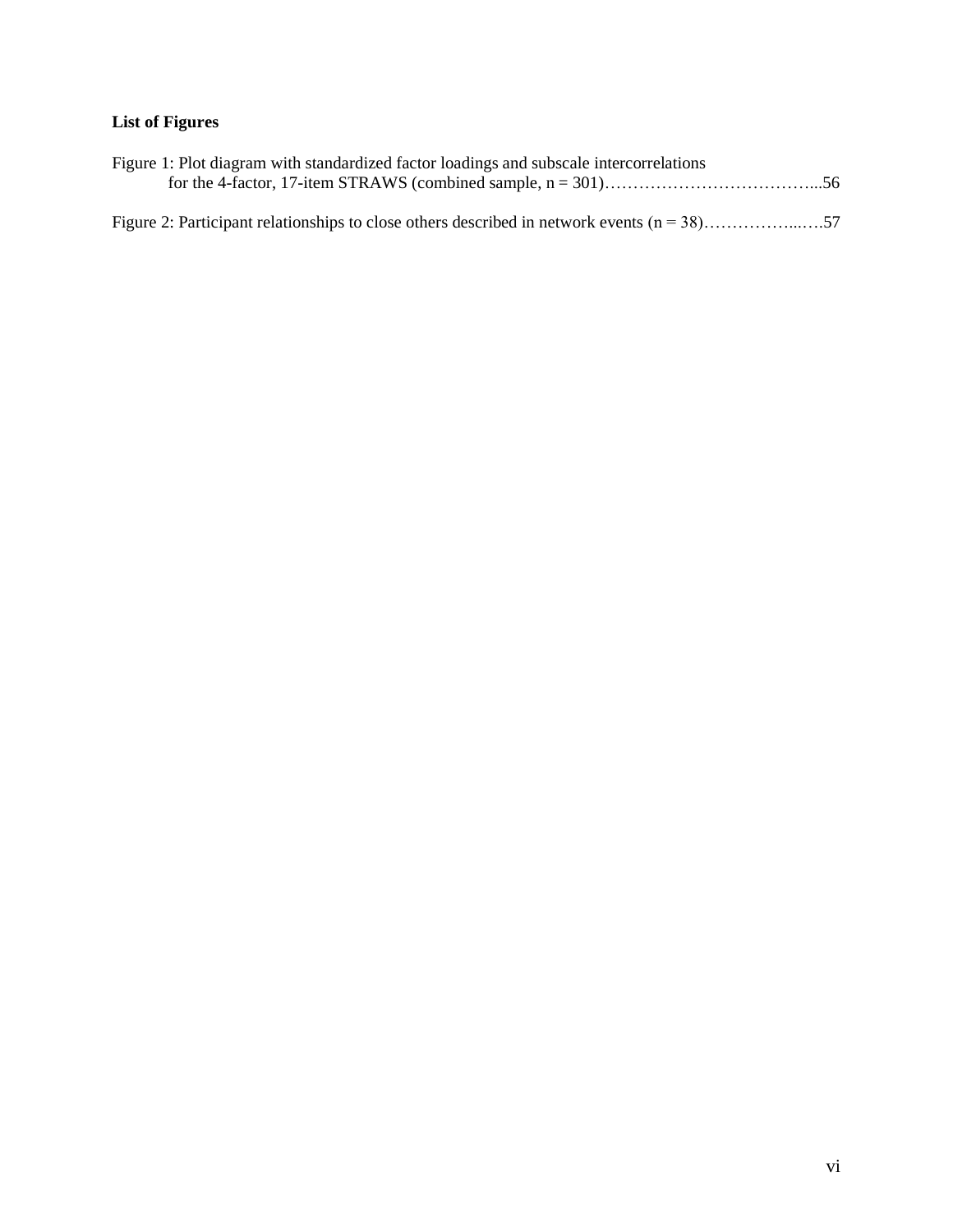**List of Figures**

Figure 1: Plot diagram with standardized factor loadings and subscale intercorrelations for the 4-factor, 17-item STRAWS (combined sample, n = 301)………………………………...56

Figure 2: Participant relationships to close others described in network events (n = 38)……………...….57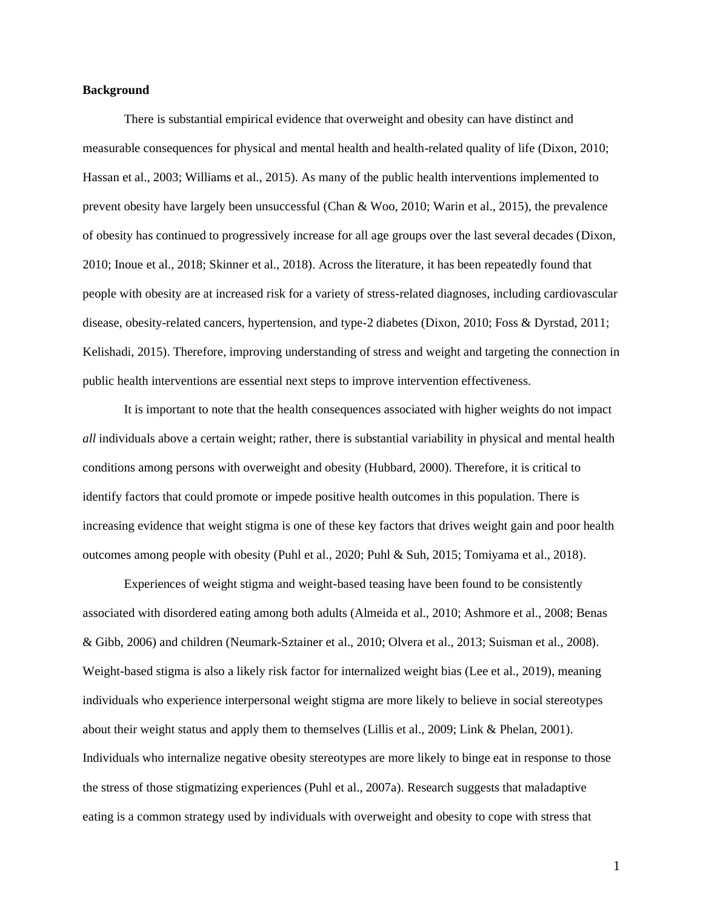**Background**

There is substantial empirical evidence that overweight and obesity can have distinct and measurable consequences for physical and mental health and health-related quality of life (Dixon, 2010; Hassan et al., 2003; Williams et al., 2015). As many of the public health interventions implemented to prevent obesity have largely been unsuccessful (Chan & Woo, 2010; Warin et al., 2015), the prevalence of obesity has continued to progressively increase for all age groups over the last several decades (Dixon, 2010; Inoue et al., 2018; Skinner et al., 2018). Across the literature, it has been repeatedly found that people with obesity are at increased risk for a variety of stress-related diagnoses, including cardiovascular disease, obesity-related cancers, hypertension, and type-2 diabetes (Dixon, 2010; Foss & Dyrstad, 2011; Kelishadi, 2015). Therefore, improving understanding of stress and weight and targeting the connection in public health interventions are essential next steps to improve intervention effectiveness.

It is important to note that the health consequences associated with higher weights do not impact *all* individuals above a certain weight; rather, there is substantial variability in physical and mental health conditions among persons with overweight and obesity (Hubbard, 2000). Therefore, it is critical to identify factors that could promote or impede positive health outcomes in this population. There is increasing evidence that weight stigma is one of these key factors that drives weight gain and poor health outcomes among people with obesity (Puhl et al., 2020; Puhl & Suh, 2015; Tomiyama et al., 2018).

Experiences of weight stigma and weight-based teasing have been found to be consistently associated with disordered eating among both adults (Almeida et al., 2010; Ashmore et al., 2008; Benas & Gibb, 2006) and children (Neumark-Sztainer et al., 2010; Olvera et al., 2013; Suisman et al., 2008). Weight-based stigma is also a likely risk factor for internalized weight bias (Lee et al., 2019), meaning individuals who experience interpersonal weight stigma are more likely to believe in social stereotypes about their weight status and apply them to themselves (Lillis et al., 2009; Link & Phelan, 2001). Individuals who internalize negative obesity stereotypes are more likely to binge eat in response to those the stress of those stigmatizing experiences (Puhl et al., 2007a). Research suggests that maladaptive eating is a common strategy used by individuals with overweight and obesity to cope with stress that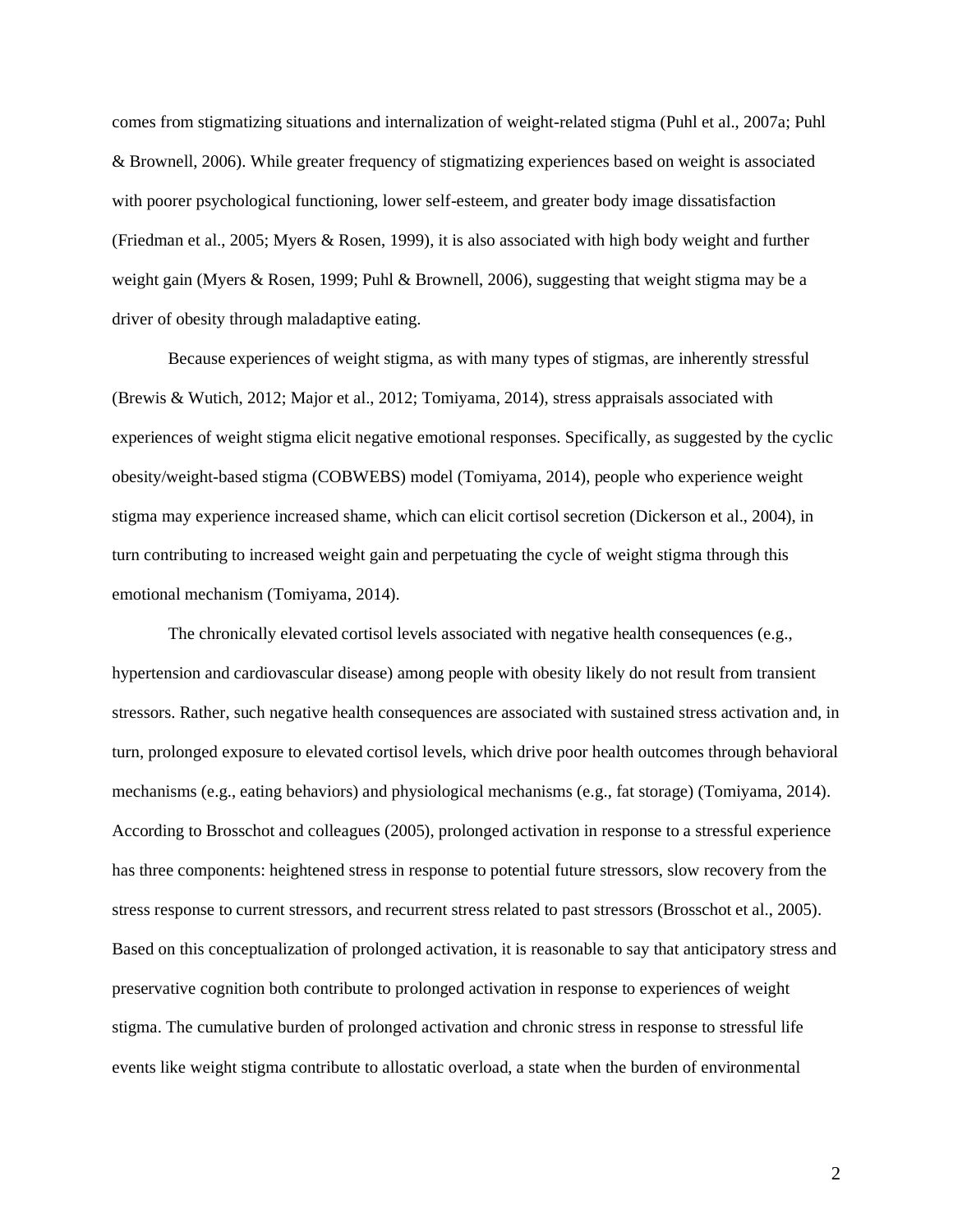comes from stigmatizing situations and internalization of weight-related stigma (Puhl et al., 2007a; Puhl & Brownell, 2006). While greater frequency of stigmatizing experiences based on weight is associated with poorer psychological functioning, lower self-esteem, and greater body image dissatisfaction (Friedman et al., 2005; Myers & Rosen, 1999), it is also associated with high body weight and further weight gain (Myers & Rosen, 1999; Puhl & Brownell, 2006), suggesting that weight stigma may be a driver of obesity through maladaptive eating.

Because experiences of weight stigma, as with many types of stigmas, are inherently stressful (Brewis & Wutich, 2012; Major et al., 2012; Tomiyama, 2014), stress appraisals associated with experiences of weight stigma elicit negative emotional responses. Specifically, as suggested by the cyclic obesity/weight-based stigma (COBWEBS) model (Tomiyama, 2014), people who experience weight stigma may experience increased shame, which can elicit cortisol secretion (Dickerson et al., 2004), in turn contributing to increased weight gain and perpetuating the cycle of weight stigma through this emotional mechanism (Tomiyama, 2014).

The chronically elevated cortisol levels associated with negative health consequences (e.g., hypertension and cardiovascular disease) among people with obesity likely do not result from transient stressors. Rather, such negative health consequences are associated with sustained stress activation and, in turn, prolonged exposure to elevated cortisol levels, which drive poor health outcomes through behavioral mechanisms (e.g., eating behaviors) and physiological mechanisms (e.g., fat storage) (Tomiyama, 2014). According to Brosschot and colleagues (2005), prolonged activation in response to a stressful experience has three components: heightened stress in response to potential future stressors, slow recovery from the stress response to current stressors, and recurrent stress related to past stressors (Brosschot et al., 2005). Based on this conceptualization of prolonged activation, it is reasonable to say that anticipatory stress and preservative cognition both contribute to prolonged activation in response to experiences of weight stigma. The cumulative burden of prolonged activation and chronic stress in response to stressful life events like weight stigma contribute to allostatic overload, a state when the burden of environmental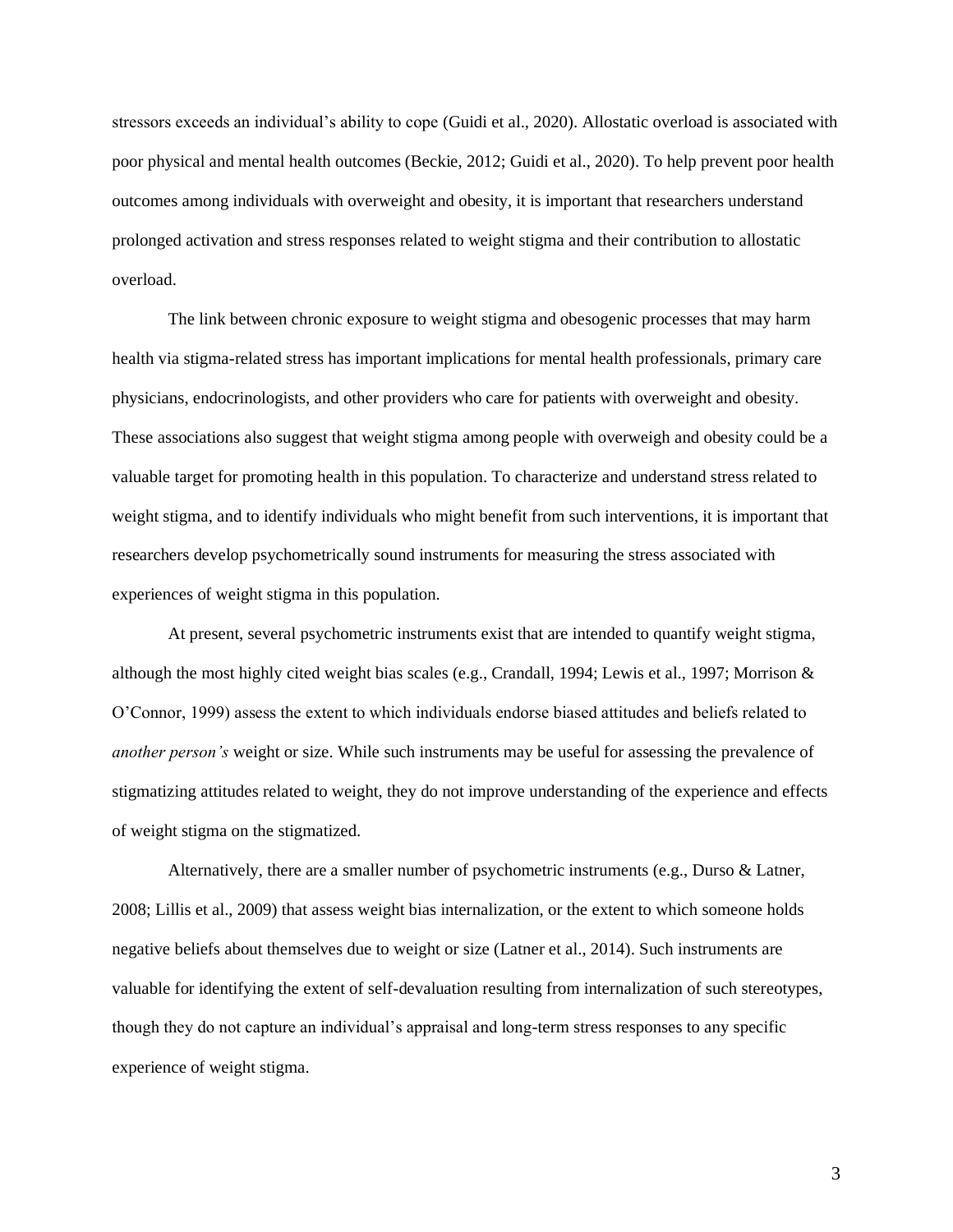stressors exceeds an individual's ability to cope (Guidi et al., 2020). Allostatic overload is associated with poor physical and mental health outcomes (Beckie, 2012; Guidi et al., 2020). To help prevent poor health outcomes among individuals with overweight and obesity, it is important that researchers understand prolonged activation and stress responses related to weight stigma and their contribution to allostatic overload.

The link between chronic exposure to weight stigma and obesogenic processes that may harm health via stigma-related stress has important implications for mental health professionals, primary care physicians, endocrinologists, and other providers who care for patients with overweight and obesity. These associations also suggest that weight stigma among people with overweigh and obesity could be a valuable target for promoting health in this population. To characterize and understand stress related to weight stigma, and to identify individuals who might benefit from such interventions, it is important that researchers develop psychometrically sound instruments for measuring the stress associated with experiences of weight stigma in this population.

At present, several psychometric instruments exist that are intended to quantify weight stigma, although the most highly cited weight bias scales (e.g., Crandall, 1994; Lewis et al., 1997; Morrison & O'Connor, 1999) assess the extent to which individuals endorse biased attitudes and beliefs related to *another person's* weight or size. While such instruments may be useful for assessing the prevalence of stigmatizing attitudes related to weight, they do not improve understanding of the experience and effects of weight stigma on the stigmatized.

Alternatively, there are a smaller number of psychometric instruments (e.g., Durso & Latner, 2008; Lillis et al., 2009) that assess weight bias internalization, or the extent to which someone holds negative beliefs about themselves due to weight or size (Latner et al., 2014). Such instruments are valuable for identifying the extent of self-devaluation resulting from internalization of such stereotypes, though they do not capture an individual's appraisal and long-term stress responses to any specific experience of weight stigma.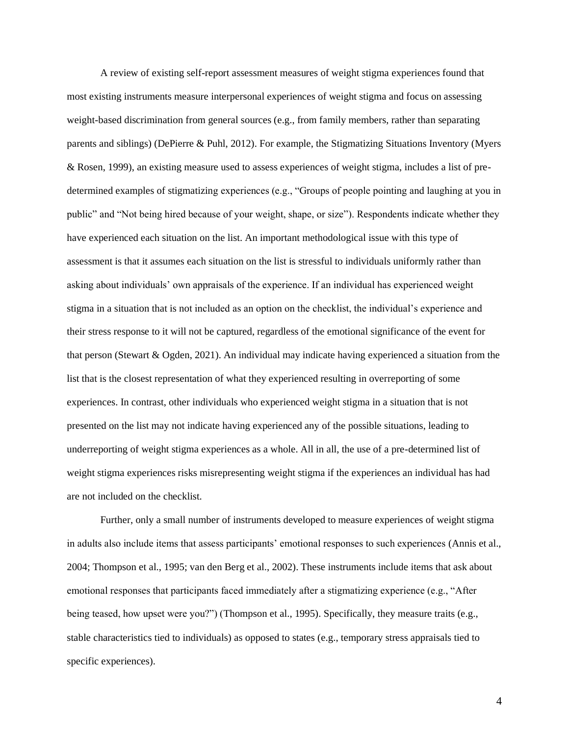A review of existing self-report assessment measures of weight stigma experiences found that most existing instruments measure interpersonal experiences of weight stigma and focus on assessing weight-based discrimination from general sources (e.g., from family members, rather than separating parents and siblings) (DePierre & Puhl, 2012). For example, the Stigmatizing Situations Inventory (Myers & Rosen, 1999), an existing measure used to assess experiences of weight stigma, includes a list of pre-determined examples of stigmatizing experiences (e.g., "Groups of people pointing and laughing at you in public" and "Not being hired because of your weight, shape, or size"). Respondents indicate whether they have experienced each situation on the list. An important methodological issue with this type of assessment is that it assumes each situation on the list is stressful to individuals uniformly rather than asking about individuals' own appraisals of the experience. If an individual has experienced weight stigma in a situation that is not included as an option on the checklist, the individual's experience and their stress response to it will not be captured, regardless of the emotional significance of the event for that person (Stewart & Ogden, 2021). An individual may indicate having experienced a situation from the list that is the closest representation of what they experienced resulting in overreporting of some experiences. In contrast, other individuals who experienced weight stigma in a situation that is not presented on the list may not indicate having experienced any of the possible situations, leading to underreporting of weight stigma experiences as a whole. All in all, the use of a pre-determined list of weight stigma experiences risks misrepresenting weight stigma if the experiences an individual has had are not included on the checklist.

Further, only a small number of instruments developed to measure experiences of weight stigma in adults also include items that assess participants' emotional responses to such experiences (Annis et al., 2004; Thompson et al., 1995; van den Berg et al., 2002). These instruments include items that ask about emotional responses that participants faced immediately after a stigmatizing experience (e.g., "After being teased, how upset were you?") (Thompson et al., 1995). Specifically, they measure traits (e.g., stable characteristics tied to individuals) as opposed to states (e.g., temporary stress appraisals tied to specific experiences).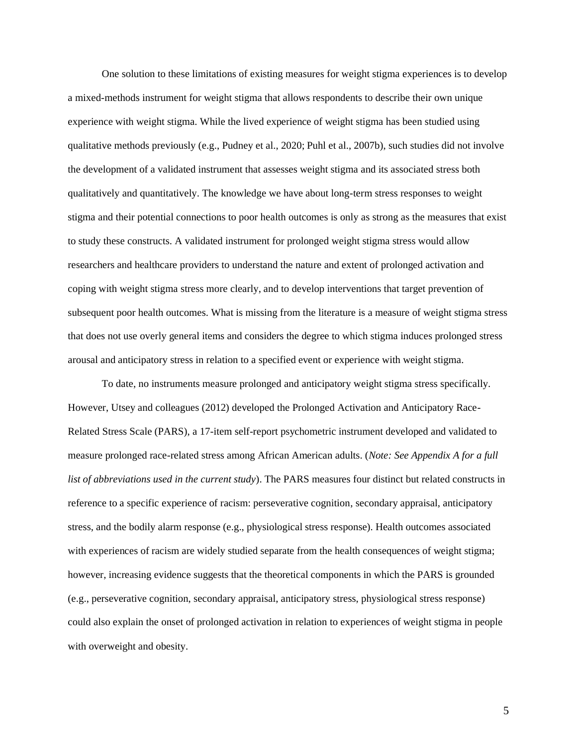One solution to these limitations of existing measures for weight stigma experiences is to develop a mixed-methods instrument for weight stigma that allows respondents to describe their own unique experience with weight stigma. While the lived experience of weight stigma has been studied using qualitative methods previously (e.g., Pudney et al., 2020; Puhl et al., 2007b), such studies did not involve the development of a validated instrument that assesses weight stigma and its associated stress both qualitatively and quantitatively. The knowledge we have about long-term stress responses to weight stigma and their potential connections to poor health outcomes is only as strong as the measures that exist to study these constructs. A validated instrument for prolonged weight stigma stress would allow researchers and healthcare providers to understand the nature and extent of prolonged activation and coping with weight stigma stress more clearly, and to develop interventions that target prevention of subsequent poor health outcomes. What is missing from the literature is a measure of weight stigma stress that does not use overly general items and considers the degree to which stigma induces prolonged stress arousal and anticipatory stress in relation to a specified event or experience with weight stigma.

To date, no instruments measure prolonged and anticipatory weight stigma stress specifically. However, Utsey and colleagues (2012) developed the Prolonged Activation and Anticipatory Race-Related Stress Scale (PARS), a 17-item self-report psychometric instrument developed and validated to measure prolonged race-related stress among African American adults. (*Note: See Appendix A for a full list of abbreviations used in the current study*). The PARS measures four distinct but related constructs in reference to a specific experience of racism: perseverative cognition, secondary appraisal, anticipatory stress, and the bodily alarm response (e.g., physiological stress response). Health outcomes associated with experiences of racism are widely studied separate from the health consequences of weight stigma; however, increasing evidence suggests that the theoretical components in which the PARS is grounded (e.g., perseverative cognition, secondary appraisal, anticipatory stress, physiological stress response) could also explain the onset of prolonged activation in relation to experiences of weight stigma in people with overweight and obesity.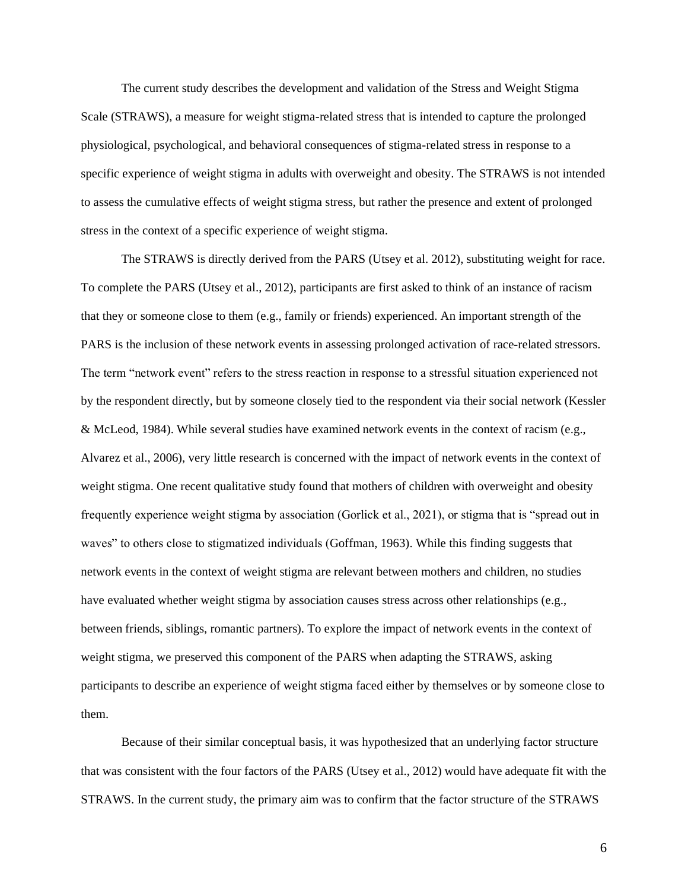The current study describes the development and validation of the Stress and Weight Stigma Scale (STRAWS), a measure for weight stigma-related stress that is intended to capture the prolonged physiological, psychological, and behavioral consequences of stigma-related stress in response to a specific experience of weight stigma in adults with overweight and obesity. The STRAWS is not intended to assess the cumulative effects of weight stigma stress, but rather the presence and extent of prolonged stress in the context of a specific experience of weight stigma.

The STRAWS is directly derived from the PARS (Utsey et al. 2012), substituting weight for race. To complete the PARS (Utsey et al., 2012), participants are first asked to think of an instance of racism that they or someone close to them (e.g., family or friends) experienced. An important strength of the PARS is the inclusion of these network events in assessing prolonged activation of race-related stressors. The term "network event" refers to the stress reaction in response to a stressful situation experienced not by the respondent directly, but by someone closely tied to the respondent via their social network (Kessler & McLeod, 1984). While several studies have examined network events in the context of racism (e.g., Alvarez et al., 2006), very little research is concerned with the impact of network events in the context of weight stigma. One recent qualitative study found that mothers of children with overweight and obesity frequently experience weight stigma by association (Gorlick et al., 2021), or stigma that is "spread out in waves" to others close to stigmatized individuals (Goffman, 1963). While this finding suggests that network events in the context of weight stigma are relevant between mothers and children, no studies have evaluated whether weight stigma by association causes stress across other relationships (e.g., between friends, siblings, romantic partners). To explore the impact of network events in the context of weight stigma, we preserved this component of the PARS when adapting the STRAWS, asking participants to describe an experience of weight stigma faced either by themselves or by someone close to them.

Because of their similar conceptual basis, it was hypothesized that an underlying factor structure that was consistent with the four factors of the PARS (Utsey et al., 2012) would have adequate fit with the STRAWS. In the current study, the primary aim was to confirm that the factor structure of the STRAWS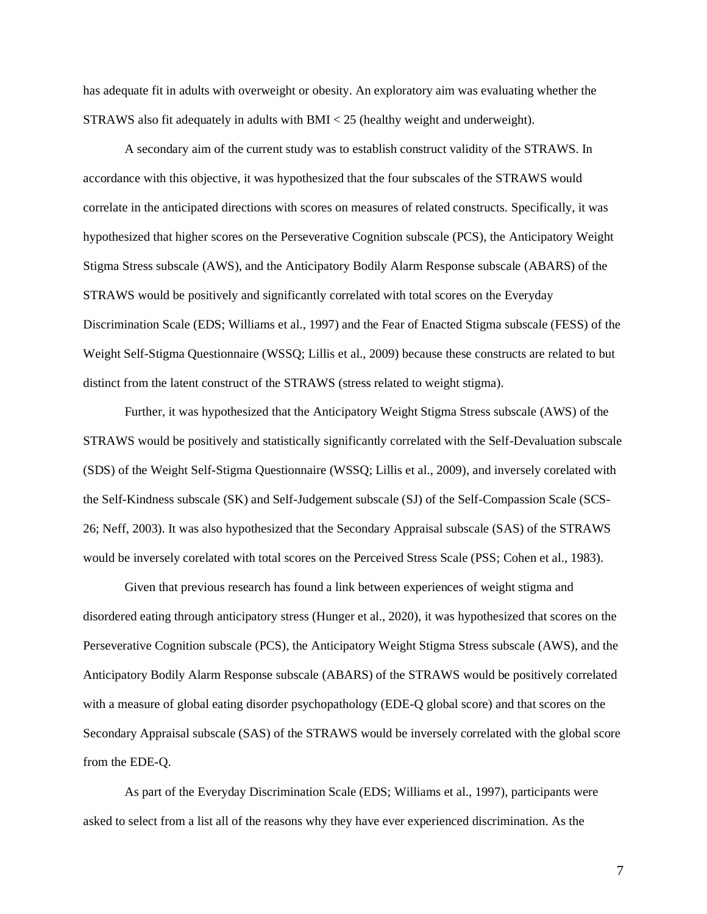has adequate fit in adults with overweight or obesity. An exploratory aim was evaluating whether the STRAWS also fit adequately in adults with BMI < 25 (healthy weight and underweight).

A secondary aim of the current study was to establish construct validity of the STRAWS. In accordance with this objective, it was hypothesized that the four subscales of the STRAWS would correlate in the anticipated directions with scores on measures of related constructs. Specifically, it was hypothesized that higher scores on the Perseverative Cognition subscale (PCS), the Anticipatory Weight Stigma Stress subscale (AWS), and the Anticipatory Bodily Alarm Response subscale (ABARS) of the STRAWS would be positively and significantly correlated with total scores on the Everyday Discrimination Scale (EDS; Williams et al., 1997) and the Fear of Enacted Stigma subscale (FESS) of the Weight Self-Stigma Questionnaire (WSSQ; Lillis et al., 2009) because these constructs are related to but distinct from the latent construct of the STRAWS (stress related to weight stigma).

Further, it was hypothesized that the Anticipatory Weight Stigma Stress subscale (AWS) of the STRAWS would be positively and statistically significantly correlated with the Self-Devaluation subscale (SDS) of the Weight Self-Stigma Questionnaire (WSSQ; Lillis et al., 2009), and inversely corelated with the Self-Kindness subscale (SK) and Self-Judgement subscale (SJ) of the Self-Compassion Scale (SCS-26; Neff, 2003). It was also hypothesized that the Secondary Appraisal subscale (SAS) of the STRAWS would be inversely corelated with total scores on the Perceived Stress Scale (PSS; Cohen et al., 1983).

Given that previous research has found a link between experiences of weight stigma and disordered eating through anticipatory stress (Hunger et al., 2020), it was hypothesized that scores on the Perseverative Cognition subscale (PCS), the Anticipatory Weight Stigma Stress subscale (AWS), and the Anticipatory Bodily Alarm Response subscale (ABARS) of the STRAWS would be positively correlated with a measure of global eating disorder psychopathology (EDE-Q global score) and that scores on the Secondary Appraisal subscale (SAS) of the STRAWS would be inversely correlated with the global score from the EDE-Q.

As part of the Everyday Discrimination Scale (EDS; Williams et al., 1997), participants were asked to select from a list all of the reasons why they have ever experienced discrimination. As the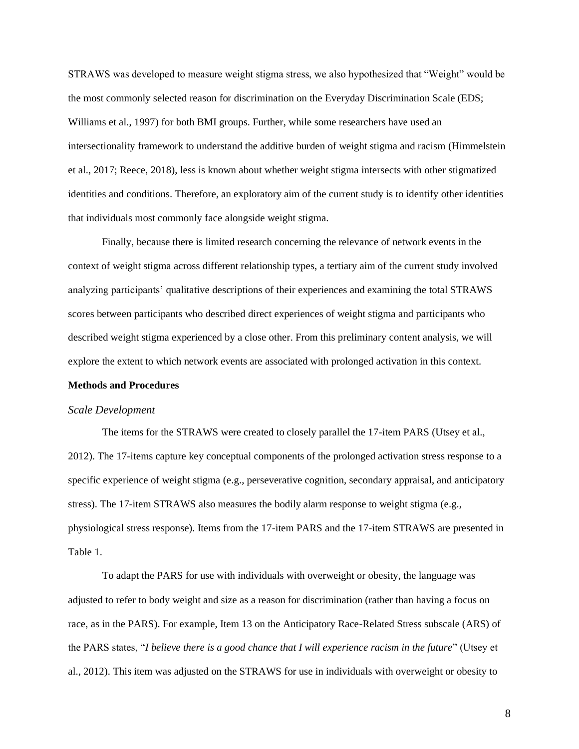STRAWS was developed to measure weight stigma stress, we also hypothesized that "Weight" would be the most commonly selected reason for discrimination on the Everyday Discrimination Scale (EDS; Williams et al., 1997) for both BMI groups. Further, while some researchers have used an intersectionality framework to understand the additive burden of weight stigma and racism (Himmelstein et al., 2017; Reece, 2018), less is known about whether weight stigma intersects with other stigmatized identities and conditions. Therefore, an exploratory aim of the current study is to identify other identities that individuals most commonly face alongside weight stigma.

Finally, because there is limited research concerning the relevance of network events in the context of weight stigma across different relationship types, a tertiary aim of the current study involved analyzing participants' qualitative descriptions of their experiences and examining the total STRAWS scores between participants who described direct experiences of weight stigma and participants who described weight stigma experienced by a close other. From this preliminary content analysis, we will explore the extent to which network events are associated with prolonged activation in this context.

**Methods and Procedures**

*Scale Development*

The items for the STRAWS were created to closely parallel the 17-item PARS (Utsey et al., 2012). The 17-items capture key conceptual components of the prolonged activation stress response to a specific experience of weight stigma (e.g., perseverative cognition, secondary appraisal, and anticipatory stress). The 17-item STRAWS also measures the bodily alarm response to weight stigma (e.g., physiological stress response). Items from the 17-item PARS and the 17-item STRAWS are presented in Table 1.

To adapt the PARS for use with individuals with overweight or obesity, the language was adjusted to refer to body weight and size as a reason for discrimination (rather than having a focus on race, as in the PARS). For example, Item 13 on the Anticipatory Race-Related Stress subscale (ARS) of the PARS states, "*I believe there is a good chance that I will experience racism in the future*" (Utsey et al., 2012). This item was adjusted on the STRAWS for use in individuals with overweight or obesity to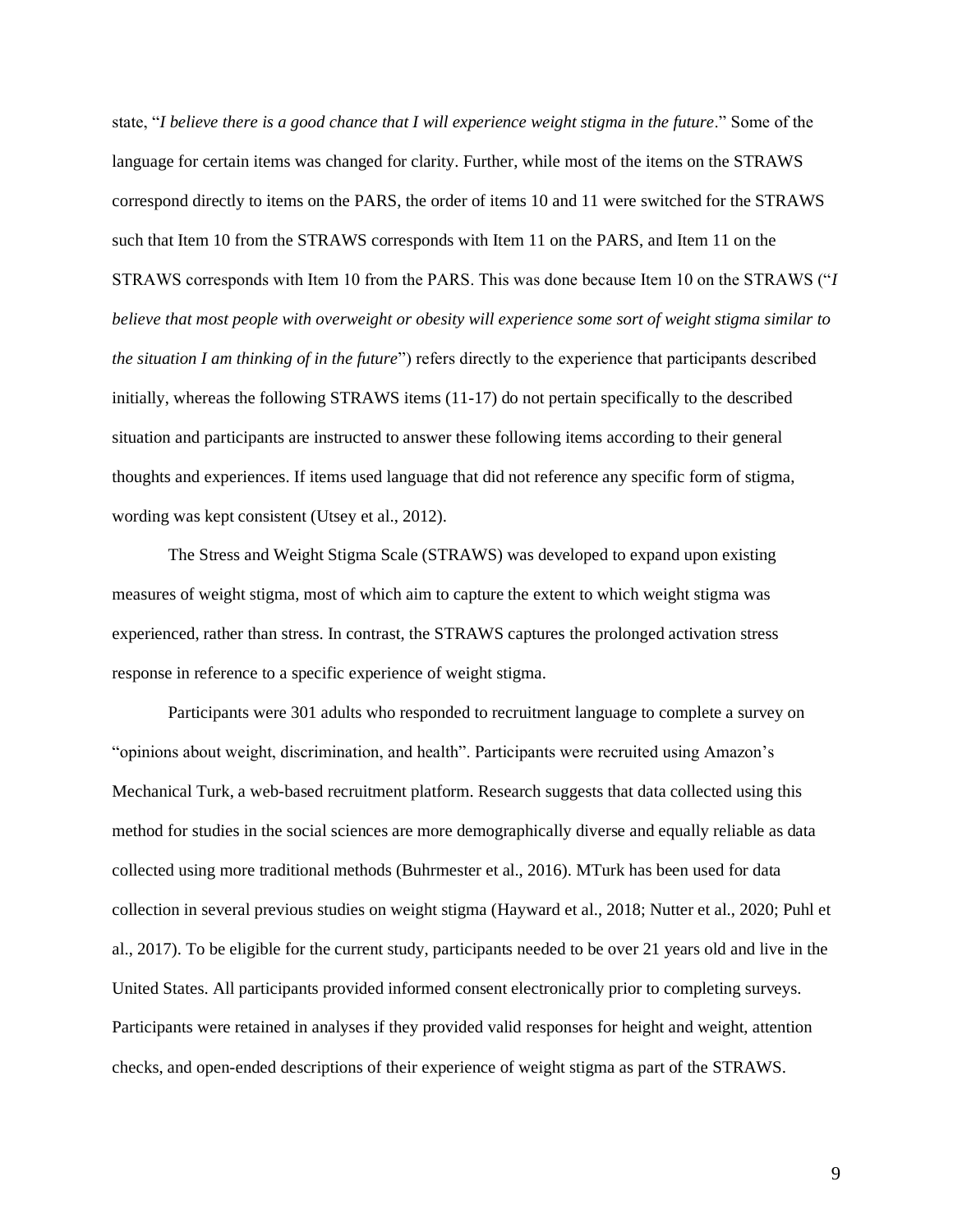state, "*I believe there is a good chance that I will experience weight stigma in the future*." Some of the language for certain items was changed for clarity. Further, while most of the items on the STRAWS correspond directly to items on the PARS, the order of items 10 and 11 were switched for the STRAWS such that Item 10 from the STRAWS corresponds with Item 11 on the PARS, and Item 11 on the STRAWS corresponds with Item 10 from the PARS. This was done because Item 10 on the STRAWS ("*I believe that most people with overweight or obesity will experience some sort of weight stigma similar to the situation I am thinking of in the future*") refers directly to the experience that participants described initially, whereas the following STRAWS items (11-17) do not pertain specifically to the described situation and participants are instructed to answer these following items according to their general thoughts and experiences. If items used language that did not reference any specific form of stigma, wording was kept consistent (Utsey et al., 2012).

The Stress and Weight Stigma Scale (STRAWS) was developed to expand upon existing measures of weight stigma, most of which aim to capture the extent to which weight stigma was experienced, rather than stress. In contrast, the STRAWS captures the prolonged activation stress response in reference to a specific experience of weight stigma.

Participants were 301 adults who responded to recruitment language to complete a survey on "opinions about weight, discrimination, and health". Participants were recruited using Amazon's Mechanical Turk, a web-based recruitment platform. Research suggests that data collected using this method for studies in the social sciences are more demographically diverse and equally reliable as data collected using more traditional methods (Buhrmester et al., 2016). MTurk has been used for data collection in several previous studies on weight stigma (Hayward et al., 2018; Nutter et al., 2020; Puhl et al., 2017). To be eligible for the current study, participants needed to be over 21 years old and live in the United States. All participants provided informed consent electronically prior to completing surveys. Participants were retained in analyses if they provided valid responses for height and weight, attention checks, and open-ended descriptions of their experience of weight stigma as part of the STRAWS.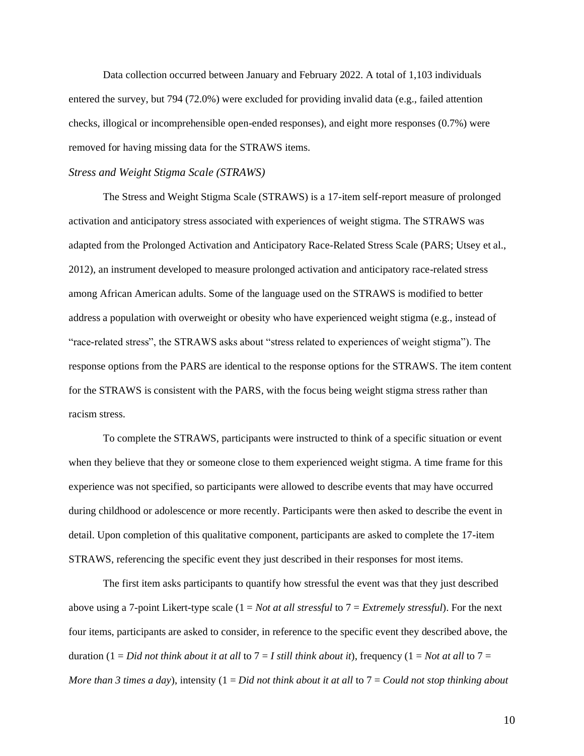Data collection occurred between January and February 2022. A total of 1,103 individuals entered the survey, but 794 (72.0%) were excluded for providing invalid data (e.g., failed attention checks, illogical or incomprehensible open-ended responses), and eight more responses (0.7%) were removed for having missing data for the STRAWS items.

### *Stress and Weight Stigma Scale (STRAWS)*

The Stress and Weight Stigma Scale (STRAWS) is a 17-item self-report measure of prolonged activation and anticipatory stress associated with experiences of weight stigma. The STRAWS was adapted from the Prolonged Activation and Anticipatory Race-Related Stress Scale (PARS; Utsey et al., 2012), an instrument developed to measure prolonged activation and anticipatory race-related stress among African American adults. Some of the language used on the STRAWS is modified to better address a population with overweight or obesity who have experienced weight stigma (e.g., instead of "race-related stress", the STRAWS asks about "stress related to experiences of weight stigma"). The response options from the PARS are identical to the response options for the STRAWS. The item content for the STRAWS is consistent with the PARS, with the focus being weight stigma stress rather than racism stress.

To complete the STRAWS, participants were instructed to think of a specific situation or event when they believe that they or someone close to them experienced weight stigma. A time frame for this experience was not specified, so participants were allowed to describe events that may have occurred during childhood or adolescence or more recently. Participants were then asked to describe the event in detail. Upon completion of this qualitative component, participants are asked to complete the 17-item STRAWS, referencing the specific event they just described in their responses for most items.

The first item asks participants to quantify how stressful the event was that they just described above using a 7-point Likert-type scale (1 = *Not at all stressful* to 7 = *Extremely stressful*). For the next four items, participants are asked to consider, in reference to the specific event they described above, the duration (1 = *Did not think about it at all* to 7 = *I still think about it*), frequency (1 = *Not at all* to 7 = *More than 3 times a day*), intensity (1 = *Did not think about it at all* to 7 = *Could not stop thinking about*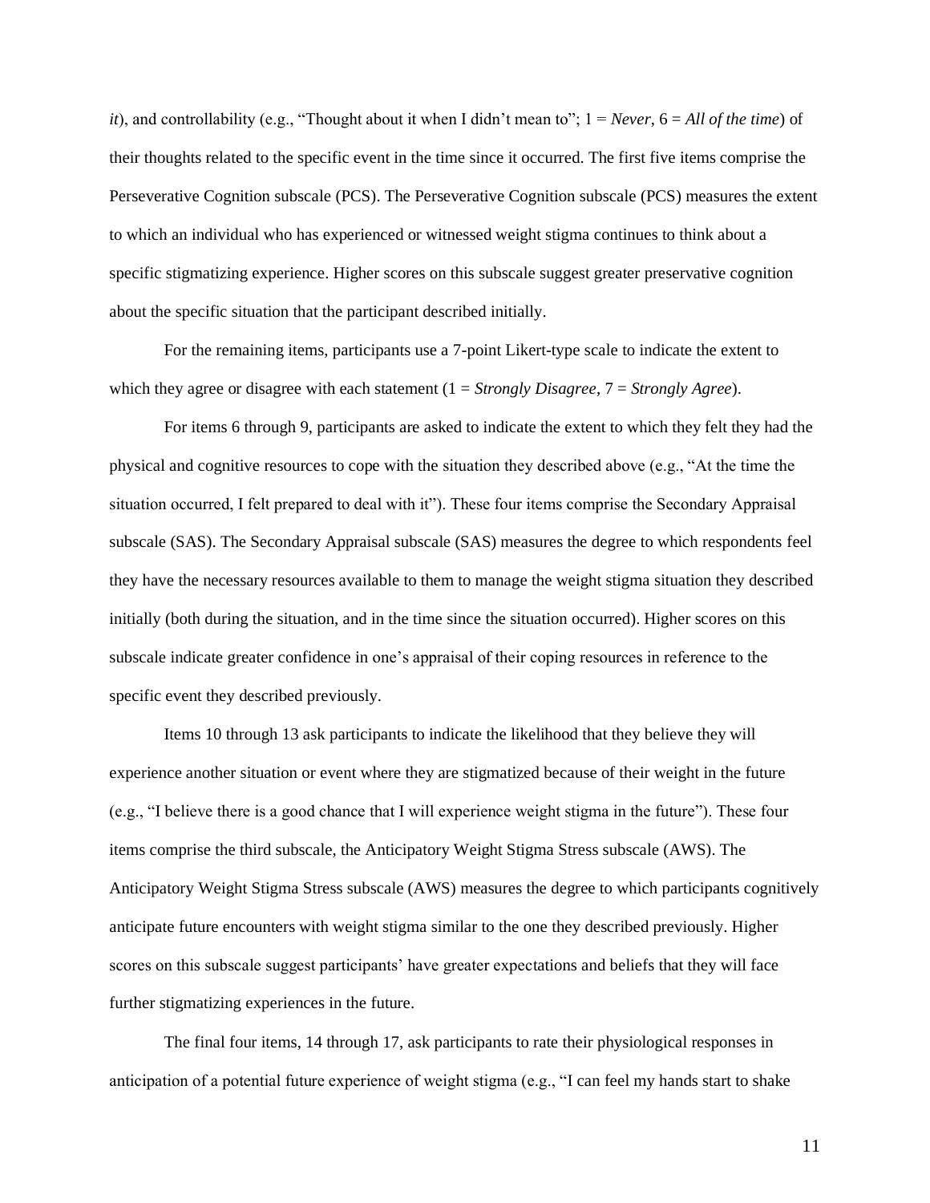*it*), and controllability (e.g., "Thought about it when I didn't mean to"; 1 = *Never*, 6 = *All of the time*) of their thoughts related to the specific event in the time since it occurred. The first five items comprise the Perseverative Cognition subscale (PCS). The Perseverative Cognition subscale (PCS) measures the extent to which an individual who has experienced or witnessed weight stigma continues to think about a specific stigmatizing experience. Higher scores on this subscale suggest greater preservative cognition about the specific situation that the participant described initially.

For the remaining items, participants use a 7-point Likert-type scale to indicate the extent to which they agree or disagree with each statement (1 = *Strongly Disagree*, 7 = *Strongly Agree*).

For items 6 through 9, participants are asked to indicate the extent to which they felt they had the physical and cognitive resources to cope with the situation they described above (e.g., "At the time the situation occurred, I felt prepared to deal with it"). These four items comprise the Secondary Appraisal subscale (SAS). The Secondary Appraisal subscale (SAS) measures the degree to which respondents feel they have the necessary resources available to them to manage the weight stigma situation they described initially (both during the situation, and in the time since the situation occurred). Higher scores on this subscale indicate greater confidence in one's appraisal of their coping resources in reference to the specific event they described previously.

Items 10 through 13 ask participants to indicate the likelihood that they believe they will experience another situation or event where they are stigmatized because of their weight in the future (e.g., "I believe there is a good chance that I will experience weight stigma in the future"). These four items comprise the third subscale, the Anticipatory Weight Stigma Stress subscale (AWS). The Anticipatory Weight Stigma Stress subscale (AWS) measures the degree to which participants cognitively anticipate future encounters with weight stigma similar to the one they described previously. Higher scores on this subscale suggest participants' have greater expectations and beliefs that they will face further stigmatizing experiences in the future.

The final four items, 14 through 17, ask participants to rate their physiological responses in anticipation of a potential future experience of weight stigma (e.g., "I can feel my hands start to shake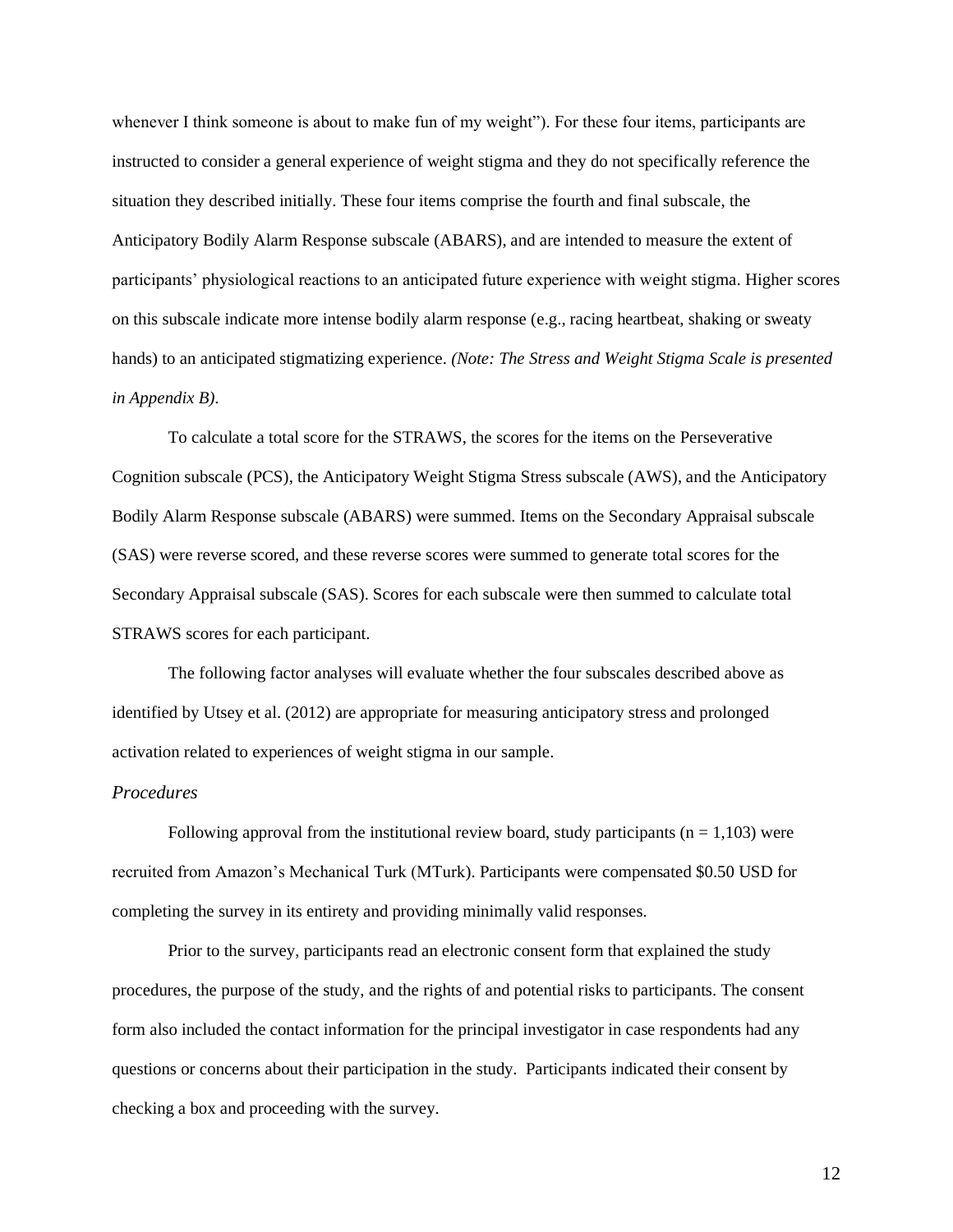whenever I think someone is about to make fun of my weight"). For these four items, participants are instructed to consider a general experience of weight stigma and they do not specifically reference the situation they described initially. These four items comprise the fourth and final subscale, the Anticipatory Bodily Alarm Response subscale (ABARS), and are intended to measure the extent of participants' physiological reactions to an anticipated future experience with weight stigma. Higher scores on this subscale indicate more intense bodily alarm response (e.g., racing heartbeat, shaking or sweaty hands) to an anticipated stigmatizing experience. *(Note: The Stress and Weight Stigma Scale is presented in Appendix B).*

To calculate a total score for the STRAWS, the scores for the items on the Perseverative Cognition subscale (PCS), the Anticipatory Weight Stigma Stress subscale (AWS), and the Anticipatory Bodily Alarm Response subscale (ABARS) were summed. Items on the Secondary Appraisal subscale (SAS) were reverse scored, and these reverse scores were summed to generate total scores for the Secondary Appraisal subscale (SAS). Scores for each subscale were then summed to calculate total STRAWS scores for each participant.

The following factor analyses will evaluate whether the four subscales described above as identified by Utsey et al. (2012) are appropriate for measuring anticipatory stress and prolonged activation related to experiences of weight stigma in our sample.

### *Procedures*

Following approval from the institutional review board, study participants ($n = 1{,}103$) were recruited from Amazon's Mechanical Turk (MTurk). Participants were compensated $0.50 USD for completing the survey in its entirety and providing minimally valid responses.

Prior to the survey, participants read an electronic consent form that explained the study procedures, the purpose of the study, and the rights of and potential risks to participants. The consent form also included the contact information for the principal investigator in case respondents had any questions or concerns about their participation in the study. Participants indicated their consent by checking a box and proceeding with the survey.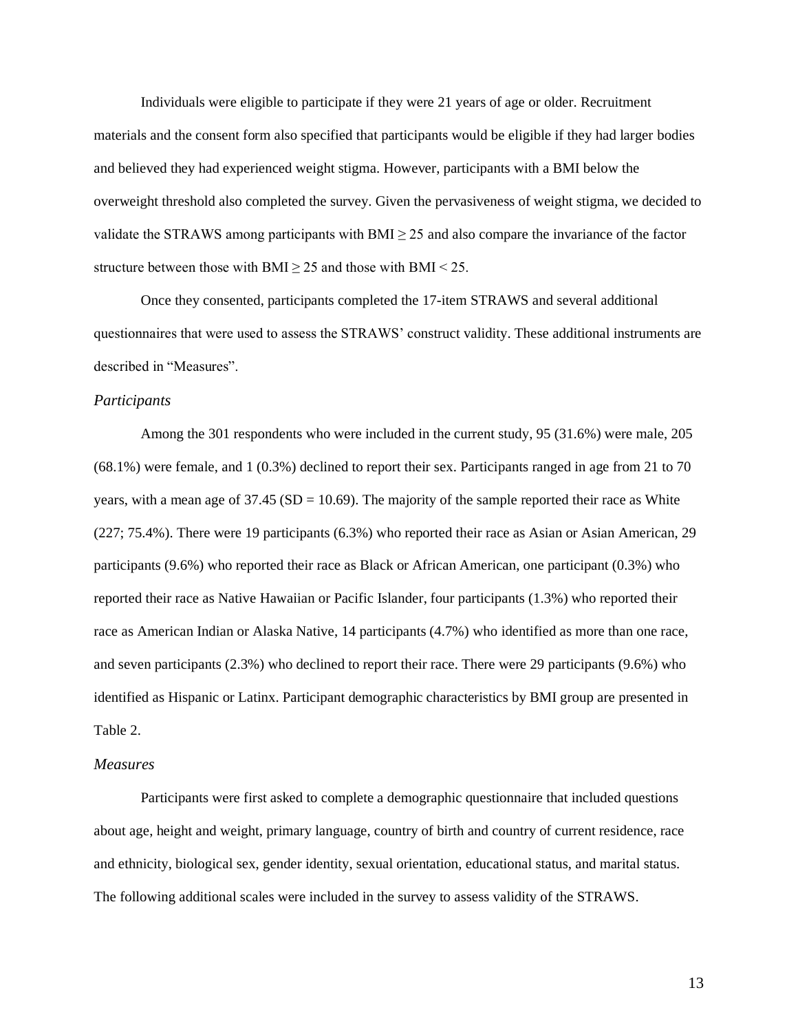Individuals were eligible to participate if they were 21 years of age or older. Recruitment materials and the consent form also specified that participants would be eligible if they had larger bodies and believed they had experienced weight stigma. However, participants with a BMI below the overweight threshold also completed the survey. Given the pervasiveness of weight stigma, we decided to validate the STRAWS among participants with BMI $\geq 25$ and also compare the invariance of the factor structure between those with BMI $\geq 25$ and those with BMI $< 25$.

Once they consented, participants completed the 17-item STRAWS and several additional questionnaires that were used to assess the STRAWS' construct validity. These additional instruments are described in "Measures".

### *Participants*

Among the 301 respondents who were included in the current study, 95 (31.6%) were male, 205 (68.1%) were female, and 1 (0.3%) declined to report their sex. Participants ranged in age from 21 to 70 years, with a mean age of 37.45 (SD = 10.69). The majority of the sample reported their race as White (227; 75.4%). There were 19 participants (6.3%) who reported their race as Asian or Asian American, 29 participants (9.6%) who reported their race as Black or African American, one participant (0.3%) who reported their race as Native Hawaiian or Pacific Islander, four participants (1.3%) who reported their race as American Indian or Alaska Native, 14 participants (4.7%) who identified as more than one race, and seven participants (2.3%) who declined to report their race. There were 29 participants (9.6%) who identified as Hispanic or Latinx. Participant demographic characteristics by BMI group are presented in Table 2.

### *Measures*

Participants were first asked to complete a demographic questionnaire that included questions about age, height and weight, primary language, country of birth and country of current residence, race and ethnicity, biological sex, gender identity, sexual orientation, educational status, and marital status. The following additional scales were included in the survey to assess validity of the STRAWS.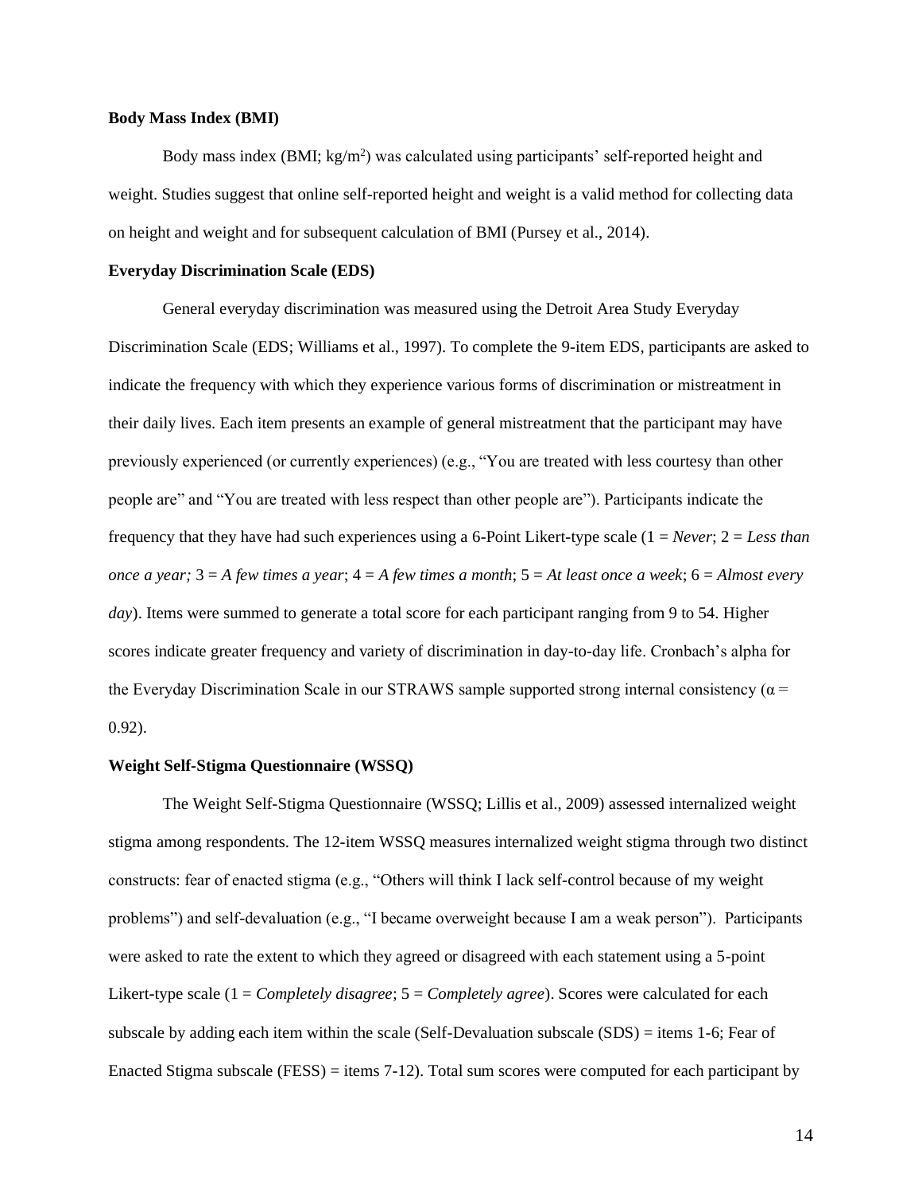**Body Mass Index (BMI)**

Body mass index (BMI; $kg/m^2$) was calculated using participants' self-reported height and weight. Studies suggest that online self-reported height and weight is a valid method for collecting data on height and weight and for subsequent calculation of BMI (Pursey et al., 2014).

**Everyday Discrimination Scale (EDS)**

General everyday discrimination was measured using the Detroit Area Study Everyday Discrimination Scale (EDS; Williams et al., 1997). To complete the 9-item EDS, participants are asked to indicate the frequency with which they experience various forms of discrimination or mistreatment in their daily lives. Each item presents an example of general mistreatment that the participant may have previously experienced (or currently experiences) (e.g., "You are treated with less courtesy than other people are" and "You are treated with less respect than other people are"). Participants indicate the frequency that they have had such experiences using a 6-Point Likert-type scale (1 = *Never*; 2 = *Less than once a year;* 3 = *A few times a year*; 4 = *A few times a month*; 5 = *At least once a week*; 6 = *Almost every day*). Items were summed to generate a total score for each participant ranging from 9 to 54. Higher scores indicate greater frequency and variety of discrimination in day-to-day life. Cronbach's alpha for the Everyday Discrimination Scale in our STRAWS sample supported strong internal consistency ($\alpha$ = 0.92).

**Weight Self-Stigma Questionnaire (WSSQ)**

The Weight Self-Stigma Questionnaire (WSSQ; Lillis et al., 2009) assessed internalized weight stigma among respondents. The 12-item WSSQ measures internalized weight stigma through two distinct constructs: fear of enacted stigma (e.g., "Others will think I lack self-control because of my weight problems") and self-devaluation (e.g., "I became overweight because I am a weak person"). Participants were asked to rate the extent to which they agreed or disagreed with each statement using a 5-point Likert-type scale (1 = *Completely disagree*; 5 = *Completely agree*). Scores were calculated for each subscale by adding each item within the scale (Self-Devaluation subscale (SDS) = items 1-6; Fear of Enacted Stigma subscale (FESS) = items 7-12). Total sum scores were computed for each participant by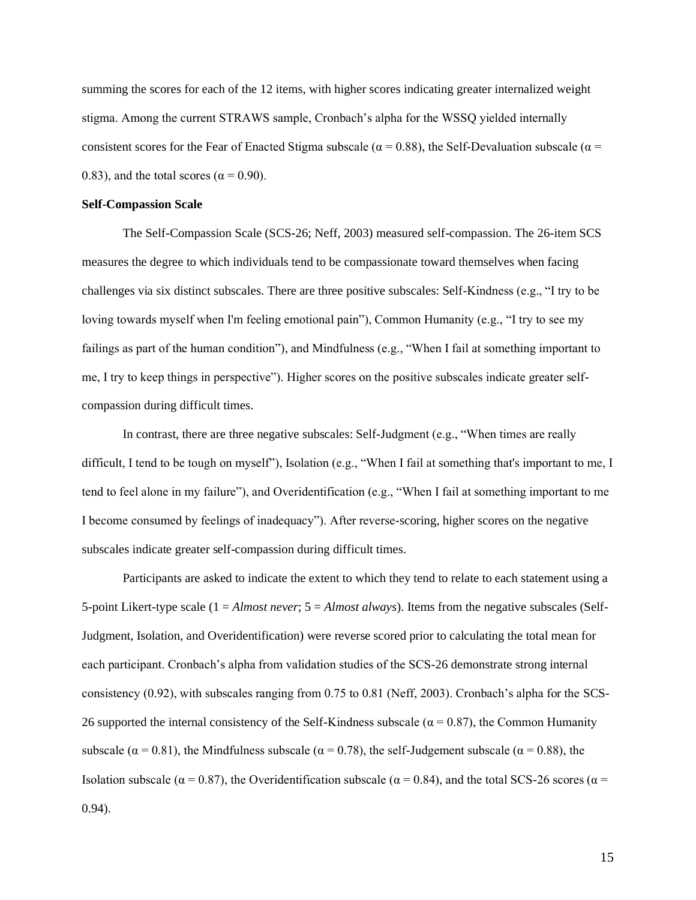summing the scores for each of the 12 items, with higher scores indicating greater internalized weight stigma. Among the current STRAWS sample, Cronbach's alpha for the WSSQ yielded internally consistent scores for the Fear of Enacted Stigma subscale ($\alpha = 0.88$), the Self-Devaluation subscale ($\alpha = 0.83$), and the total scores ($\alpha = 0.90$).

**Self-Compassion Scale**

The Self-Compassion Scale (SCS-26; Neff, 2003) measured self-compassion. The 26-item SCS measures the degree to which individuals tend to be compassionate toward themselves when facing challenges via six distinct subscales. There are three positive subscales: Self-Kindness (e.g., "I try to be loving towards myself when I'm feeling emotional pain"), Common Humanity (e.g., "I try to see my failings as part of the human condition"), and Mindfulness (e.g., "When I fail at something important to me, I try to keep things in perspective"). Higher scores on the positive subscales indicate greater self-compassion during difficult times.

In contrast, there are three negative subscales: Self-Judgment (e.g., "When times are really difficult, I tend to be tough on myself"), Isolation (e.g., "When I fail at something that's important to me, I tend to feel alone in my failure"), and Overidentification (e.g., "When I fail at something important to me I become consumed by feelings of inadequacy"). After reverse-scoring, higher scores on the negative subscales indicate greater self-compassion during difficult times.

Participants are asked to indicate the extent to which they tend to relate to each statement using a 5-point Likert-type scale (1 = *Almost never*; 5 = *Almost always*). Items from the negative subscales (Self-Judgment, Isolation, and Overidentification) were reverse scored prior to calculating the total mean for each participant. Cronbach's alpha from validation studies of the SCS-26 demonstrate strong internal consistency (0.92), with subscales ranging from 0.75 to 0.81 (Neff, 2003). Cronbach's alpha for the SCS-26 supported the internal consistency of the Self-Kindness subscale ($\alpha = 0.87$), the Common Humanity subscale ($\alpha = 0.81$), the Mindfulness subscale ($\alpha = 0.78$), the self-Judgement subscale ($\alpha = 0.88$), the Isolation subscale ($\alpha = 0.87$), the Overidentification subscale ($\alpha = 0.84$), and the total SCS-26 scores ($\alpha = 0.94$).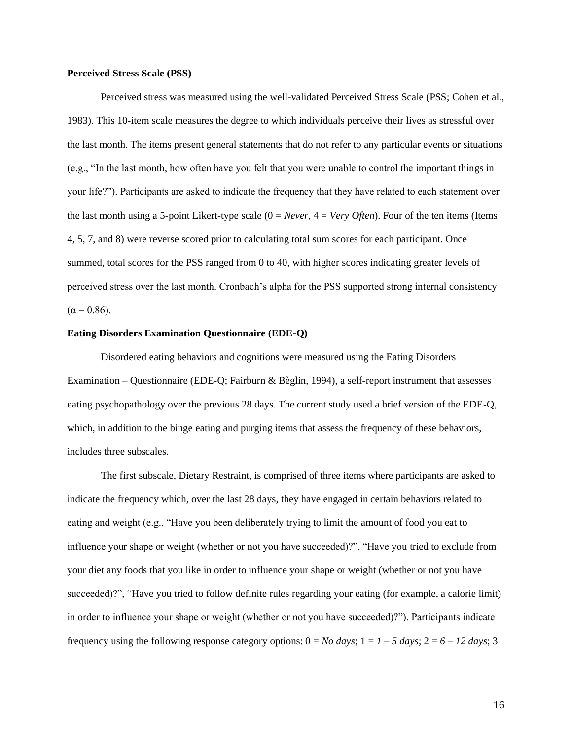**Perceived Stress Scale (PSS)**

Perceived stress was measured using the well-validated Perceived Stress Scale (PSS; Cohen et al., 1983). This 10-item scale measures the degree to which individuals perceive their lives as stressful over the last month. The items present general statements that do not refer to any particular events or situations (e.g., "In the last month, how often have you felt that you were unable to control the important things in your life?"). Participants are asked to indicate the frequency that they have related to each statement over the last month using a 5-point Likert-type scale (0 = *Never*, 4 = *Very Often*). Four of the ten items (Items 4, 5, 7, and 8) were reverse scored prior to calculating total sum scores for each participant. Once summed, total scores for the PSS ranged from 0 to 40, with higher scores indicating greater levels of perceived stress over the last month. Cronbach's alpha for the PSS supported strong internal consistency ($\alpha = 0.86$).

**Eating Disorders Examination Questionnaire (EDE-Q)**

Disordered eating behaviors and cognitions were measured using the Eating Disorders Examination – Questionnaire (EDE-Q; Fairburn & Bèglin, 1994), a self-report instrument that assesses eating psychopathology over the previous 28 days. The current study used a brief version of the EDE-Q, which, in addition to the binge eating and purging items that assess the frequency of these behaviors, includes three subscales.

The first subscale, Dietary Restraint, is comprised of three items where participants are asked to indicate the frequency which, over the last 28 days, they have engaged in certain behaviors related to eating and weight (e.g., "Have you been deliberately trying to limit the amount of food you eat to influence your shape or weight (whether or not you have succeeded)?", "Have you tried to exclude from your diet any foods that you like in order to influence your shape or weight (whether or not you have succeeded)?", "Have you tried to follow definite rules regarding your eating (for example, a calorie limit) in order to influence your shape or weight (whether or not you have succeeded)?"). Participants indicate frequency using the following response category options: 0 = *No days*; 1 = *1 – 5 days*; 2 = *6 – 12 days*; 3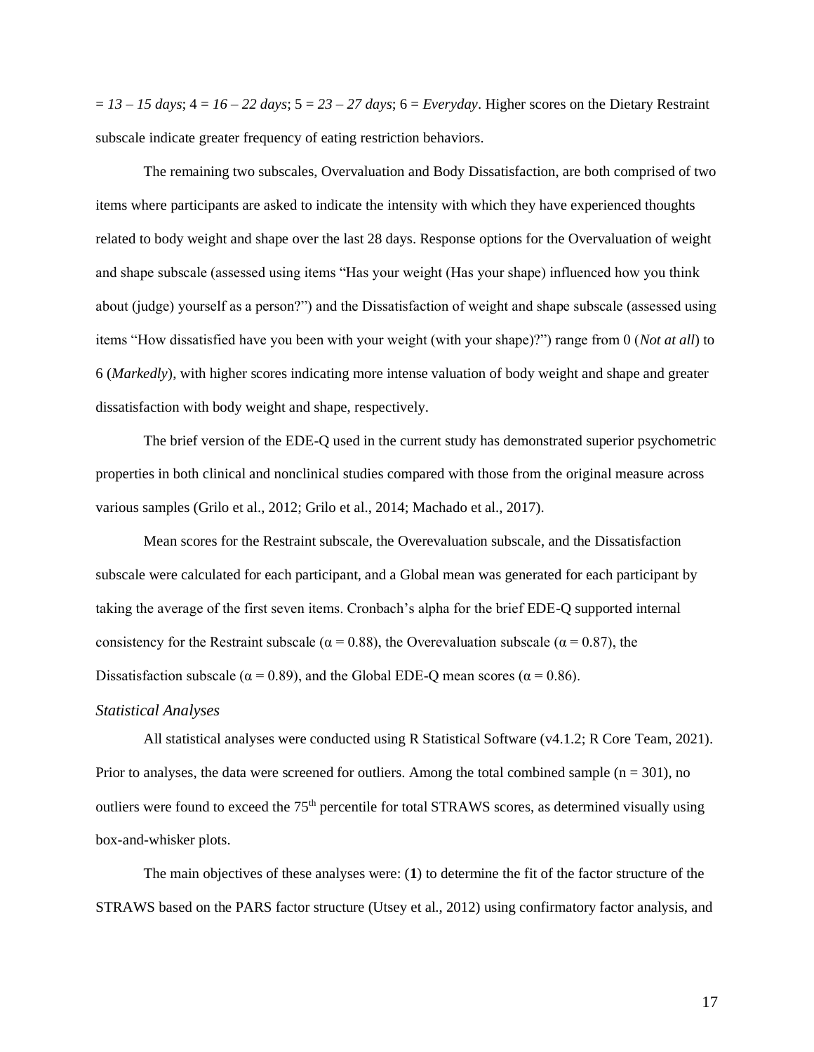= *13 – 15 days*; 4 = *16 – 22 days*; 5 = *23 – 27 days*; 6 = *Everyday*. Higher scores on the Dietary Restraint subscale indicate greater frequency of eating restriction behaviors.

The remaining two subscales, Overvaluation and Body Dissatisfaction, are both comprised of two items where participants are asked to indicate the intensity with which they have experienced thoughts related to body weight and shape over the last 28 days. Response options for the Overvaluation of weight and shape subscale (assessed using items "Has your weight (Has your shape) influenced how you think about (judge) yourself as a person?") and the Dissatisfaction of weight and shape subscale (assessed using items "How dissatisfied have you been with your weight (with your shape)?") range from 0 (*Not at all*) to 6 (*Markedly*), with higher scores indicating more intense valuation of body weight and shape and greater dissatisfaction with body weight and shape, respectively.

The brief version of the EDE-Q used in the current study has demonstrated superior psychometric properties in both clinical and nonclinical studies compared with those from the original measure across various samples (Grilo et al., 2012; Grilo et al., 2014; Machado et al., 2017).

Mean scores for the Restraint subscale, the Overevaluation subscale, and the Dissatisfaction subscale were calculated for each participant, and a Global mean was generated for each participant by taking the average of the first seven items. Cronbach's alpha for the brief EDE-Q supported internal consistency for the Restraint subscale ($\alpha = 0.88$), the Overevaluation subscale ($\alpha = 0.87$), the Dissatisfaction subscale ($\alpha = 0.89$), and the Global EDE-Q mean scores ($\alpha = 0.86$).

### *Statistical Analyses*

All statistical analyses were conducted using R Statistical Software (v4.1.2; R Core Team, 2021). Prior to analyses, the data were screened for outliers. Among the total combined sample ($n = 301$), no outliers were found to exceed the 75th percentile for total STRAWS scores, as determined visually using box-and-whisker plots.

The main objectives of these analyses were: (**1**) to determine the fit of the factor structure of the STRAWS based on the PARS factor structure (Utsey et al., 2012) using confirmatory factor analysis, and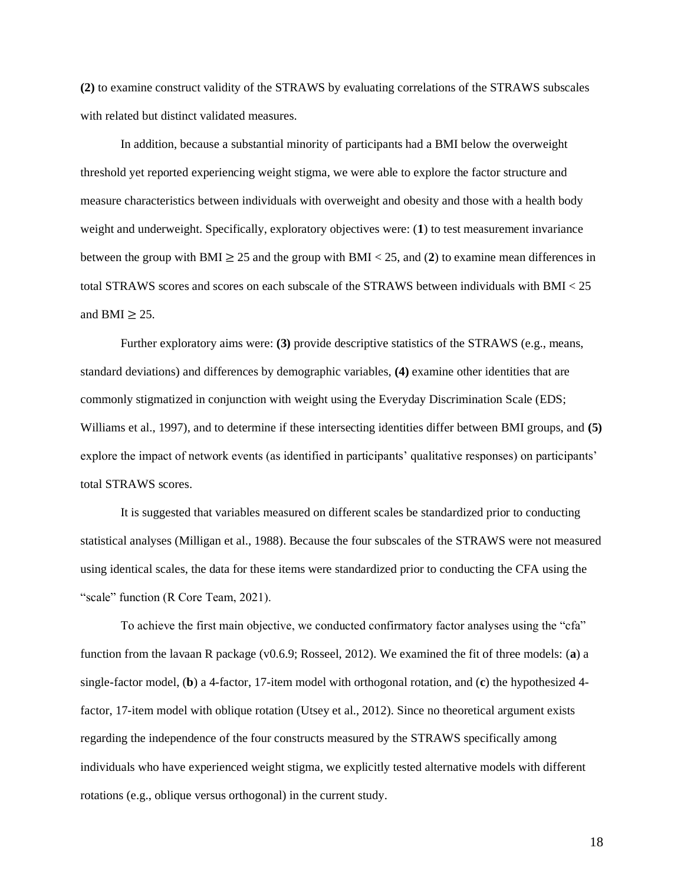**(2)** to examine construct validity of the STRAWS by evaluating correlations of the STRAWS subscales with related but distinct validated measures.

In addition, because a substantial minority of participants had a BMI below the overweight threshold yet reported experiencing weight stigma, we were able to explore the factor structure and measure characteristics between individuals with overweight and obesity and those with a health body weight and underweight. Specifically, exploratory objectives were: (**1**) to test measurement invariance between the group with BMI $\geq$ 25 and the group with BMI < 25, and (**2**) to examine mean differences in total STRAWS scores and scores on each subscale of the STRAWS between individuals with BMI < 25 and BMI $\geq$ 25.

Further exploratory aims were: **(3)** provide descriptive statistics of the STRAWS (e.g., means, standard deviations) and differences by demographic variables, **(4)** examine other identities that are commonly stigmatized in conjunction with weight using the Everyday Discrimination Scale (EDS; Williams et al., 1997), and to determine if these intersecting identities differ between BMI groups, and **(5)** explore the impact of network events (as identified in participants' qualitative responses) on participants' total STRAWS scores.

It is suggested that variables measured on different scales be standardized prior to conducting statistical analyses (Milligan et al., 1988). Because the four subscales of the STRAWS were not measured using identical scales, the data for these items were standardized prior to conducting the CFA using the "scale" function (R Core Team, 2021).

To achieve the first main objective, we conducted confirmatory factor analyses using the "cfa" function from the lavaan R package (v0.6.9; Rosseel, 2012). We examined the fit of three models: (**a**) a single-factor model, (**b**) a 4-factor, 17-item model with orthogonal rotation, and (**c**) the hypothesized 4-factor, 17-item model with oblique rotation (Utsey et al., 2012). Since no theoretical argument exists regarding the independence of the four constructs measured by the STRAWS specifically among individuals who have experienced weight stigma, we explicitly tested alternative models with different rotations (e.g., oblique versus orthogonal) in the current study.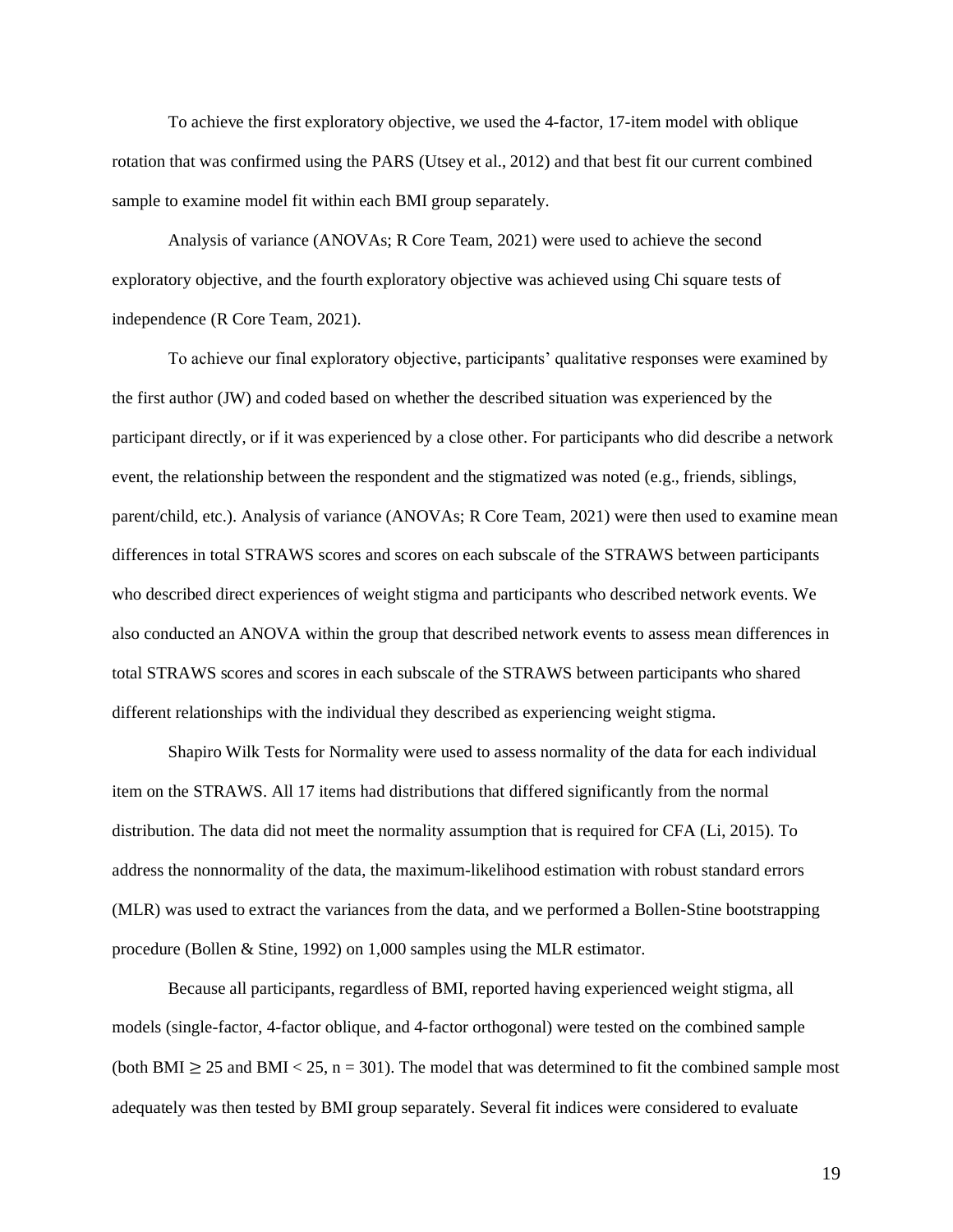To achieve the first exploratory objective, we used the 4-factor, 17-item model with oblique rotation that was confirmed using the PARS (Utsey et al., 2012) and that best fit our current combined sample to examine model fit within each BMI group separately.

Analysis of variance (ANOVAs; R Core Team, 2021) were used to achieve the second exploratory objective, and the fourth exploratory objective was achieved using Chi square tests of independence (R Core Team, 2021).

To achieve our final exploratory objective, participants' qualitative responses were examined by the first author (JW) and coded based on whether the described situation was experienced by the participant directly, or if it was experienced by a close other. For participants who did describe a network event, the relationship between the respondent and the stigmatized was noted (e.g., friends, siblings, parent/child, etc.). Analysis of variance (ANOVAs; R Core Team, 2021) were then used to examine mean differences in total STRAWS scores and scores on each subscale of the STRAWS between participants who described direct experiences of weight stigma and participants who described network events. We also conducted an ANOVA within the group that described network events to assess mean differences in total STRAWS scores and scores in each subscale of the STRAWS between participants who shared different relationships with the individual they described as experiencing weight stigma.

Shapiro Wilk Tests for Normality were used to assess normality of the data for each individual item on the STRAWS. All 17 items had distributions that differed significantly from the normal distribution. The data did not meet the normality assumption that is required for CFA (Li, 2015). To address the nonnormality of the data, the maximum-likelihood estimation with robust standard errors (MLR) was used to extract the variances from the data, and we performed a Bollen-Stine bootstrapping procedure (Bollen & Stine, 1992) on 1,000 samples using the MLR estimator.

Because all participants, regardless of BMI, reported having experienced weight stigma, all models (single-factor, 4-factor oblique, and 4-factor orthogonal) were tested on the combined sample (both BMI $\geq 25$ and BMI $< 25$, $n = 301$). The model that was determined to fit the combined sample most adequately was then tested by BMI group separately. Several fit indices were considered to evaluate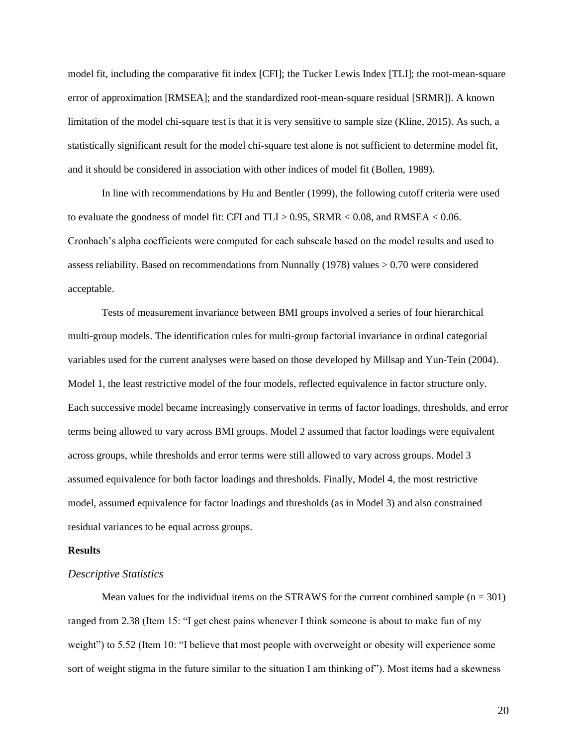model fit, including the comparative fit index [CFI]; the Tucker Lewis Index [TLI]; the root-mean-square error of approximation [RMSEA]; and the standardized root-mean-square residual [SRMR]). A known limitation of the model chi-square test is that it is very sensitive to sample size (Kline, 2015). As such, a statistically significant result for the model chi-square test alone is not sufficient to determine model fit, and it should be considered in association with other indices of model fit (Bollen, 1989).

In line with recommendations by Hu and Bentler (1999), the following cutoff criteria were used to evaluate the goodness of model fit: CFI and TLI > 0.95, SRMR < 0.08, and RMSEA < 0.06. Cronbach's alpha coefficients were computed for each subscale based on the model results and used to assess reliability. Based on recommendations from Nunnally (1978) values > 0.70 were considered acceptable.

Tests of measurement invariance between BMI groups involved a series of four hierarchical multi-group models. The identification rules for multi-group factorial invariance in ordinal categorial variables used for the current analyses were based on those developed by Millsap and Yun-Tein (2004). Model 1, the least restrictive model of the four models, reflected equivalence in factor structure only. Each successive model became increasingly conservative in terms of factor loadings, thresholds, and error terms being allowed to vary across BMI groups. Model 2 assumed that factor loadings were equivalent across groups, while thresholds and error terms were still allowed to vary across groups. Model 3 assumed equivalence for both factor loadings and thresholds. Finally, Model 4, the most restrictive model, assumed equivalence for factor loadings and thresholds (as in Model 3) and also constrained residual variances to be equal across groups.

## Results

### *Descriptive Statistics*

Mean values for the individual items on the STRAWS for the current combined sample (n = 301) ranged from 2.38 (Item 15: "I get chest pains whenever I think someone is about to make fun of my weight") to 5.52 (Item 10: "I believe that most people with overweight or obesity will experience some sort of weight stigma in the future similar to the situation I am thinking of"). Most items had a skewness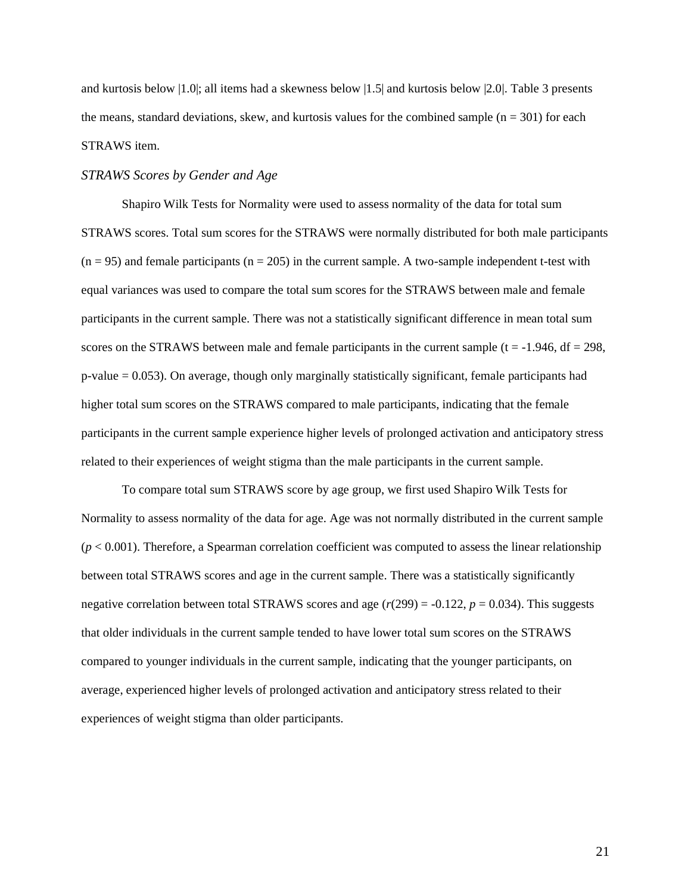and kurtosis below |1.0|; all items had a skewness below |1.5| and kurtosis below |2.0|. Table 3 presents the means, standard deviations, skew, and kurtosis values for the combined sample (n = 301) for each STRAWS item.

### *STRAWS Scores by Gender and Age*

Shapiro Wilk Tests for Normality were used to assess normality of the data for total sum STRAWS scores. Total sum scores for the STRAWS were normally distributed for both male participants (n = 95) and female participants (n = 205) in the current sample. A two-sample independent t-test with equal variances was used to compare the total sum scores for the STRAWS between male and female participants in the current sample. There was not a statistically significant difference in mean total sum scores on the STRAWS between male and female participants in the current sample (t = -1.946, df = 298, p-value = 0.053). On average, though only marginally statistically significant, female participants had higher total sum scores on the STRAWS compared to male participants, indicating that the female participants in the current sample experience higher levels of prolonged activation and anticipatory stress related to their experiences of weight stigma than the male participants in the current sample.

To compare total sum STRAWS score by age group, we first used Shapiro Wilk Tests for Normality to assess normality of the data for age. Age was not normally distributed in the current sample ($p < 0.001$). Therefore, a Spearman correlation coefficient was computed to assess the linear relationship between total STRAWS scores and age in the current sample. There was a statistically significantly negative correlation between total STRAWS scores and age ($r(299) = -0.122$, $p = 0.034$). This suggests that older individuals in the current sample tended to have lower total sum scores on the STRAWS compared to younger individuals in the current sample, indicating that the younger participants, on average, experienced higher levels of prolonged activation and anticipatory stress related to their experiences of weight stigma than older participants.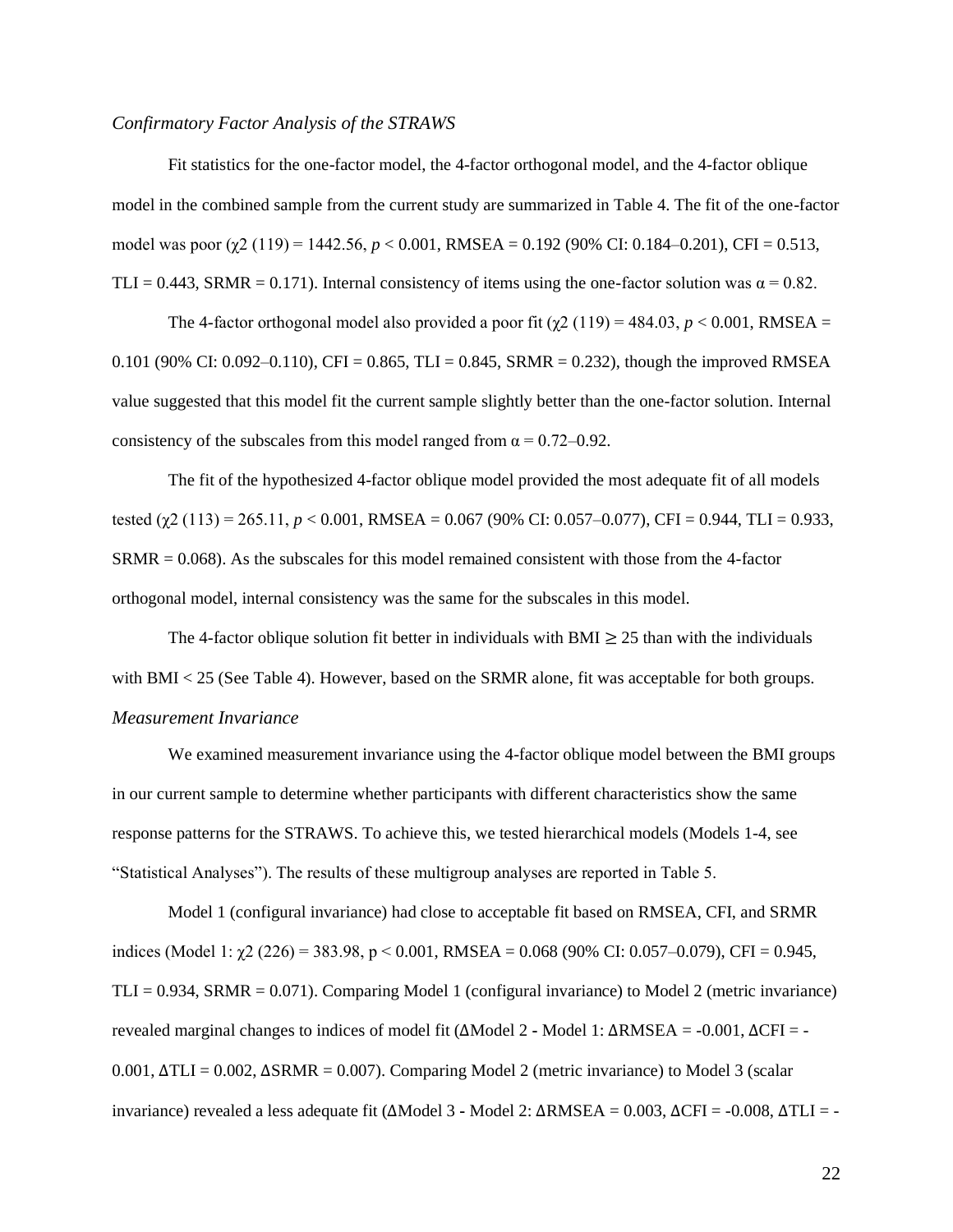### *Confirmatory Factor Analysis of the STRAWS*

Fit statistics for the one-factor model, the 4-factor orthogonal model, and the 4-factor oblique model in the combined sample from the current study are summarized in Table 4. The fit of the one-factor model was poor ($\chi2$ (119) = 1442.56, $p < 0.001$, RMSEA = 0.192 (90% CI: 0.184–0.201), CFI = 0.513, TLI = 0.443, SRMR = 0.171). Internal consistency of items using the one-factor solution was $\alpha = 0.82$.

The 4-factor orthogonal model also provided a poor fit ($\chi2$ (119) = 484.03, $p < 0.001$, RMSEA = 0.101 (90% CI: 0.092–0.110), CFI = 0.865, TLI = 0.845, SRMR = 0.232), though the improved RMSEA value suggested that this model fit the current sample slightly better than the one-factor solution. Internal consistency of the subscales from this model ranged from $\alpha = 0.72$–$0.92$.

The fit of the hypothesized 4-factor oblique model provided the most adequate fit of all models tested ($\chi2$ (113) = 265.11, $p < 0.001$, RMSEA = 0.067 (90% CI: 0.057–0.077), CFI = 0.944, TLI = 0.933, SRMR = 0.068). As the subscales for this model remained consistent with those from the 4-factor orthogonal model, internal consistency was the same for the subscales in this model.

The 4-factor oblique solution fit better in individuals with BMI $\geq 25$ than with the individuals with BMI < 25 (See Table 4). However, based on the SRMR alone, fit was acceptable for both groups.

### *Measurement Invariance*

We examined measurement invariance using the 4-factor oblique model between the BMI groups in our current sample to determine whether participants with different characteristics show the same response patterns for the STRAWS. To achieve this, we tested hierarchical models (Models 1-4, see "Statistical Analyses"). The results of these multigroup analyses are reported in Table 5.

Model 1 (configural invariance) had close to acceptable fit based on RMSEA, CFI, and SRMR indices (Model 1: $\chi2$ (226) = 383.98, $p < 0.001$, RMSEA = 0.068 (90% CI: 0.057–0.079), CFI = 0.945, TLI = 0.934, SRMR = 0.071). Comparing Model 1 (configural invariance) to Model 2 (metric invariance) revealed marginal changes to indices of model fit (ΔModel 2 - Model 1: ΔRMSEA = -0.001, ΔCFI = -0.001, ΔTLI = 0.002, ΔSRMR = 0.007). Comparing Model 2 (metric invariance) to Model 3 (scalar invariance) revealed a less adequate fit (ΔModel 3 - Model 2: ΔRMSEA = 0.003, ΔCFI = -0.008, ΔTLI = -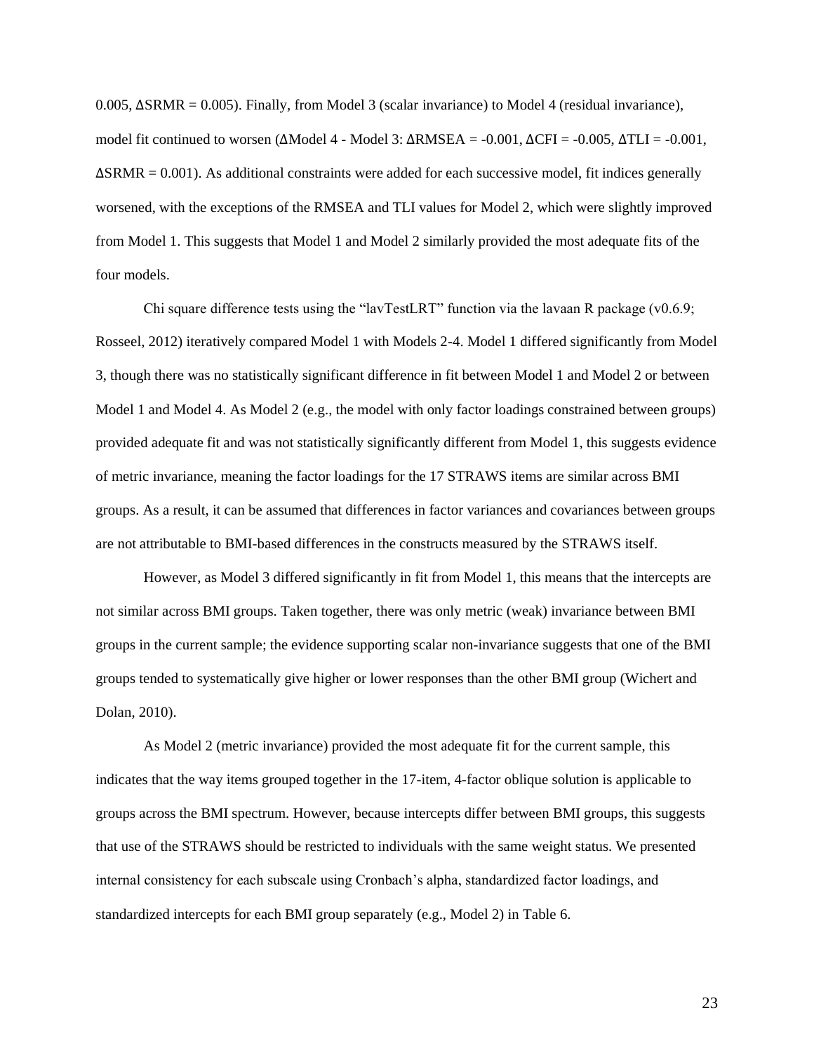0.005, ΔSRMR = 0.005). Finally, from Model 3 (scalar invariance) to Model 4 (residual invariance), model fit continued to worsen (ΔModel 4 - Model 3: ΔRMSEA = -0.001, ΔCFI = -0.005, ΔTLI = -0.001, ΔSRMR = 0.001). As additional constraints were added for each successive model, fit indices generally worsened, with the exceptions of the RMSEA and TLI values for Model 2, which were slightly improved from Model 1. This suggests that Model 1 and Model 2 similarly provided the most adequate fits of the four models.

Chi square difference tests using the "lavTestLRT" function via the lavaan R package (v0.6.9; Rosseel, 2012) iteratively compared Model 1 with Models 2-4. Model 1 differed significantly from Model 3, though there was no statistically significant difference in fit between Model 1 and Model 2 or between Model 1 and Model 4. As Model 2 (e.g., the model with only factor loadings constrained between groups) provided adequate fit and was not statistically significantly different from Model 1, this suggests evidence of metric invariance, meaning the factor loadings for the 17 STRAWS items are similar across BMI groups. As a result, it can be assumed that differences in factor variances and covariances between groups are not attributable to BMI-based differences in the constructs measured by the STRAWS itself.

However, as Model 3 differed significantly in fit from Model 1, this means that the intercepts are not similar across BMI groups. Taken together, there was only metric (weak) invariance between BMI groups in the current sample; the evidence supporting scalar non-invariance suggests that one of the BMI groups tended to systematically give higher or lower responses than the other BMI group (Wichert and Dolan, 2010).

As Model 2 (metric invariance) provided the most adequate fit for the current sample, this indicates that the way items grouped together in the 17-item, 4-factor oblique solution is applicable to groups across the BMI spectrum. However, because intercepts differ between BMI groups, this suggests that use of the STRAWS should be restricted to individuals with the same weight status. We presented internal consistency for each subscale using Cronbach's alpha, standardized factor loadings, and standardized intercepts for each BMI group separately (e.g., Model 2) in Table 6.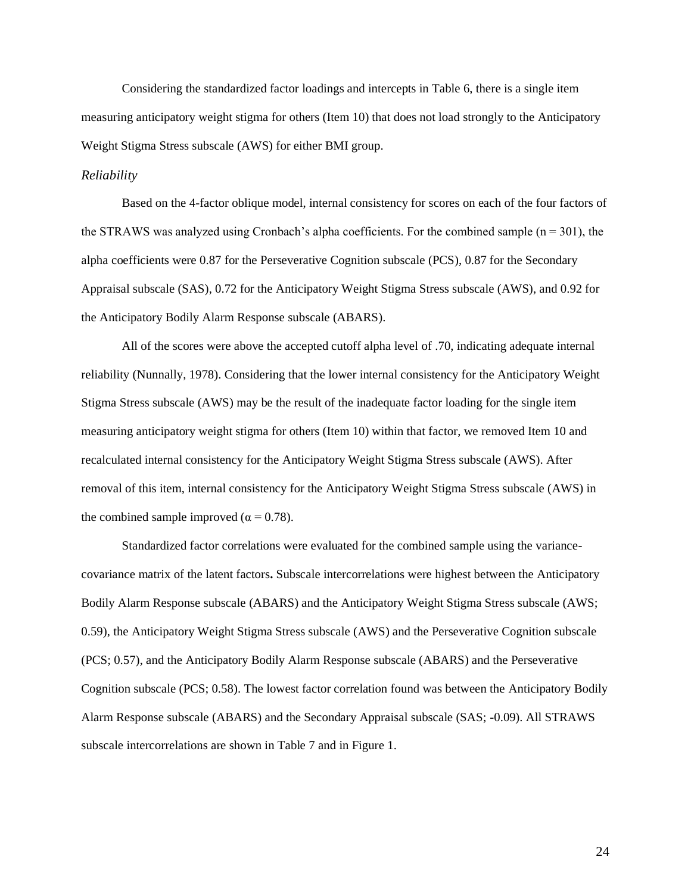Considering the standardized factor loadings and intercepts in Table 6, there is a single item measuring anticipatory weight stigma for others (Item 10) that does not load strongly to the Anticipatory Weight Stigma Stress subscale (AWS) for either BMI group.

### *Reliability*

Based on the 4-factor oblique model, internal consistency for scores on each of the four factors of the STRAWS was analyzed using Cronbach's alpha coefficients. For the combined sample ($n = 301$), the alpha coefficients were 0.87 for the Perseverative Cognition subscale (PCS), 0.87 for the Secondary Appraisal subscale (SAS), 0.72 for the Anticipatory Weight Stigma Stress subscale (AWS), and 0.92 for the Anticipatory Bodily Alarm Response subscale (ABARS).

All of the scores were above the accepted cutoff alpha level of .70, indicating adequate internal reliability (Nunnally, 1978). Considering that the lower internal consistency for the Anticipatory Weight Stigma Stress subscale (AWS) may be the result of the inadequate factor loading for the single item measuring anticipatory weight stigma for others (Item 10) within that factor, we removed Item 10 and recalculated internal consistency for the Anticipatory Weight Stigma Stress subscale (AWS). After removal of this item, internal consistency for the Anticipatory Weight Stigma Stress subscale (AWS) in the combined sample improved ($\alpha = 0.78$).

Standardized factor correlations were evaluated for the combined sample using the variance-covariance matrix of the latent factors**.** Subscale intercorrelations were highest between the Anticipatory Bodily Alarm Response subscale (ABARS) and the Anticipatory Weight Stigma Stress subscale (AWS; 0.59), the Anticipatory Weight Stigma Stress subscale (AWS) and the Perseverative Cognition subscale (PCS; 0.57), and the Anticipatory Bodily Alarm Response subscale (ABARS) and the Perseverative Cognition subscale (PCS; 0.58). The lowest factor correlation found was between the Anticipatory Bodily Alarm Response subscale (ABARS) and the Secondary Appraisal subscale (SAS; -0.09). All STRAWS subscale intercorrelations are shown in Table 7 and in Figure 1.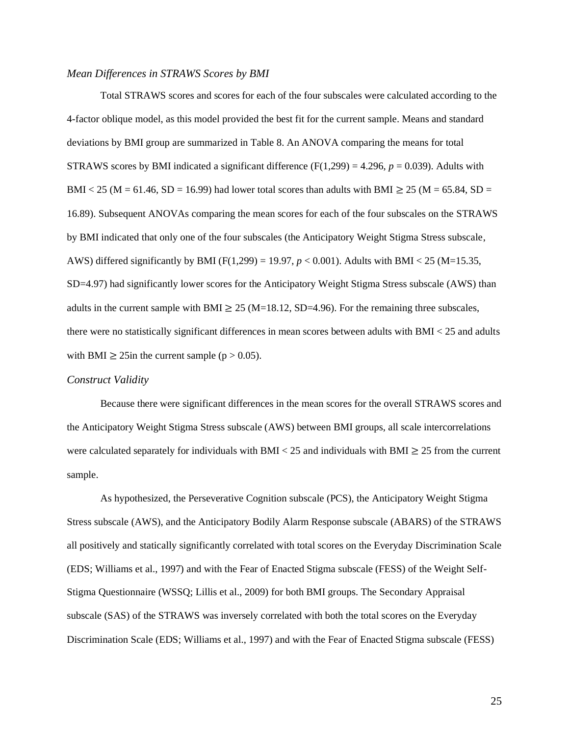*Mean Differences in STRAWS Scores by BMI*

Total STRAWS scores and scores for each of the four subscales were calculated according to the 4-factor oblique model, as this model provided the best fit for the current sample. Means and standard deviations by BMI group are summarized in Table 8. An ANOVA comparing the means for total STRAWS scores by BMI indicated a significant difference ($F(1,299) = 4.296$, $p = 0.039$). Adults with BMI < 25 (M = 61.46, SD = 16.99) had lower total scores than adults with BMI ≥ 25 (M = 65.84, SD = 16.89). Subsequent ANOVAs comparing the mean scores for each of the four subscales on the STRAWS by BMI indicated that only one of the four subscales (the Anticipatory Weight Stigma Stress subscale, AWS) differed significantly by BMI ($F(1,299) = 19.97$, $p < 0.001$). Adults with BMI < 25 (M=15.35, SD=4.97) had significantly lower scores for the Anticipatory Weight Stigma Stress subscale (AWS) than adults in the current sample with BMI ≥ 25 (M=18.12, SD=4.96). For the remaining three subscales, there were no statistically significant differences in mean scores between adults with BMI < 25 and adults with BMI ≥ 25in the current sample ($p > 0.05$).

*Construct Validity*

Because there were significant differences in the mean scores for the overall STRAWS scores and the Anticipatory Weight Stigma Stress subscale (AWS) between BMI groups, all scale intercorrelations were calculated separately for individuals with BMI < 25 and individuals with BMI ≥ 25 from the current sample.

As hypothesized, the Perseverative Cognition subscale (PCS), the Anticipatory Weight Stigma Stress subscale (AWS), and the Anticipatory Bodily Alarm Response subscale (ABARS) of the STRAWS all positively and statically significantly correlated with total scores on the Everyday Discrimination Scale (EDS; Williams et al., 1997) and with the Fear of Enacted Stigma subscale (FESS) of the Weight Self-Stigma Questionnaire (WSSQ; Lillis et al., 2009) for both BMI groups. The Secondary Appraisal subscale (SAS) of the STRAWS was inversely correlated with both the total scores on the Everyday Discrimination Scale (EDS; Williams et al., 1997) and with the Fear of Enacted Stigma subscale (FESS)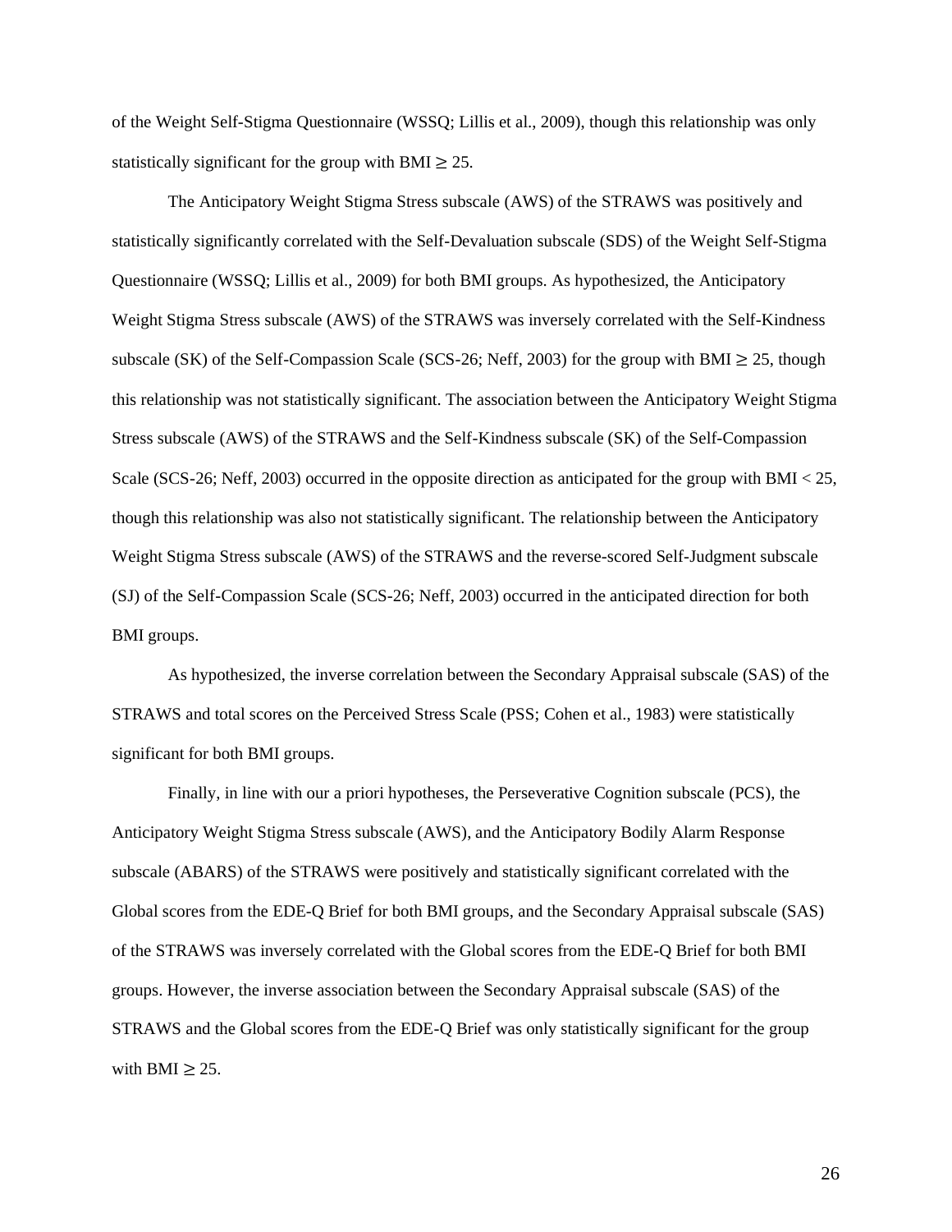of the Weight Self-Stigma Questionnaire (WSSQ; Lillis et al., 2009), though this relationship was only statistically significant for the group with BMI $\geq$ 25.

The Anticipatory Weight Stigma Stress subscale (AWS) of the STRAWS was positively and statistically significantly correlated with the Self-Devaluation subscale (SDS) of the Weight Self-Stigma Questionnaire (WSSQ; Lillis et al., 2009) for both BMI groups. As hypothesized, the Anticipatory Weight Stigma Stress subscale (AWS) of the STRAWS was inversely correlated with the Self-Kindness subscale (SK) of the Self-Compassion Scale (SCS-26; Neff, 2003) for the group with BMI $\geq$ 25, though this relationship was not statistically significant. The association between the Anticipatory Weight Stigma Stress subscale (AWS) of the STRAWS and the Self-Kindness subscale (SK) of the Self-Compassion Scale (SCS-26; Neff, 2003) occurred in the opposite direction as anticipated for the group with BMI < 25, though this relationship was also not statistically significant. The relationship between the Anticipatory Weight Stigma Stress subscale (AWS) of the STRAWS and the reverse-scored Self-Judgment subscale (SJ) of the Self-Compassion Scale (SCS-26; Neff, 2003) occurred in the anticipated direction for both BMI groups.

As hypothesized, the inverse correlation between the Secondary Appraisal subscale (SAS) of the STRAWS and total scores on the Perceived Stress Scale (PSS; Cohen et al., 1983) were statistically significant for both BMI groups.

Finally, in line with our a priori hypotheses, the Perseverative Cognition subscale (PCS), the Anticipatory Weight Stigma Stress subscale (AWS), and the Anticipatory Bodily Alarm Response subscale (ABARS) of the STRAWS were positively and statistically significant correlated with the Global scores from the EDE-Q Brief for both BMI groups, and the Secondary Appraisal subscale (SAS) of the STRAWS was inversely correlated with the Global scores from the EDE-Q Brief for both BMI groups. However, the inverse association between the Secondary Appraisal subscale (SAS) of the STRAWS and the Global scores from the EDE-Q Brief was only statistically significant for the group with BMI $\geq$ 25.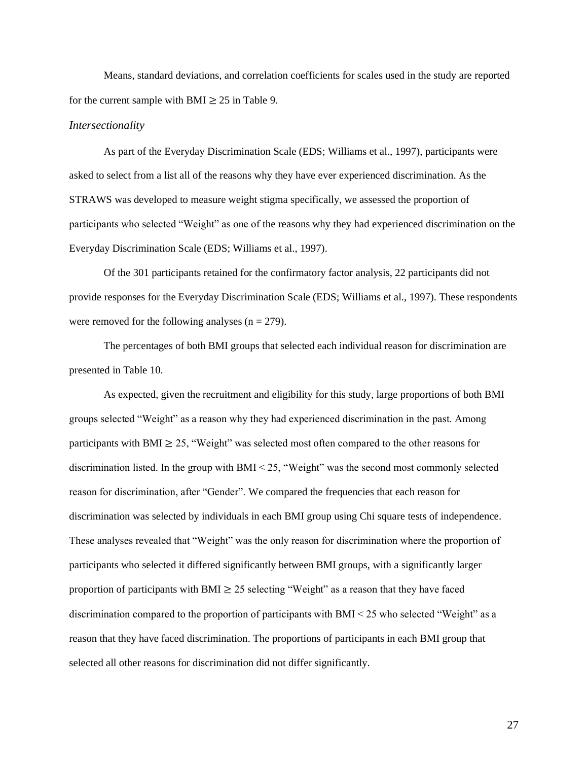Means, standard deviations, and correlation coefficients for scales used in the study are reported for the current sample with BMI $\geq$ 25 in Table 9.

### *Intersectionality*

As part of the Everyday Discrimination Scale (EDS; Williams et al., 1997), participants were asked to select from a list all of the reasons why they have ever experienced discrimination. As the STRAWS was developed to measure weight stigma specifically, we assessed the proportion of participants who selected "Weight" as one of the reasons why they had experienced discrimination on the Everyday Discrimination Scale (EDS; Williams et al., 1997).

Of the 301 participants retained for the confirmatory factor analysis, 22 participants did not provide responses for the Everyday Discrimination Scale (EDS; Williams et al., 1997). These respondents were removed for the following analyses ($n = 279$).

The percentages of both BMI groups that selected each individual reason for discrimination are presented in Table 10.

As expected, given the recruitment and eligibility for this study, large proportions of both BMI groups selected "Weight" as a reason why they had experienced discrimination in the past. Among participants with BMI $\geq$ 25, "Weight" was selected most often compared to the other reasons for discrimination listed. In the group with BMI < 25, "Weight" was the second most commonly selected reason for discrimination, after "Gender". We compared the frequencies that each reason for discrimination was selected by individuals in each BMI group using Chi square tests of independence. These analyses revealed that "Weight" was the only reason for discrimination where the proportion of participants who selected it differed significantly between BMI groups, with a significantly larger proportion of participants with BMI $\geq$ 25 selecting "Weight" as a reason that they have faced discrimination compared to the proportion of participants with BMI < 25 who selected "Weight" as a reason that they have faced discrimination. The proportions of participants in each BMI group that selected all other reasons for discrimination did not differ significantly.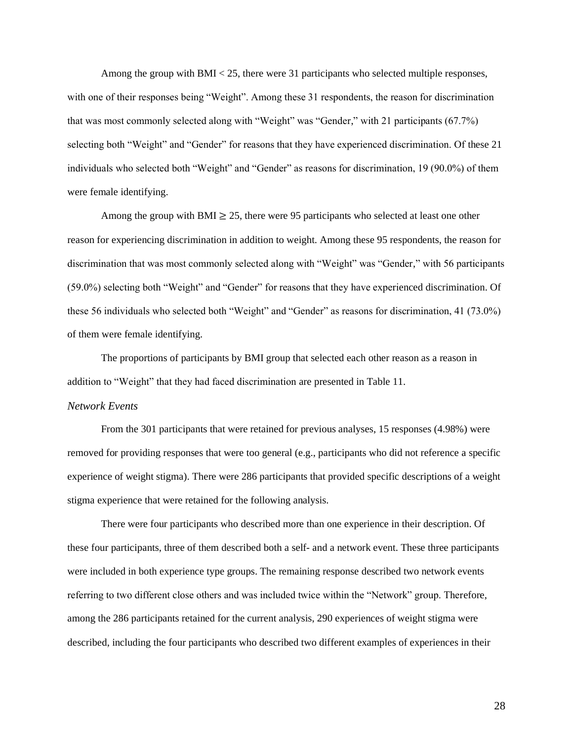Among the group with BMI < 25, there were 31 participants who selected multiple responses, with one of their responses being "Weight". Among these 31 respondents, the reason for discrimination that was most commonly selected along with "Weight" was "Gender," with 21 participants (67.7%) selecting both "Weight" and "Gender" for reasons that they have experienced discrimination. Of these 21 individuals who selected both "Weight" and "Gender" as reasons for discrimination, 19 (90.0%) of them were female identifying.

Among the group with BMI ≥ 25, there were 95 participants who selected at least one other reason for experiencing discrimination in addition to weight. Among these 95 respondents, the reason for discrimination that was most commonly selected along with "Weight" was "Gender," with 56 participants (59.0%) selecting both "Weight" and "Gender" for reasons that they have experienced discrimination. Of these 56 individuals who selected both "Weight" and "Gender" as reasons for discrimination, 41 (73.0%) of them were female identifying.

The proportions of participants by BMI group that selected each other reason as a reason in addition to "Weight" that they had faced discrimination are presented in Table 11.

### *Network Events*

From the 301 participants that were retained for previous analyses, 15 responses (4.98%) were removed for providing responses that were too general (e.g., participants who did not reference a specific experience of weight stigma). There were 286 participants that provided specific descriptions of a weight stigma experience that were retained for the following analysis.

There were four participants who described more than one experience in their description. Of these four participants, three of them described both a self- and a network event. These three participants were included in both experience type groups. The remaining response described two network events referring to two different close others and was included twice within the "Network" group. Therefore, among the 286 participants retained for the current analysis, 290 experiences of weight stigma were described, including the four participants who described two different examples of experiences in their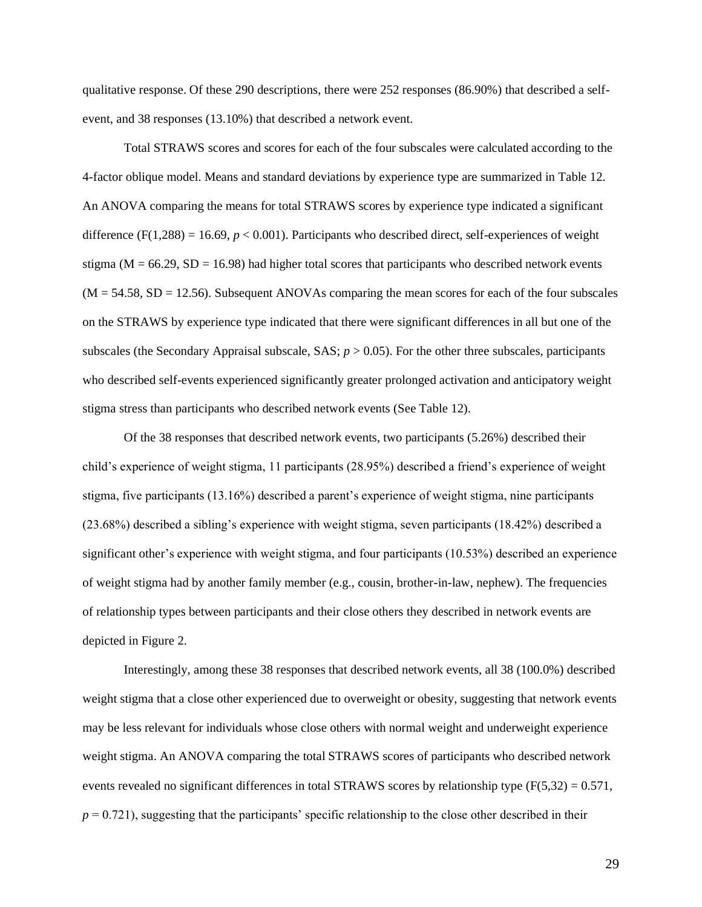qualitative response. Of these 290 descriptions, there were 252 responses (86.90%) that described a self-event, and 38 responses (13.10%) that described a network event.

Total STRAWS scores and scores for each of the four subscales were calculated according to the 4-factor oblique model. Means and standard deviations by experience type are summarized in Table 12. An ANOVA comparing the means for total STRAWS scores by experience type indicated a significant difference ($F(1,288) = 16.69$, $p < 0.001$). Participants who described direct, self-experiences of weight stigma ($M = 66.29$, $SD = 16.98$) had higher total scores that participants who described network events ($M = 54.58$, $SD = 12.56$). Subsequent ANOVAs comparing the mean scores for each of the four subscales on the STRAWS by experience type indicated that there were significant differences in all but one of the subscales (the Secondary Appraisal subscale, SAS; $p > 0.05$). For the other three subscales, participants who described self-events experienced significantly greater prolonged activation and anticipatory weight stigma stress than participants who described network events (See Table 12).

Of the 38 responses that described network events, two participants (5.26%) described their child's experience of weight stigma, 11 participants (28.95%) described a friend's experience of weight stigma, five participants (13.16%) described a parent's experience of weight stigma, nine participants (23.68%) described a sibling's experience with weight stigma, seven participants (18.42%) described a significant other's experience with weight stigma, and four participants (10.53%) described an experience of weight stigma had by another family member (e.g., cousin, brother-in-law, nephew). The frequencies of relationship types between participants and their close others they described in network events are depicted in Figure 2.

Interestingly, among these 38 responses that described network events, all 38 (100.0%) described weight stigma that a close other experienced due to overweight or obesity, suggesting that network events may be less relevant for individuals whose close others with normal weight and underweight experience weight stigma. An ANOVA comparing the total STRAWS scores of participants who described network events revealed no significant differences in total STRAWS scores by relationship type ($F(5,32) = 0.571$, $p = 0.721$), suggesting that the participants' specific relationship to the close other described in their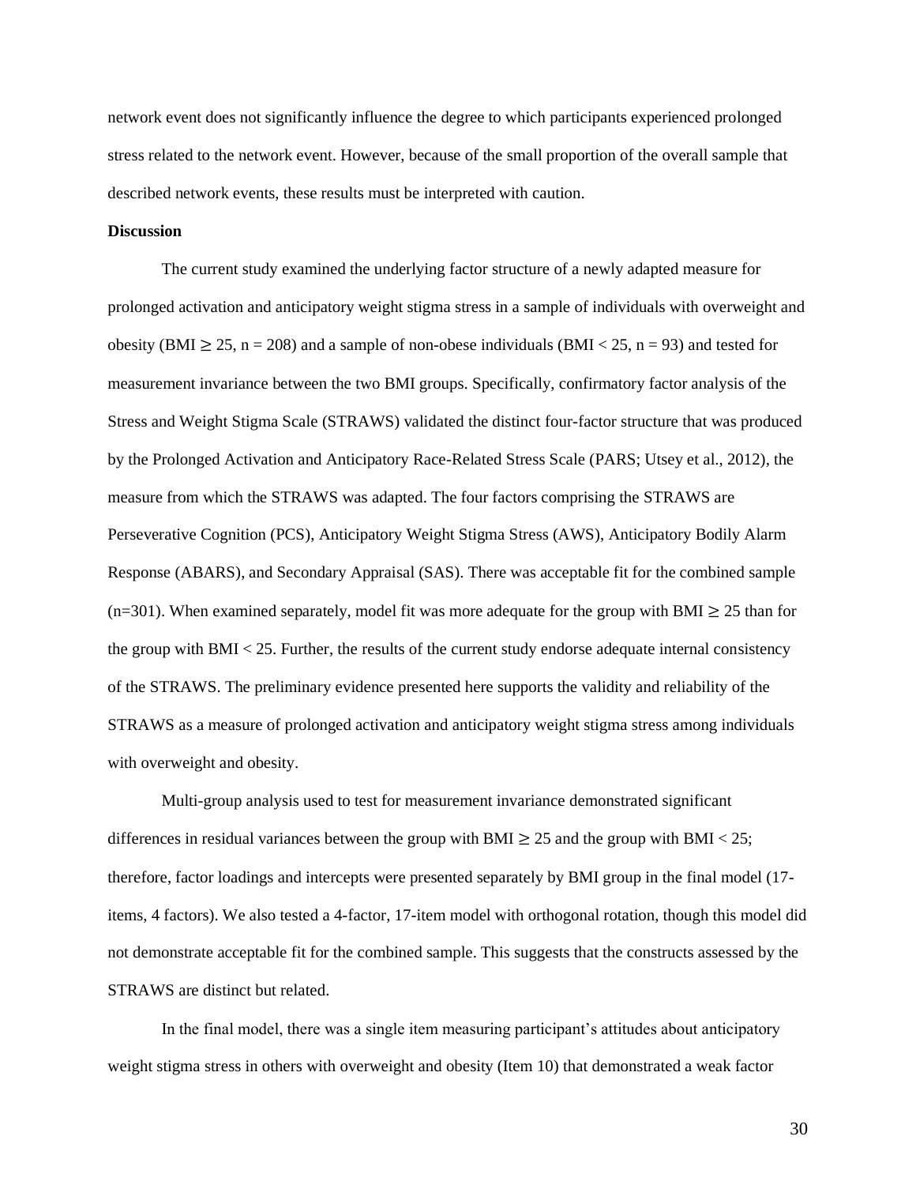network event does not significantly influence the degree to which participants experienced prolonged stress related to the network event. However, because of the small proportion of the overall sample that described network events, these results must be interpreted with caution.

**Discussion**

The current study examined the underlying factor structure of a newly adapted measure for prolonged activation and anticipatory weight stigma stress in a sample of individuals with overweight and obesity (BMI $\geq$ 25, n = 208) and a sample of non-obese individuals (BMI < 25, n = 93) and tested for measurement invariance between the two BMI groups. Specifically, confirmatory factor analysis of the Stress and Weight Stigma Scale (STRAWS) validated the distinct four-factor structure that was produced by the Prolonged Activation and Anticipatory Race-Related Stress Scale (PARS; Utsey et al., 2012), the measure from which the STRAWS was adapted. The four factors comprising the STRAWS are Perseverative Cognition (PCS), Anticipatory Weight Stigma Stress (AWS), Anticipatory Bodily Alarm Response (ABARS), and Secondary Appraisal (SAS). There was acceptable fit for the combined sample (n=301). When examined separately, model fit was more adequate for the group with BMI $\geq$ 25 than for the group with BMI < 25. Further, the results of the current study endorse adequate internal consistency of the STRAWS. The preliminary evidence presented here supports the validity and reliability of the STRAWS as a measure of prolonged activation and anticipatory weight stigma stress among individuals with overweight and obesity.

Multi-group analysis used to test for measurement invariance demonstrated significant differences in residual variances between the group with BMI $\geq$ 25 and the group with BMI < 25; therefore, factor loadings and intercepts were presented separately by BMI group in the final model (17-items, 4 factors). We also tested a 4-factor, 17-item model with orthogonal rotation, though this model did not demonstrate acceptable fit for the combined sample. This suggests that the constructs assessed by the STRAWS are distinct but related.

In the final model, there was a single item measuring participant's attitudes about anticipatory weight stigma stress in others with overweight and obesity (Item 10) that demonstrated a weak factor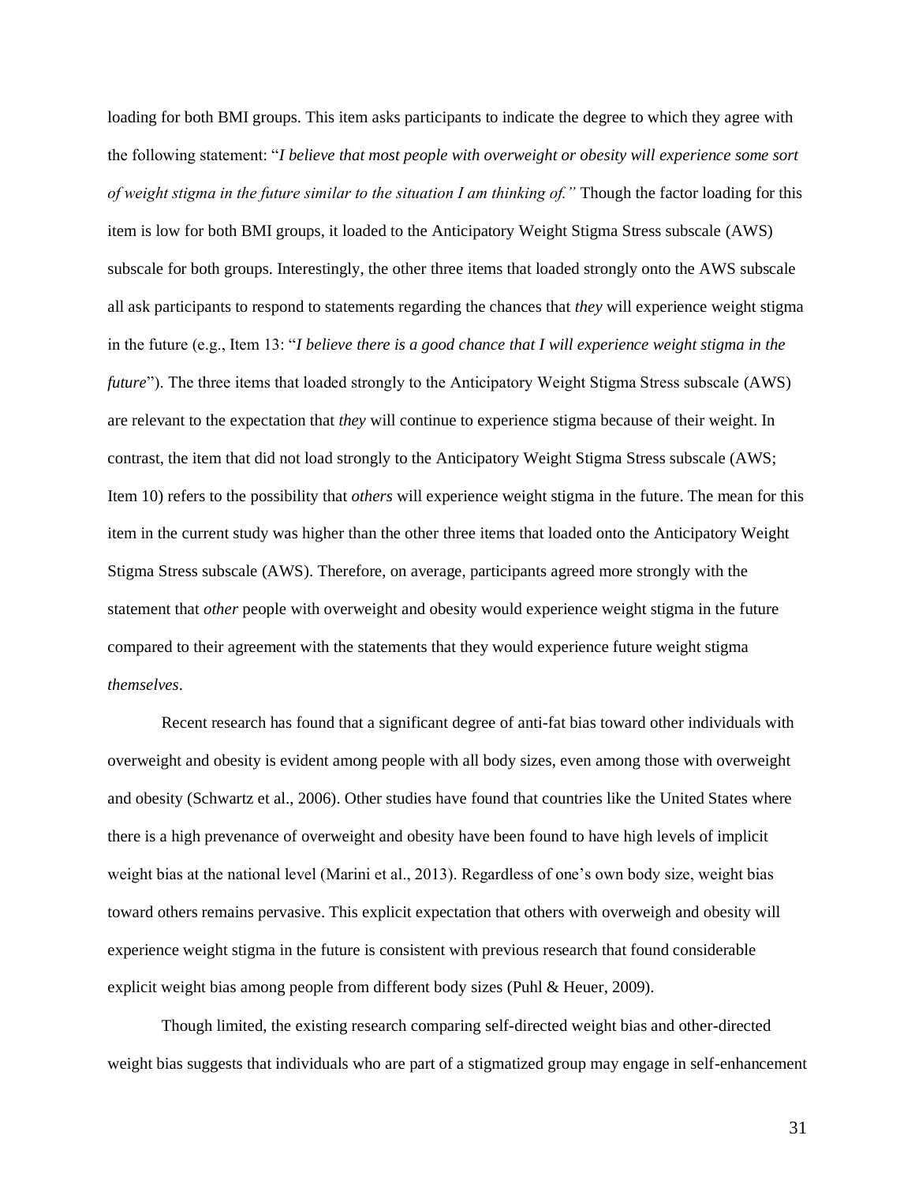loading for both BMI groups. This item asks participants to indicate the degree to which they agree with the following statement: "*I believe that most people with overweight or obesity will experience some sort of weight stigma in the future similar to the situation I am thinking of.*" Though the factor loading for this item is low for both BMI groups, it loaded to the Anticipatory Weight Stigma Stress subscale (AWS) subscale for both groups. Interestingly, the other three items that loaded strongly onto the AWS subscale all ask participants to respond to statements regarding the chances that *they* will experience weight stigma in the future (e.g., Item 13: "*I believe there is a good chance that I will experience weight stigma in the future*"). The three items that loaded strongly to the Anticipatory Weight Stigma Stress subscale (AWS) are relevant to the expectation that *they* will continue to experience stigma because of their weight. In contrast, the item that did not load strongly to the Anticipatory Weight Stigma Stress subscale (AWS; Item 10) refers to the possibility that *others* will experience weight stigma in the future. The mean for this item in the current study was higher than the other three items that loaded onto the Anticipatory Weight Stigma Stress subscale (AWS). Therefore, on average, participants agreed more strongly with the statement that *other* people with overweight and obesity would experience weight stigma in the future compared to their agreement with the statements that they would experience future weight stigma *themselves*.

Recent research has found that a significant degree of anti-fat bias toward other individuals with overweight and obesity is evident among people with all body sizes, even among those with overweight and obesity (Schwartz et al., 2006). Other studies have found that countries like the United States where there is a high prevenance of overweight and obesity have been found to have high levels of implicit weight bias at the national level (Marini et al., 2013). Regardless of one's own body size, weight bias toward others remains pervasive. This explicit expectation that others with overweigh and obesity will experience weight stigma in the future is consistent with previous research that found considerable explicit weight bias among people from different body sizes (Puhl & Heuer, 2009).

Though limited, the existing research comparing self-directed weight bias and other-directed weight bias suggests that individuals who are part of a stigmatized group may engage in self-enhancement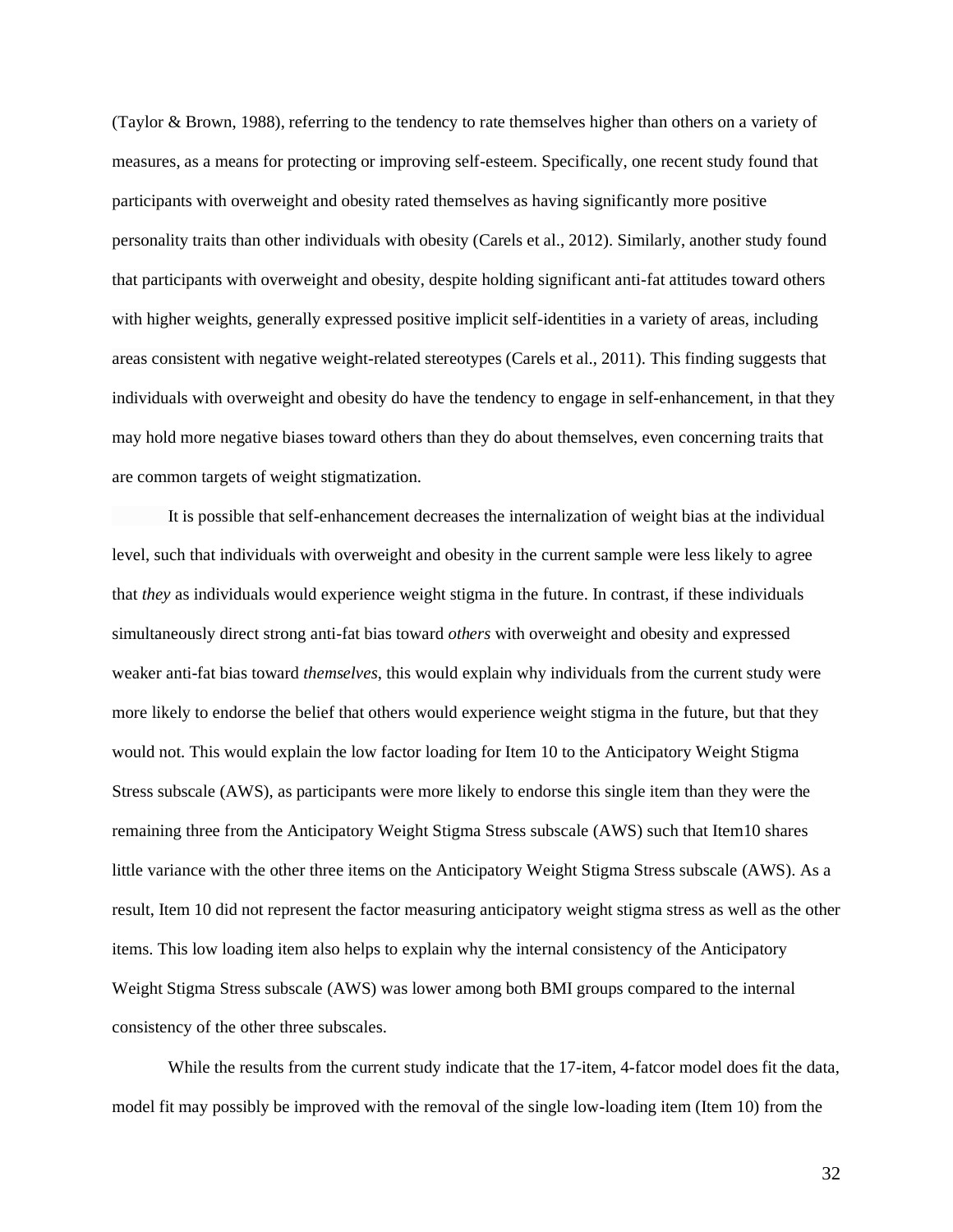(Taylor & Brown, 1988), referring to the tendency to rate themselves higher than others on a variety of measures, as a means for protecting or improving self-esteem. Specifically, one recent study found that participants with overweight and obesity rated themselves as having significantly more positive personality traits than other individuals with obesity (Carels et al., 2012). Similarly, another study found that participants with overweight and obesity, despite holding significant anti-fat attitudes toward others with higher weights, generally expressed positive implicit self-identities in a variety of areas, including areas consistent with negative weight-related stereotypes (Carels et al., 2011). This finding suggests that individuals with overweight and obesity do have the tendency to engage in self-enhancement, in that they may hold more negative biases toward others than they do about themselves, even concerning traits that are common targets of weight stigmatization.

It is possible that self-enhancement decreases the internalization of weight bias at the individual level, such that individuals with overweight and obesity in the current sample were less likely to agree that *they* as individuals would experience weight stigma in the future. In contrast, if these individuals simultaneously direct strong anti-fat bias toward *others* with overweight and obesity and expressed weaker anti-fat bias toward *themselves*, this would explain why individuals from the current study were more likely to endorse the belief that others would experience weight stigma in the future, but that they would not. This would explain the low factor loading for Item 10 to the Anticipatory Weight Stigma Stress subscale (AWS), as participants were more likely to endorse this single item than they were the remaining three from the Anticipatory Weight Stigma Stress subscale (AWS) such that Item10 shares little variance with the other three items on the Anticipatory Weight Stigma Stress subscale (AWS). As a result, Item 10 did not represent the factor measuring anticipatory weight stigma stress as well as the other items. This low loading item also helps to explain why the internal consistency of the Anticipatory Weight Stigma Stress subscale (AWS) was lower among both BMI groups compared to the internal consistency of the other three subscales.

While the results from the current study indicate that the 17-item, 4-fatcor model does fit the data, model fit may possibly be improved with the removal of the single low-loading item (Item 10) from the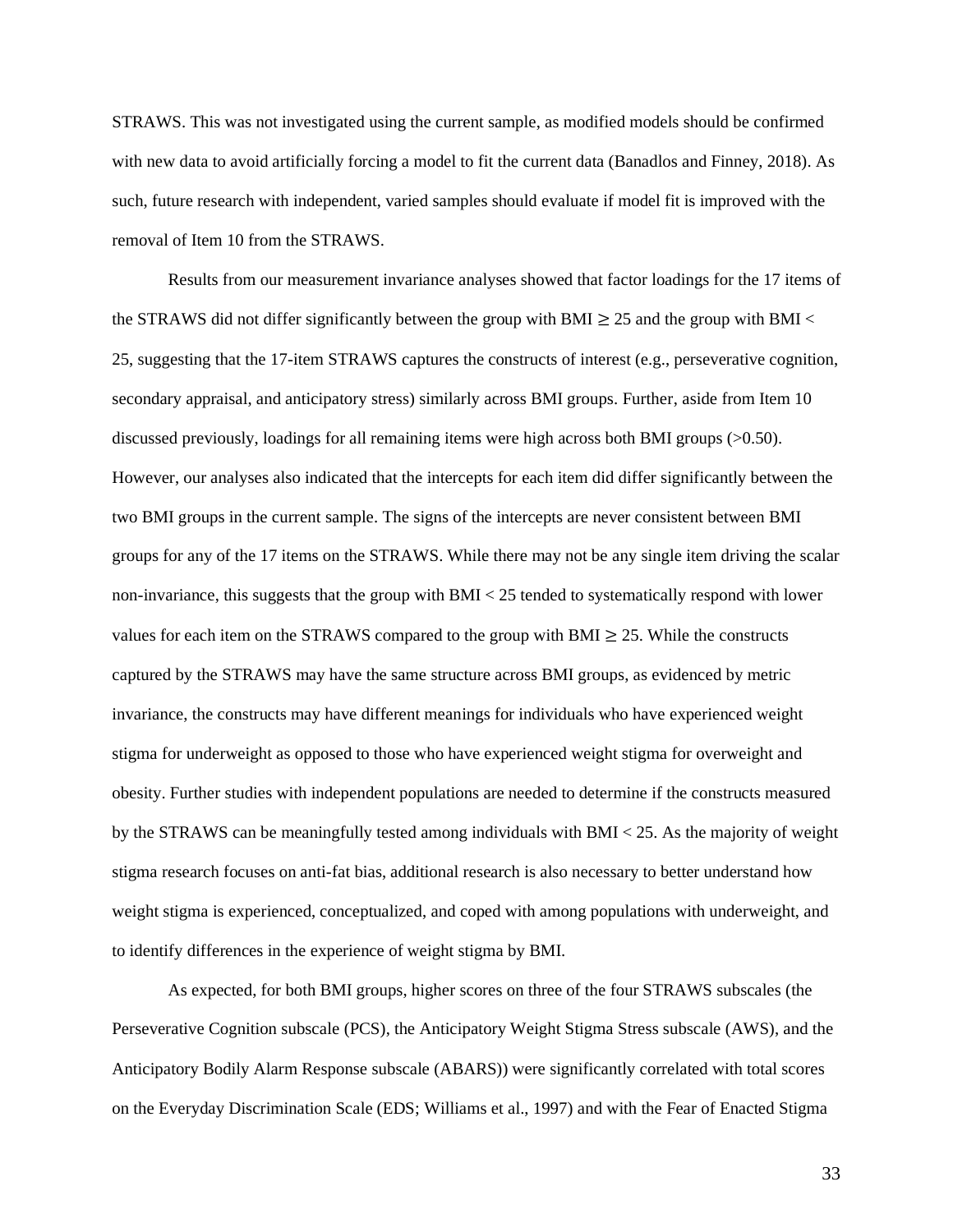STRAWS. This was not investigated using the current sample, as modified models should be confirmed with new data to avoid artificially forcing a model to fit the current data (Banadlos and Finney, 2018). As such, future research with independent, varied samples should evaluate if model fit is improved with the removal of Item 10 from the STRAWS.

Results from our measurement invariance analyses showed that factor loadings for the 17 items of the STRAWS did not differ significantly between the group with BMI $\geq 25$ and the group with BMI $< 25$, suggesting that the 17-item STRAWS captures the constructs of interest (e.g., perseverative cognition, secondary appraisal, and anticipatory stress) similarly across BMI groups. Further, aside from Item 10 discussed previously, loadings for all remaining items were high across both BMI groups ($>0.50$). However, our analyses also indicated that the intercepts for each item did differ significantly between the two BMI groups in the current sample. The signs of the intercepts are never consistent between BMI groups for any of the 17 items on the STRAWS. While there may not be any single item driving the scalar non-invariance, this suggests that the group with BMI $< 25$ tended to systematically respond with lower values for each item on the STRAWS compared to the group with BMI $\geq 25$. While the constructs captured by the STRAWS may have the same structure across BMI groups, as evidenced by metric invariance, the constructs may have different meanings for individuals who have experienced weight stigma for underweight as opposed to those who have experienced weight stigma for overweight and obesity. Further studies with independent populations are needed to determine if the constructs measured by the STRAWS can be meaningfully tested among individuals with BMI $< 25$. As the majority of weight stigma research focuses on anti-fat bias, additional research is also necessary to better understand how weight stigma is experienced, conceptualized, and coped with among populations with underweight, and to identify differences in the experience of weight stigma by BMI.

As expected, for both BMI groups, higher scores on three of the four STRAWS subscales (the Perseverative Cognition subscale (PCS), the Anticipatory Weight Stigma Stress subscale (AWS), and the Anticipatory Bodily Alarm Response subscale (ABARS)) were significantly correlated with total scores on the Everyday Discrimination Scale (EDS; Williams et al., 1997) and with the Fear of Enacted Stigma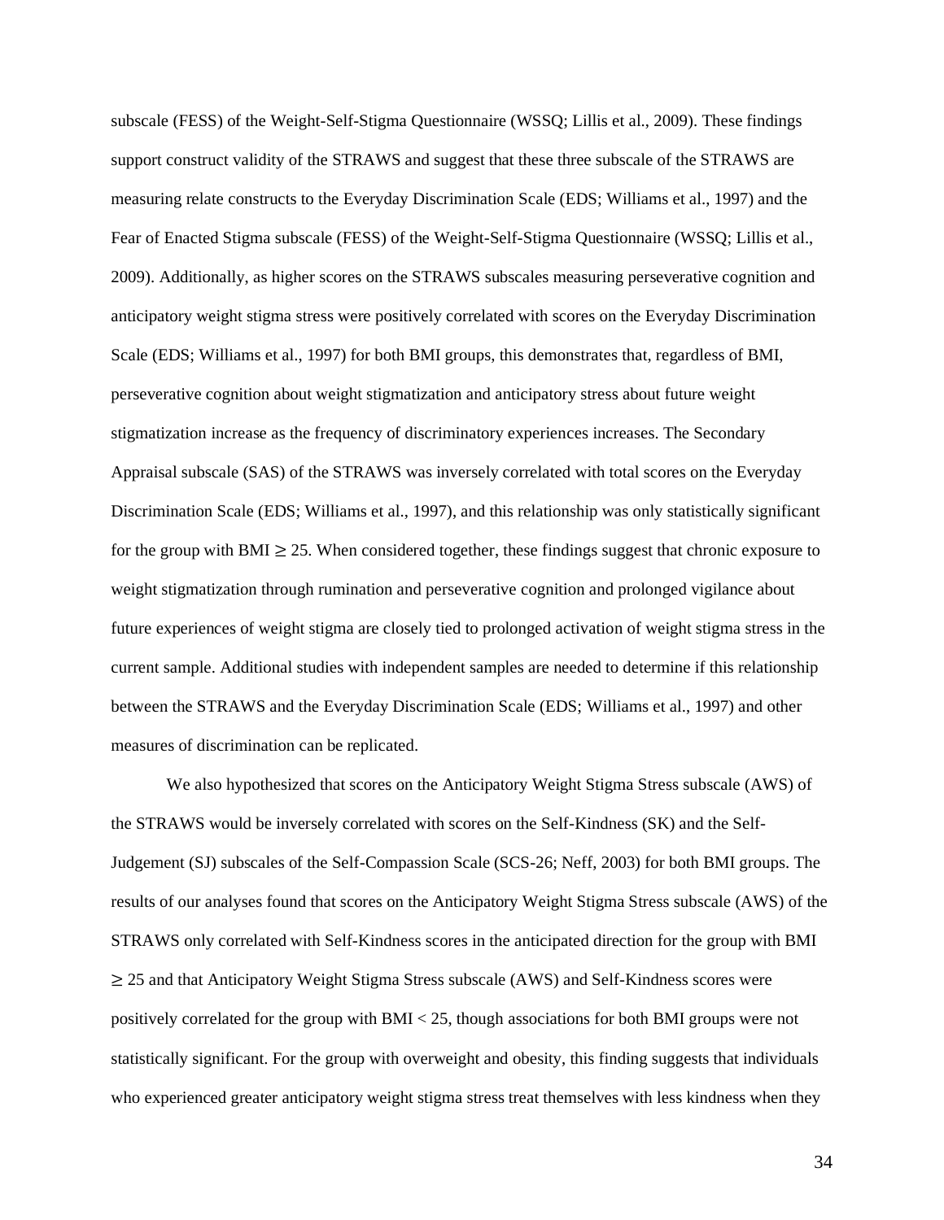subscale (FESS) of the Weight-Self-Stigma Questionnaire (WSSQ; Lillis et al., 2009). These findings support construct validity of the STRAWS and suggest that these three subscale of the STRAWS are measuring relate constructs to the Everyday Discrimination Scale (EDS; Williams et al., 1997) and the Fear of Enacted Stigma subscale (FESS) of the Weight-Self-Stigma Questionnaire (WSSQ; Lillis et al., 2009). Additionally, as higher scores on the STRAWS subscales measuring perseverative cognition and anticipatory weight stigma stress were positively correlated with scores on the Everyday Discrimination Scale (EDS; Williams et al., 1997) for both BMI groups, this demonstrates that, regardless of BMI, perseverative cognition about weight stigmatization and anticipatory stress about future weight stigmatization increase as the frequency of discriminatory experiences increases. The Secondary Appraisal subscale (SAS) of the STRAWS was inversely correlated with total scores on the Everyday Discrimination Scale (EDS; Williams et al., 1997), and this relationship was only statistically significant for the group with BMI $\geq 25$. When considered together, these findings suggest that chronic exposure to weight stigmatization through rumination and perseverative cognition and prolonged vigilance about future experiences of weight stigma are closely tied to prolonged activation of weight stigma stress in the current sample. Additional studies with independent samples are needed to determine if this relationship between the STRAWS and the Everyday Discrimination Scale (EDS; Williams et al., 1997) and other measures of discrimination can be replicated.

We also hypothesized that scores on the Anticipatory Weight Stigma Stress subscale (AWS) of the STRAWS would be inversely correlated with scores on the Self-Kindness (SK) and the Self-Judgement (SJ) subscales of the Self-Compassion Scale (SCS-26; Neff, 2003) for both BMI groups. The results of our analyses found that scores on the Anticipatory Weight Stigma Stress subscale (AWS) of the STRAWS only correlated with Self-Kindness scores in the anticipated direction for the group with BMI $\geq 25$ and that Anticipatory Weight Stigma Stress subscale (AWS) and Self-Kindness scores were positively correlated for the group with BMI $< 25$, though associations for both BMI groups were not statistically significant. For the group with overweight and obesity, this finding suggests that individuals who experienced greater anticipatory weight stigma stress treat themselves with less kindness when they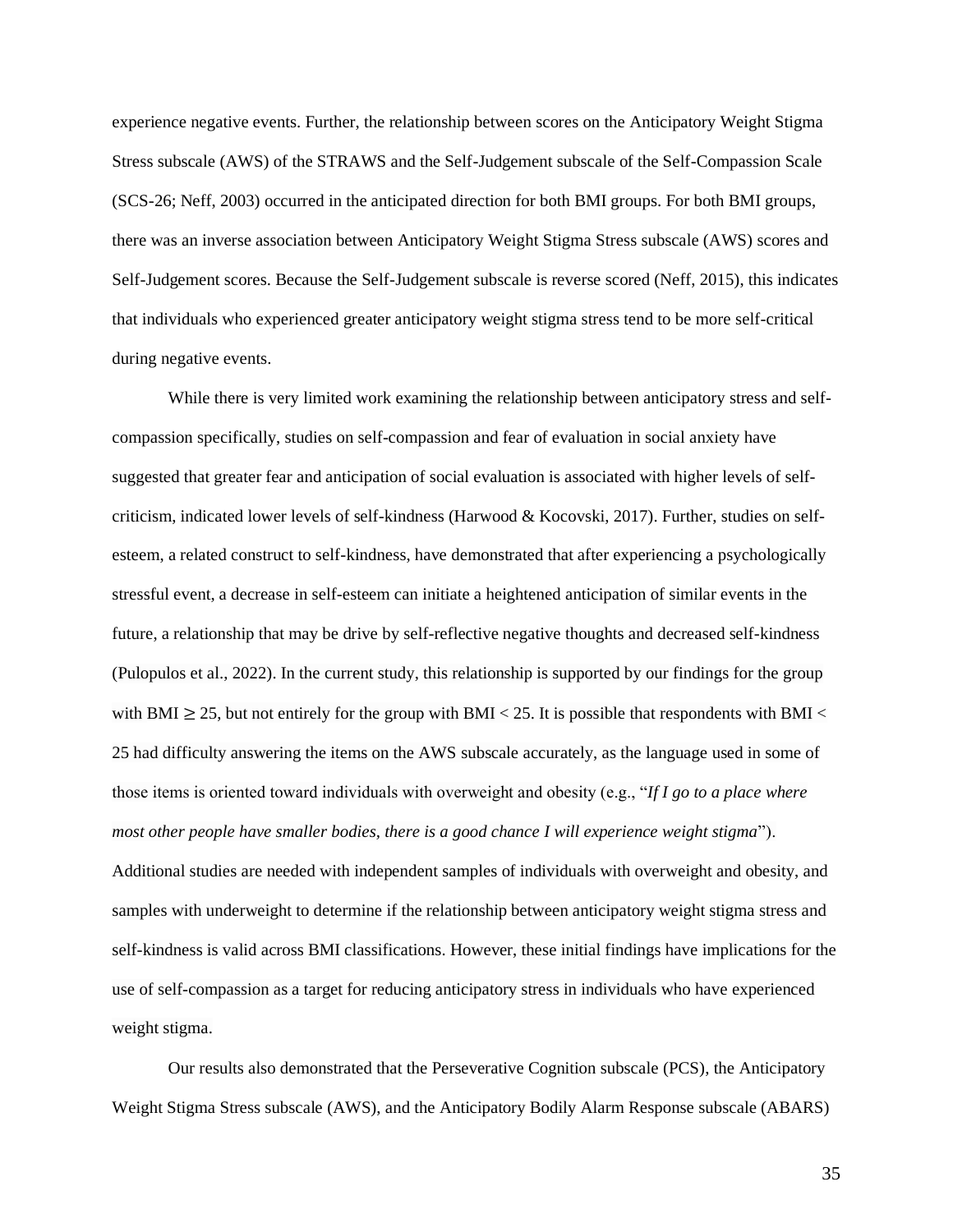experience negative events. Further, the relationship between scores on the Anticipatory Weight Stigma Stress subscale (AWS) of the STRAWS and the Self-Judgement subscale of the Self-Compassion Scale (SCS-26; Neff, 2003) occurred in the anticipated direction for both BMI groups. For both BMI groups, there was an inverse association between Anticipatory Weight Stigma Stress subscale (AWS) scores and Self-Judgement scores. Because the Self-Judgement subscale is reverse scored (Neff, 2015), this indicates that individuals who experienced greater anticipatory weight stigma stress tend to be more self-critical during negative events.

While there is very limited work examining the relationship between anticipatory stress and self-compassion specifically, studies on self-compassion and fear of evaluation in social anxiety have suggested that greater fear and anticipation of social evaluation is associated with higher levels of self-criticism, indicated lower levels of self-kindness (Harwood & Kocovski, 2017). Further, studies on self-esteem, a related construct to self-kindness, have demonstrated that after experiencing a psychologically stressful event, a decrease in self-esteem can initiate a heightened anticipation of similar events in the future, a relationship that may be drive by self-reflective negative thoughts and decreased self-kindness (Pulopulos et al., 2022). In the current study, this relationship is supported by our findings for the group with BMI ≥ 25, but not entirely for the group with BMI < 25. It is possible that respondents with BMI < 25 had difficulty answering the items on the AWS subscale accurately, as the language used in some of those items is oriented toward individuals with overweight and obesity (e.g., "*If I go to a place where most other people have smaller bodies, there is a good chance I will experience weight stigma*"). Additional studies are needed with independent samples of individuals with overweight and obesity, and samples with underweight to determine if the relationship between anticipatory weight stigma stress and self-kindness is valid across BMI classifications. However, these initial findings have implications for the use of self-compassion as a target for reducing anticipatory stress in individuals who have experienced weight stigma.

Our results also demonstrated that the Perseverative Cognition subscale (PCS), the Anticipatory Weight Stigma Stress subscale (AWS), and the Anticipatory Bodily Alarm Response subscale (ABARS)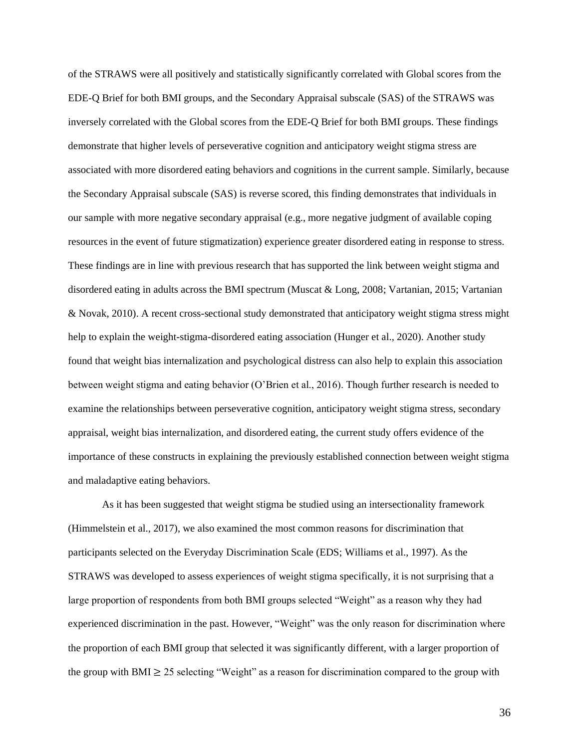of the STRAWS were all positively and statistically significantly correlated with Global scores from the EDE-Q Brief for both BMI groups, and the Secondary Appraisal subscale (SAS) of the STRAWS was inversely correlated with the Global scores from the EDE-Q Brief for both BMI groups. These findings demonstrate that higher levels of perseverative cognition and anticipatory weight stigma stress are associated with more disordered eating behaviors and cognitions in the current sample. Similarly, because the Secondary Appraisal subscale (SAS) is reverse scored, this finding demonstrates that individuals in our sample with more negative secondary appraisal (e.g., more negative judgment of available coping resources in the event of future stigmatization) experience greater disordered eating in response to stress. These findings are in line with previous research that has supported the link between weight stigma and disordered eating in adults across the BMI spectrum (Muscat & Long, 2008; Vartanian, 2015; Vartanian & Novak, 2010). A recent cross-sectional study demonstrated that anticipatory weight stigma stress might help to explain the weight-stigma-disordered eating association (Hunger et al., 2020). Another study found that weight bias internalization and psychological distress can also help to explain this association between weight stigma and eating behavior (O'Brien et al., 2016). Though further research is needed to examine the relationships between perseverative cognition, anticipatory weight stigma stress, secondary appraisal, weight bias internalization, and disordered eating, the current study offers evidence of the importance of these constructs in explaining the previously established connection between weight stigma and maladaptive eating behaviors.

As it has been suggested that weight stigma be studied using an intersectionality framework (Himmelstein et al., 2017), we also examined the most common reasons for discrimination that participants selected on the Everyday Discrimination Scale (EDS; Williams et al., 1997). As the STRAWS was developed to assess experiences of weight stigma specifically, it is not surprising that a large proportion of respondents from both BMI groups selected "Weight" as a reason why they had experienced discrimination in the past. However, "Weight" was the only reason for discrimination where the proportion of each BMI group that selected it was significantly different, with a larger proportion of the group with BMI $\geq$ 25 selecting "Weight" as a reason for discrimination compared to the group with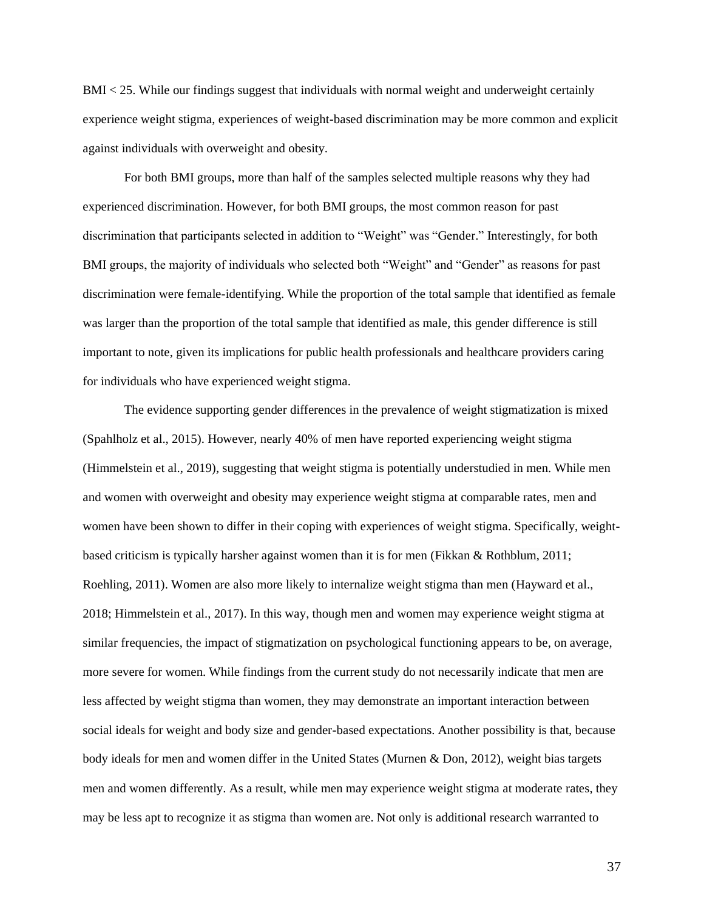BMI < 25. While our findings suggest that individuals with normal weight and underweight certainly experience weight stigma, experiences of weight-based discrimination may be more common and explicit against individuals with overweight and obesity.

For both BMI groups, more than half of the samples selected multiple reasons why they had experienced discrimination. However, for both BMI groups, the most common reason for past discrimination that participants selected in addition to "Weight" was "Gender." Interestingly, for both BMI groups, the majority of individuals who selected both "Weight" and "Gender" as reasons for past discrimination were female-identifying. While the proportion of the total sample that identified as female was larger than the proportion of the total sample that identified as male, this gender difference is still important to note, given its implications for public health professionals and healthcare providers caring for individuals who have experienced weight stigma.

The evidence supporting gender differences in the prevalence of weight stigmatization is mixed (Spahlholz et al., 2015). However, nearly 40% of men have reported experiencing weight stigma (Himmelstein et al., 2019), suggesting that weight stigma is potentially understudied in men. While men and women with overweight and obesity may experience weight stigma at comparable rates, men and women have been shown to differ in their coping with experiences of weight stigma. Specifically, weight-based criticism is typically harsher against women than it is for men (Fikkan & Rothblum, 2011; Roehling, 2011). Women are also more likely to internalize weight stigma than men (Hayward et al., 2018; Himmelstein et al., 2017). In this way, though men and women may experience weight stigma at similar frequencies, the impact of stigmatization on psychological functioning appears to be, on average, more severe for women. While findings from the current study do not necessarily indicate that men are less affected by weight stigma than women, they may demonstrate an important interaction between social ideals for weight and body size and gender-based expectations. Another possibility is that, because body ideals for men and women differ in the United States (Murnen & Don, 2012), weight bias targets men and women differently. As a result, while men may experience weight stigma at moderate rates, they may be less apt to recognize it as stigma than women are. Not only is additional research warranted to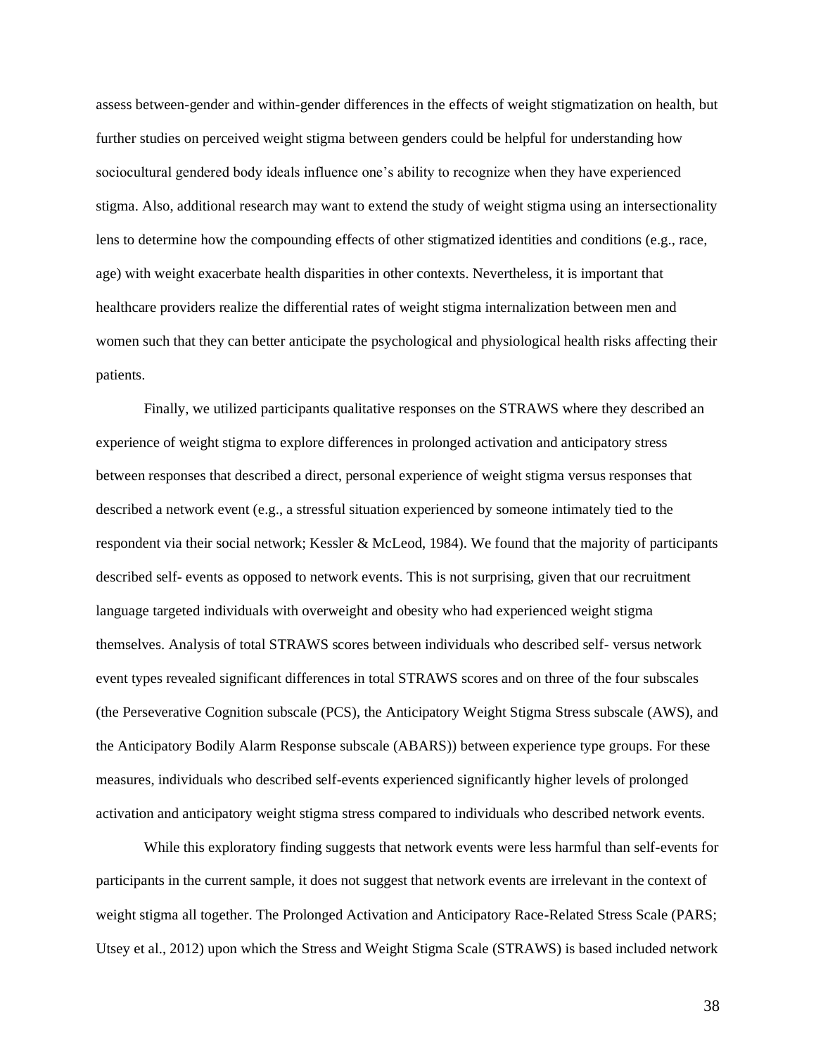assess between-gender and within-gender differences in the effects of weight stigmatization on health, but further studies on perceived weight stigma between genders could be helpful for understanding how sociocultural gendered body ideals influence one's ability to recognize when they have experienced stigma. Also, additional research may want to extend the study of weight stigma using an intersectionality lens to determine how the compounding effects of other stigmatized identities and conditions (e.g., race, age) with weight exacerbate health disparities in other contexts. Nevertheless, it is important that healthcare providers realize the differential rates of weight stigma internalization between men and women such that they can better anticipate the psychological and physiological health risks affecting their patients.

Finally, we utilized participants qualitative responses on the STRAWS where they described an experience of weight stigma to explore differences in prolonged activation and anticipatory stress between responses that described a direct, personal experience of weight stigma versus responses that described a network event (e.g., a stressful situation experienced by someone intimately tied to the respondent via their social network; Kessler & McLeod, 1984). We found that the majority of participants described self- events as opposed to network events. This is not surprising, given that our recruitment language targeted individuals with overweight and obesity who had experienced weight stigma themselves. Analysis of total STRAWS scores between individuals who described self- versus network event types revealed significant differences in total STRAWS scores and on three of the four subscales (the Perseverative Cognition subscale (PCS), the Anticipatory Weight Stigma Stress subscale (AWS), and the Anticipatory Bodily Alarm Response subscale (ABARS)) between experience type groups. For these measures, individuals who described self-events experienced significantly higher levels of prolonged activation and anticipatory weight stigma stress compared to individuals who described network events.

While this exploratory finding suggests that network events were less harmful than self-events for participants in the current sample, it does not suggest that network events are irrelevant in the context of weight stigma all together. The Prolonged Activation and Anticipatory Race-Related Stress Scale (PARS; Utsey et al., 2012) upon which the Stress and Weight Stigma Scale (STRAWS) is based included network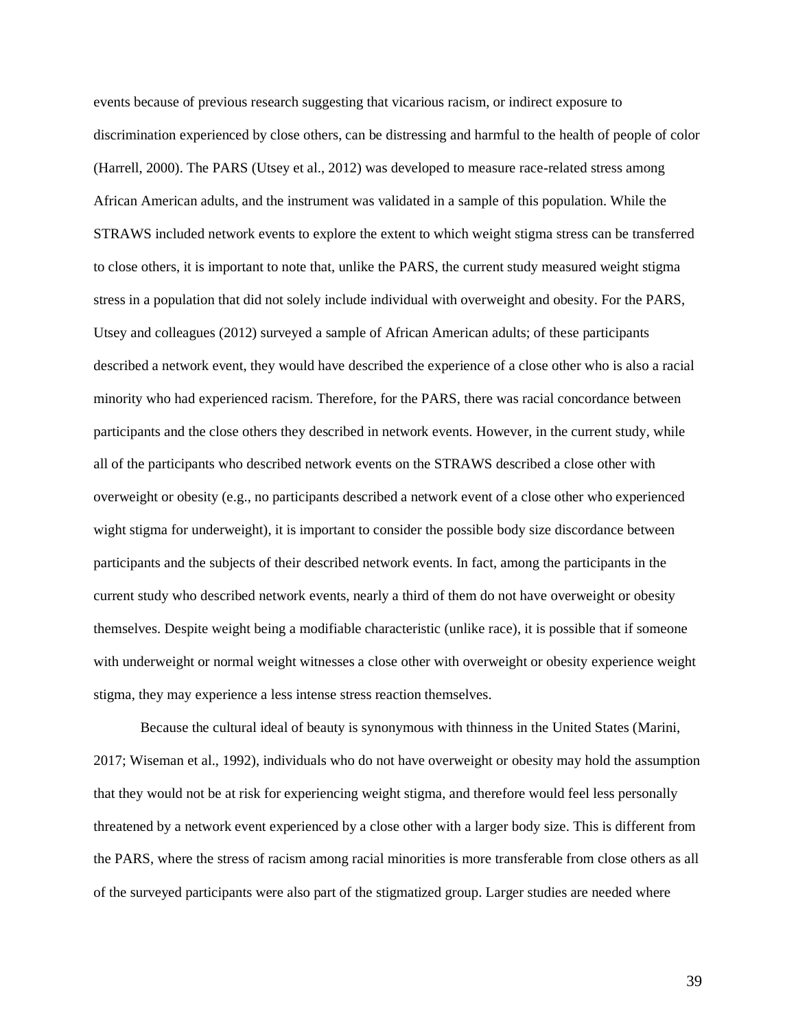events because of previous research suggesting that vicarious racism, or indirect exposure to discrimination experienced by close others, can be distressing and harmful to the health of people of color (Harrell, 2000). The PARS (Utsey et al., 2012) was developed to measure race-related stress among African American adults, and the instrument was validated in a sample of this population. While the STRAWS included network events to explore the extent to which weight stigma stress can be transferred to close others, it is important to note that, unlike the PARS, the current study measured weight stigma stress in a population that did not solely include individual with overweight and obesity. For the PARS, Utsey and colleagues (2012) surveyed a sample of African American adults; of these participants described a network event, they would have described the experience of a close other who is also a racial minority who had experienced racism. Therefore, for the PARS, there was racial concordance between participants and the close others they described in network events. However, in the current study, while all of the participants who described network events on the STRAWS described a close other with overweight or obesity (e.g., no participants described a network event of a close other who experienced wight stigma for underweight), it is important to consider the possible body size discordance between participants and the subjects of their described network events. In fact, among the participants in the current study who described network events, nearly a third of them do not have overweight or obesity themselves. Despite weight being a modifiable characteristic (unlike race), it is possible that if someone with underweight or normal weight witnesses a close other with overweight or obesity experience weight stigma, they may experience a less intense stress reaction themselves.

Because the cultural ideal of beauty is synonymous with thinness in the United States (Marini, 2017; Wiseman et al., 1992), individuals who do not have overweight or obesity may hold the assumption that they would not be at risk for experiencing weight stigma, and therefore would feel less personally threatened by a network event experienced by a close other with a larger body size. This is different from the PARS, where the stress of racism among racial minorities is more transferable from close others as all of the surveyed participants were also part of the stigmatized group. Larger studies are needed where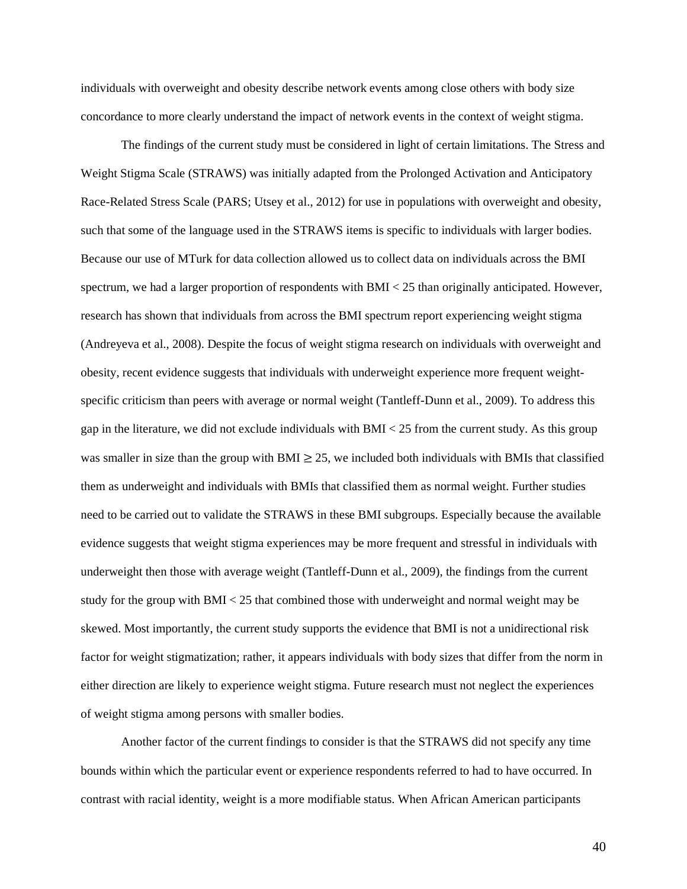individuals with overweight and obesity describe network events among close others with body size concordance to more clearly understand the impact of network events in the context of weight stigma.

The findings of the current study must be considered in light of certain limitations. The Stress and Weight Stigma Scale (STRAWS) was initially adapted from the Prolonged Activation and Anticipatory Race-Related Stress Scale (PARS; Utsey et al., 2012) for use in populations with overweight and obesity, such that some of the language used in the STRAWS items is specific to individuals with larger bodies. Because our use of MTurk for data collection allowed us to collect data on individuals across the BMI spectrum, we had a larger proportion of respondents with BMI < 25 than originally anticipated. However, research has shown that individuals from across the BMI spectrum report experiencing weight stigma (Andreyeva et al., 2008). Despite the focus of weight stigma research on individuals with overweight and obesity, recent evidence suggests that individuals with underweight experience more frequent weight-specific criticism than peers with average or normal weight (Tantleff-Dunn et al., 2009). To address this gap in the literature, we did not exclude individuals with BMI < 25 from the current study. As this group was smaller in size than the group with BMI ≥ 25, we included both individuals with BMIs that classified them as underweight and individuals with BMIs that classified them as normal weight. Further studies need to be carried out to validate the STRAWS in these BMI subgroups. Especially because the available evidence suggests that weight stigma experiences may be more frequent and stressful in individuals with underweight then those with average weight (Tantleff-Dunn et al., 2009), the findings from the current study for the group with BMI < 25 that combined those with underweight and normal weight may be skewed. Most importantly, the current study supports the evidence that BMI is not a unidirectional risk factor for weight stigmatization; rather, it appears individuals with body sizes that differ from the norm in either direction are likely to experience weight stigma. Future research must not neglect the experiences of weight stigma among persons with smaller bodies.

Another factor of the current findings to consider is that the STRAWS did not specify any time bounds within which the particular event or experience respondents referred to had to have occurred. In contrast with racial identity, weight is a more modifiable status. When African American participants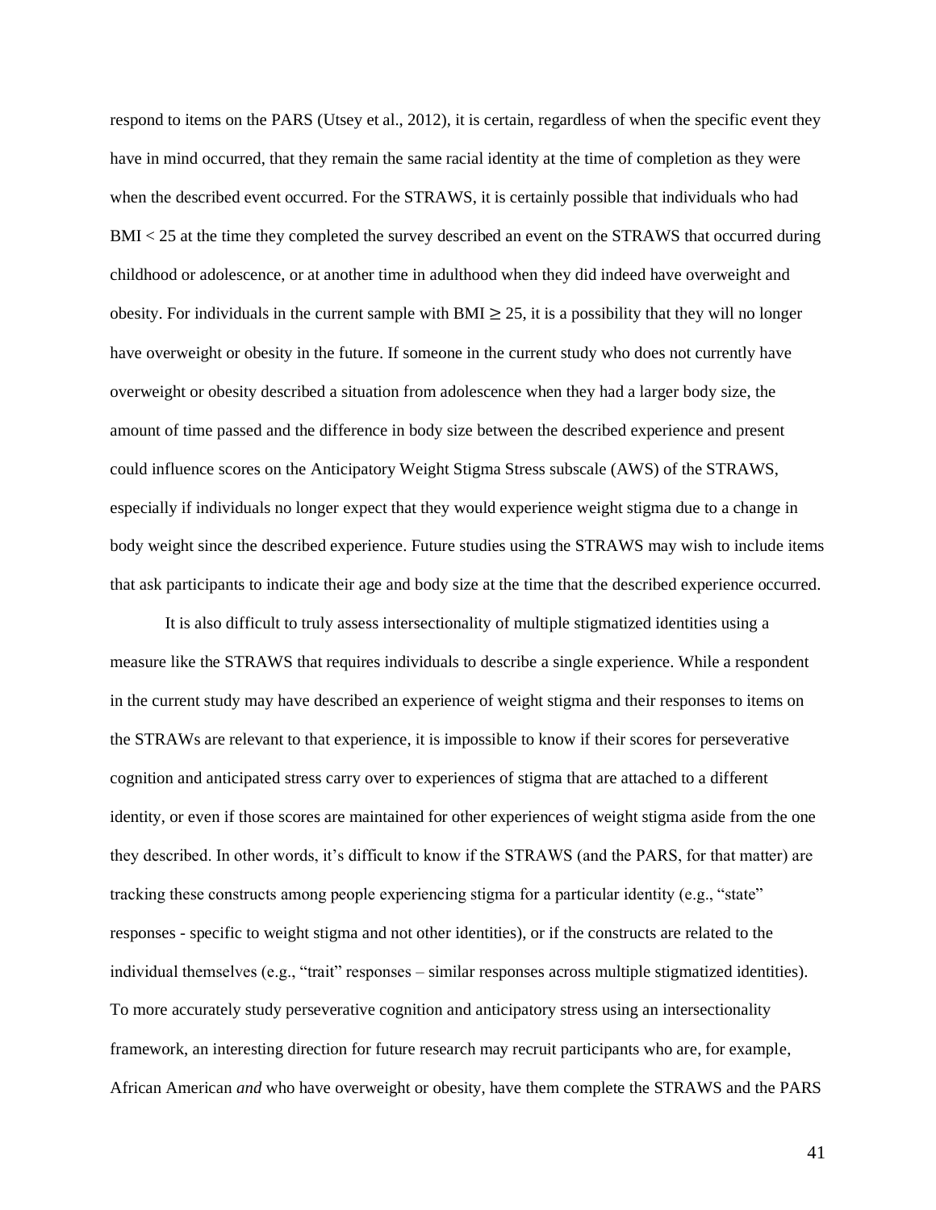respond to items on the PARS (Utsey et al., 2012), it is certain, regardless of when the specific event they have in mind occurred, that they remain the same racial identity at the time of completion as they were when the described event occurred. For the STRAWS, it is certainly possible that individuals who had BMI < 25 at the time they completed the survey described an event on the STRAWS that occurred during childhood or adolescence, or at another time in adulthood when they did indeed have overweight and obesity. For individuals in the current sample with BMI $\geq$ 25, it is a possibility that they will no longer have overweight or obesity in the future. If someone in the current study who does not currently have overweight or obesity described a situation from adolescence when they had a larger body size, the amount of time passed and the difference in body size between the described experience and present could influence scores on the Anticipatory Weight Stigma Stress subscale (AWS) of the STRAWS, especially if individuals no longer expect that they would experience weight stigma due to a change in body weight since the described experience. Future studies using the STRAWS may wish to include items that ask participants to indicate their age and body size at the time that the described experience occurred.

It is also difficult to truly assess intersectionality of multiple stigmatized identities using a measure like the STRAWS that requires individuals to describe a single experience. While a respondent in the current study may have described an experience of weight stigma and their responses to items on the STRAWs are relevant to that experience, it is impossible to know if their scores for perseverative cognition and anticipated stress carry over to experiences of stigma that are attached to a different identity, or even if those scores are maintained for other experiences of weight stigma aside from the one they described. In other words, it's difficult to know if the STRAWS (and the PARS, for that matter) are tracking these constructs among people experiencing stigma for a particular identity (e.g., "state" responses - specific to weight stigma and not other identities), or if the constructs are related to the individual themselves (e.g., "trait" responses – similar responses across multiple stigmatized identities). To more accurately study perseverative cognition and anticipatory stress using an intersectionality framework, an interesting direction for future research may recruit participants who are, for example, African American *and* who have overweight or obesity, have them complete the STRAWS and the PARS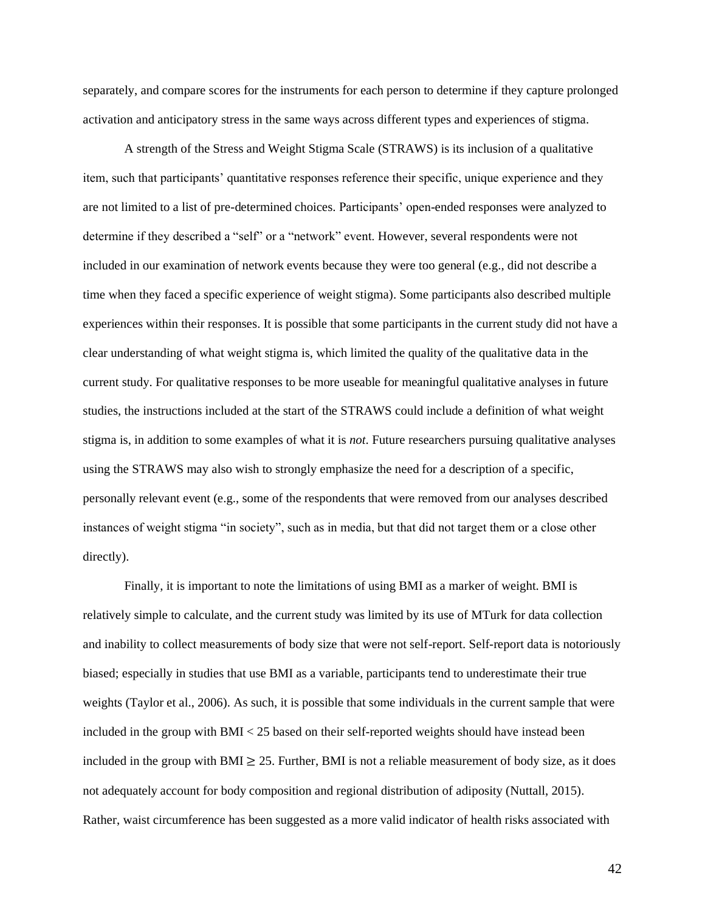separately, and compare scores for the instruments for each person to determine if they capture prolonged activation and anticipatory stress in the same ways across different types and experiences of stigma.

A strength of the Stress and Weight Stigma Scale (STRAWS) is its inclusion of a qualitative item, such that participants' quantitative responses reference their specific, unique experience and they are not limited to a list of pre-determined choices. Participants' open-ended responses were analyzed to determine if they described a "self" or a "network" event. However, several respondents were not included in our examination of network events because they were too general (e.g., did not describe a time when they faced a specific experience of weight stigma). Some participants also described multiple experiences within their responses. It is possible that some participants in the current study did not have a clear understanding of what weight stigma is, which limited the quality of the qualitative data in the current study. For qualitative responses to be more useable for meaningful qualitative analyses in future studies, the instructions included at the start of the STRAWS could include a definition of what weight stigma is, in addition to some examples of what it is *not*. Future researchers pursuing qualitative analyses using the STRAWS may also wish to strongly emphasize the need for a description of a specific, personally relevant event (e.g., some of the respondents that were removed from our analyses described instances of weight stigma "in society", such as in media, but that did not target them or a close other directly).

Finally, it is important to note the limitations of using BMI as a marker of weight. BMI is relatively simple to calculate, and the current study was limited by its use of MTurk for data collection and inability to collect measurements of body size that were not self-report. Self-report data is notoriously biased; especially in studies that use BMI as a variable, participants tend to underestimate their true weights (Taylor et al., 2006). As such, it is possible that some individuals in the current sample that were included in the group with BMI $< 25$ based on their self-reported weights should have instead been included in the group with BMI $\geq 25$. Further, BMI is not a reliable measurement of body size, as it does not adequately account for body composition and regional distribution of adiposity (Nuttall, 2015). Rather, waist circumference has been suggested as a more valid indicator of health risks associated with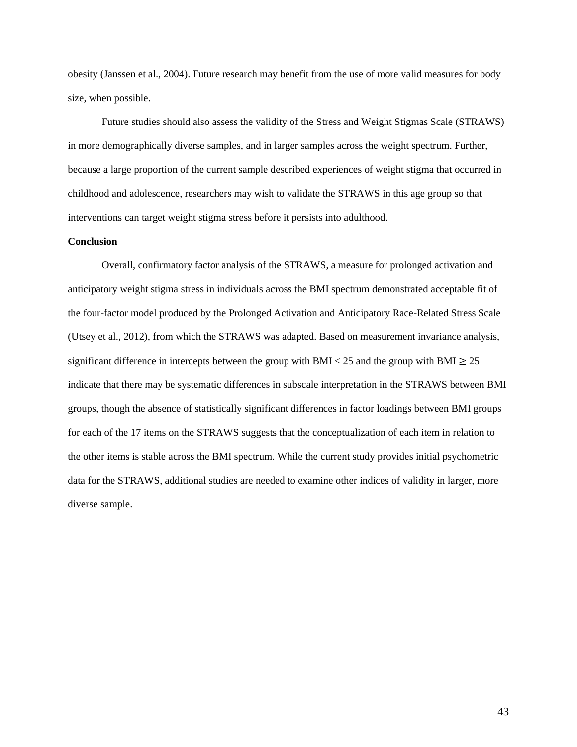obesity (Janssen et al., 2004). Future research may benefit from the use of more valid measures for body size, when possible.

Future studies should also assess the validity of the Stress and Weight Stigmas Scale (STRAWS) in more demographically diverse samples, and in larger samples across the weight spectrum. Further, because a large proportion of the current sample described experiences of weight stigma that occurred in childhood and adolescence, researchers may wish to validate the STRAWS in this age group so that interventions can target weight stigma stress before it persists into adulthood.

**Conclusion**

Overall, confirmatory factor analysis of the STRAWS, a measure for prolonged activation and anticipatory weight stigma stress in individuals across the BMI spectrum demonstrated acceptable fit of the four-factor model produced by the Prolonged Activation and Anticipatory Race-Related Stress Scale (Utsey et al., 2012), from which the STRAWS was adapted. Based on measurement invariance analysis, significant difference in intercepts between the group with BMI $< 25$ and the group with BMI $\geq 25$ indicate that there may be systematic differences in subscale interpretation in the STRAWS between BMI groups, though the absence of statistically significant differences in factor loadings between BMI groups for each of the 17 items on the STRAWS suggests that the conceptualization of each item in relation to the other items is stable across the BMI spectrum. While the current study provides initial psychometric data for the STRAWS, additional studies are needed to examine other indices of validity in larger, more diverse sample.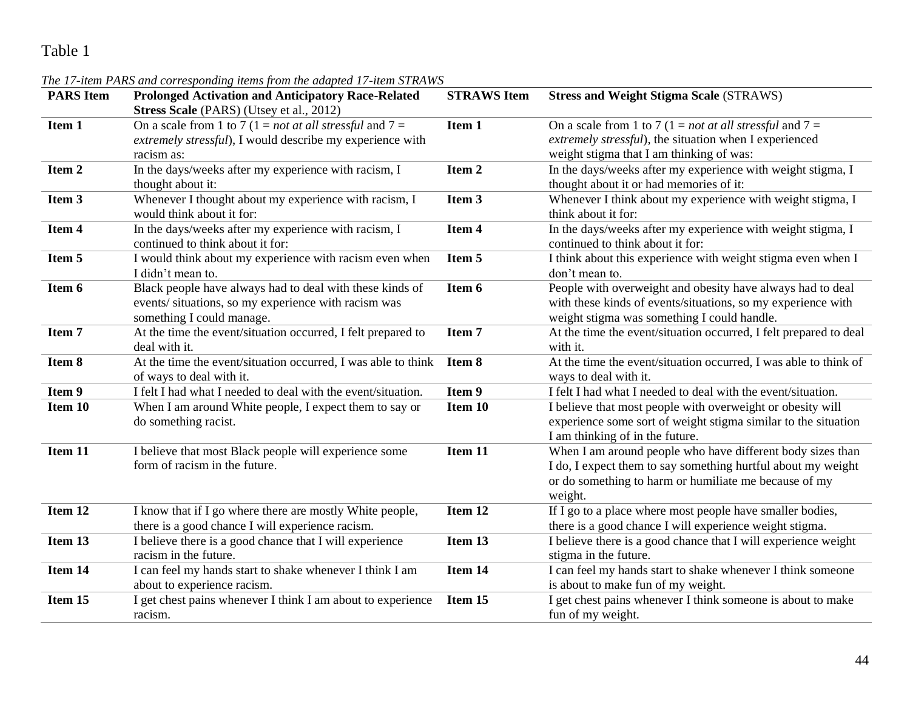Table 1

*The 17-item PARS and corresponding items from the adapted 17-item STRAWS*

| PARS Item | Prolonged Activation and Anticipatory Race-Related Stress Scale (PARS) (Utsey et al., 2012) | STRAWS Item | Stress and Weight Stigma Scale (STRAWS) |
|---|---|---|---|
| **Item 1** | On a scale from 1 to 7 (1 = *not at all stressful* and 7 = *extremely stressful*), I would describe my experience with racism as: | **Item 1** | On a scale from 1 to 7 (1 = *not at all stressful* and 7 = *extremely stressful*), the situation when I experienced weight stigma that I am thinking of was: |
| **Item 2** | In the days/weeks after my experience with racism, I thought about it: | **Item 2** | In the days/weeks after my experience with weight stigma, I thought about it or had memories of it: |
| **Item 3** | Whenever I thought about my experience with racism, I would think about it for: | **Item 3** | Whenever I think about my experience with weight stigma, I think about it for: |
| **Item 4** | In the days/weeks after my experience with racism, I continued to think about it for: | **Item 4** | In the days/weeks after my experience with weight stigma, I continued to think about it for: |
| **Item 5** | I would think about my experience with racism even when I didn't mean to. | **Item 5** | I think about this experience with weight stigma even when I don't mean to. |
| **Item 6** | Black people have always had to deal with these kinds of events/ situations, so my experience with racism was something I could manage. | **Item 6** | People with overweight and obesity have always had to deal with these kinds of events/situations, so my experience with weight stigma was something I could handle. |
| **Item 7** | At the time the event/situation occurred, I felt prepared to deal with it. | **Item 7** | At the time the event/situation occurred, I felt prepared to deal with it. |
| **Item 8** | At the time the event/situation occurred, I was able to think of ways to deal with it. | **Item 8** | At the time the event/situation occurred, I was able to think of ways to deal with it. |
| **Item 9** | I felt I had what I needed to deal with the event/situation. | **Item 9** | I felt I had what I needed to deal with the event/situation. |
| **Item 10** | When I am around White people, I expect them to say or do something racist. | **Item 10** | I believe that most people with overweight or obesity will experience some sort of weight stigma similar to the situation I am thinking of in the future. |
| **Item 11** | I believe that most Black people will experience some form of racism in the future. | **Item 11** | When I am around people who have different body sizes than I do, I expect them to say something hurtful about my weight or do something to harm or humiliate me because of my weight. |
| **Item 12** | I know that if I go where there are mostly White people, there is a good chance I will experience racism. | **Item 12** | If I go to a place where most people have smaller bodies, there is a good chance I will experience weight stigma. |
| **Item 13** | I believe there is a good chance that I will experience racism in the future. | **Item 13** | I believe there is a good chance that I will experience weight stigma in the future. |
| **Item 14** | I can feel my hands start to shake whenever I think I am about to experience racism. | **Item 14** | I can feel my hands start to shake whenever I think someone is about to make fun of my weight. |
| **Item 15** | I get chest pains whenever I think I am about to experience racism. | **Item 15** | I get chest pains whenever I think someone is about to make fun of my weight. |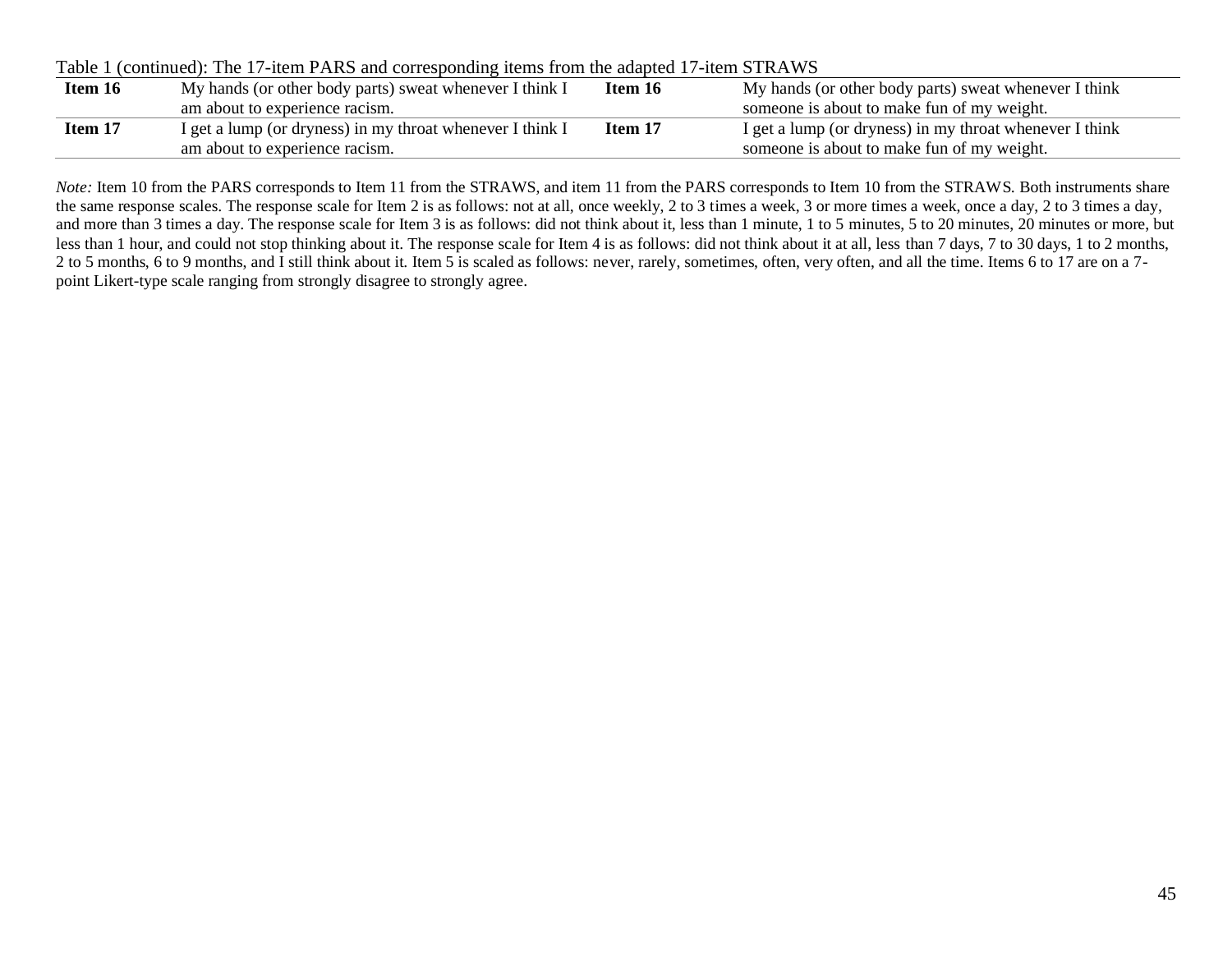Table 1 (continued): The 17-item PARS and corresponding items from the adapted 17-item STRAWS

| | | | |
|---|---|---|---|
| **Item 16** | My hands (or other body parts) sweat whenever I think I am about to experience racism. | **Item 16** | My hands (or other body parts) sweat whenever I think someone is about to make fun of my weight. |
| **Item 17** | I get a lump (or dryness) in my throat whenever I think I am about to experience racism. | **Item 17** | I get a lump (or dryness) in my throat whenever I think someone is about to make fun of my weight. |

*Note:* Item 10 from the PARS corresponds to Item 11 from the STRAWS, and item 11 from the PARS corresponds to Item 10 from the STRAWS. Both instruments share the same response scales. The response scale for Item 2 is as follows: not at all, once weekly, 2 to 3 times a week, 3 or more times a week, once a day, 2 to 3 times a day, and more than 3 times a day. The response scale for Item 3 is as follows: did not think about it, less than 1 minute, 1 to 5 minutes, 5 to 20 minutes, 20 minutes or more, but less than 1 hour, and could not stop thinking about it. The response scale for Item 4 is as follows: did not think about it at all, less than 7 days, 7 to 30 days, 1 to 2 months, 2 to 5 months, 6 to 9 months, and I still think about it. Item 5 is scaled as follows: never, rarely, sometimes, often, very often, and all the time. Items 6 to 17 are on a 7-point Likert-type scale ranging from strongly disagree to strongly agree.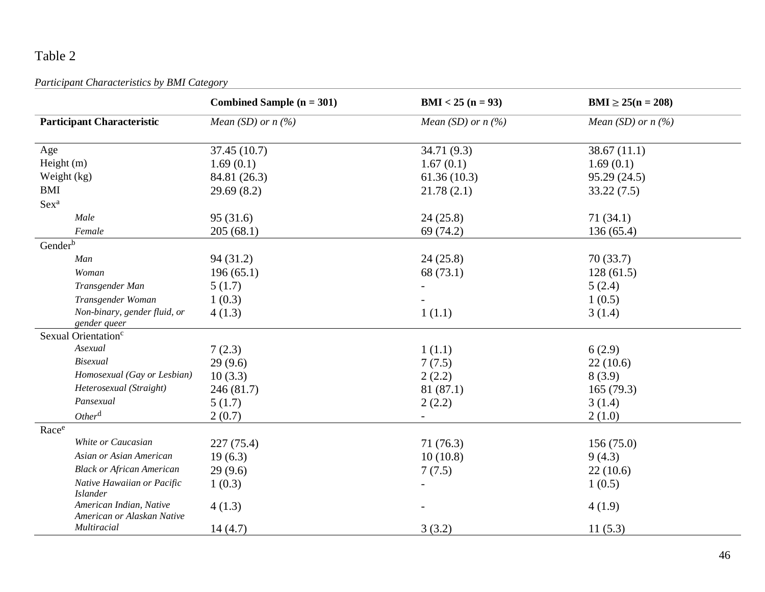Table 2

*Participant Characteristics by BMI Category*

| | Combined Sample (n = 301) | BMI < 25 (n = 93) | BMI ≥ 25(n = 208) |
|---|---|---|---|
| **Participant Characteristic** | *Mean (SD) or n (%)* | *Mean (SD) or n (%)* | *Mean (SD) or n (%)* |
| Age | 37.45 (10.7) | 34.71 (9.3) | 38.67 (11.1) |
| Height (m) | 1.69 (0.1) | 1.67 (0.1) | 1.69 (0.1) |
| Weight (kg) | 84.81 (26.3) | 61.36 (10.3) | 95.29 (24.5) |
| BMI | 29.69 (8.2) | 21.78 (2.1) | 33.22 (7.5) |
| Sex[a] | | | |
| *Male* | 95 (31.6) | 24 (25.8) | 71 (34.1) |
| *Female* | 205 (68.1) | 69 (74.2) | 136 (65.4) |
| Gender[b] | | | |
| *Man* | 94 (31.2) | 24 (25.8) | 70 (33.7) |
| *Woman* | 196 (65.1) | 68 (73.1) | 128 (61.5) |
| *Transgender Man* | 5 (1.7) | - | 5 (2.4) |
| *Transgender Woman* | 1 (0.3) | - | 1 (0.5) |
| *Non-binary, gender fluid, or gender queer* | 4 (1.3) | 1 (1.1) | 3 (1.4) |
| Sexual Orientation[c] | | | |
| *Asexual* | 7 (2.3) | 1 (1.1) | 6 (2.9) |
| *Bisexual* | 29 (9.6) | 7 (7.5) | 22 (10.6) |
| *Homosexual (Gay or Lesbian)* | 10 (3.3) | 2 (2.2) | 8 (3.9) |
| *Heterosexual (Straight)* | 246 (81.7) | 81 (87.1) | 165 (79.3) |
| *Pansexual* | 5 (1.7) | 2 (2.2) | 3 (1.4) |
| *Other*[d] | 2 (0.7) | - | 2 (1.0) |
| Race[e] | | | |
| *White or Caucasian* | 227 (75.4) | 71 (76.3) | 156 (75.0) |
| *Asian or Asian American* | 19 (6.3) | 10 (10.8) | 9 (4.3) |
| *Black or African American* | 29 (9.6) | 7 (7.5) | 22 (10.6) |
| *Native Hawaiian or Pacific Islander* | 1 (0.3) | - | 1 (0.5) |
| *American Indian, Native American or Alaskan Native* | 4 (1.3) | - | 4 (1.9) |
| *Multiracial* | 14 (4.7) | 3 (3.2) | 11 (5.3) |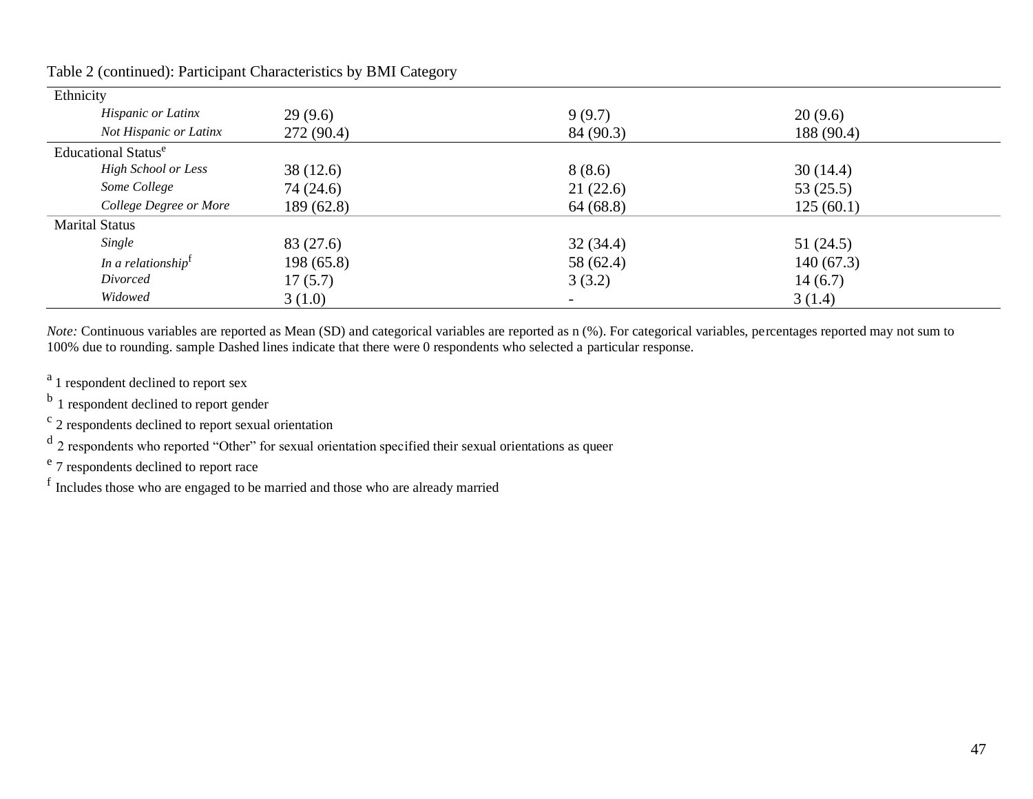Table 2 (continued): Participant Characteristics by BMI Category

| | | | |
|---|---|---|---|
| Ethnicity | | | |
| *Hispanic or Latinx* | 29 (9.6) | 9 (9.7) | 20 (9.6) |
| *Not Hispanic or Latinx* | 272 (90.4) | 84 (90.3) | 188 (90.4) |
| Educational Status[e] | | | |
| *High School or Less* | 38 (12.6) | 8 (8.6) | 30 (14.4) |
| *Some College* | 74 (24.6) | 21 (22.6) | 53 (25.5) |
| *College Degree or More* | 189 (62.8) | 64 (68.8) | 125 (60.1) |
| Marital Status | | | |
| *Single* | 83 (27.6) | 32 (34.4) | 51 (24.5) |
| *In a relationship*[f] | 198 (65.8) | 58 (62.4) | 140 (67.3) |
| *Divorced* | 17 (5.7) | 3 (3.2) | 14 (6.7) |
| *Widowed* | 3 (1.0) | - | 3 (1.4) |

*Note:* Continuous variables are reported as Mean (SD) and categorical variables are reported as n (%). For categorical variables, percentages reported may not sum to 100% due to rounding. sample Dashed lines indicate that there were 0 respondents who selected a particular response.

[a] 1 respondent declined to report sex

[b] 1 respondent declined to report gender

[c] 2 respondents declined to report sexual orientation

[d] 2 respondents who reported "Other" for sexual orientation specified their sexual orientations as queer

[e] 7 respondents declined to report race

[f] Includes those who are engaged to be married and those who are already married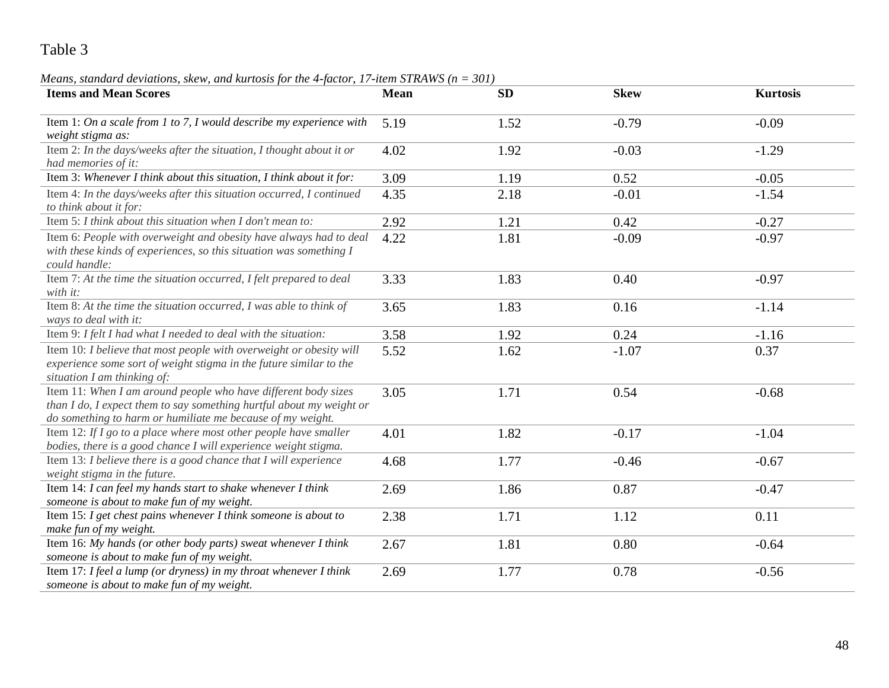Table 3

*Means, standard deviations, skew, and kurtosis for the 4-factor, 17-item STRAWS (n = 301)*

| Items and Mean Scores | Mean | SD | Skew | Kurtosis |
|---|---|---|---|---|
| Item 1: *On a scale from 1 to 7, I would describe my experience with weight stigma as:* | 5.19 | 1.52 | -0.79 | -0.09 |
| Item 2: *In the days/weeks after the situation, I thought about it or had memories of it:* | 4.02 | 1.92 | -0.03 | -1.29 |
| Item 3: *Whenever I think about this situation, I think about it for:* | 3.09 | 1.19 | 0.52 | -0.05 |
| Item 4: *In the days/weeks after this situation occurred, I continued to think about it for:* | 4.35 | 2.18 | -0.01 | -1.54 |
| Item 5: *I think about this situation when I don't mean to:* | 2.92 | 1.21 | 0.42 | -0.27 |
| Item 6: *People with overweight and obesity have always had to deal with these kinds of experiences, so this situation was something I could handle:* | 4.22 | 1.81 | -0.09 | -0.97 |
| Item 7: *At the time the situation occurred, I felt prepared to deal with it:* | 3.33 | 1.83 | 0.40 | -0.97 |
| Item 8: *At the time the situation occurred, I was able to think of ways to deal with it:* | 3.65 | 1.83 | 0.16 | -1.14 |
| Item 9: *I felt I had what I needed to deal with the situation:* | 3.58 | 1.92 | 0.24 | -1.16 |
| Item 10: *I believe that most people with overweight or obesity will experience some sort of weight stigma in the future similar to the situation I am thinking of:* | 5.52 | 1.62 | -1.07 | 0.37 |
| Item 11: *When I am around people who have different body sizes than I do, I expect them to say something hurtful about my weight or do something to harm or humiliate me because of my weight.* | 3.05 | 1.71 | 0.54 | -0.68 |
| Item 12: *If I go to a place where most other people have smaller bodies, there is a good chance I will experience weight stigma.* | 4.01 | 1.82 | -0.17 | -1.04 |
| Item 13: *I believe there is a good chance that I will experience weight stigma in the future.* | 4.68 | 1.77 | -0.46 | -0.67 |
| Item 14: *I can feel my hands start to shake whenever I think someone is about to make fun of my weight.* | 2.69 | 1.86 | 0.87 | -0.47 |
| Item 15: *I get chest pains whenever I think someone is about to make fun of my weight.* | 2.38 | 1.71 | 1.12 | 0.11 |
| Item 16: *My hands (or other body parts) sweat whenever I think someone is about to make fun of my weight.* | 2.67 | 1.81 | 0.80 | -0.64 |
| Item 17: *I feel a lump (or dryness) in my throat whenever I think someone is about to make fun of my weight.* | 2.69 | 1.77 | 0.78 | -0.56 |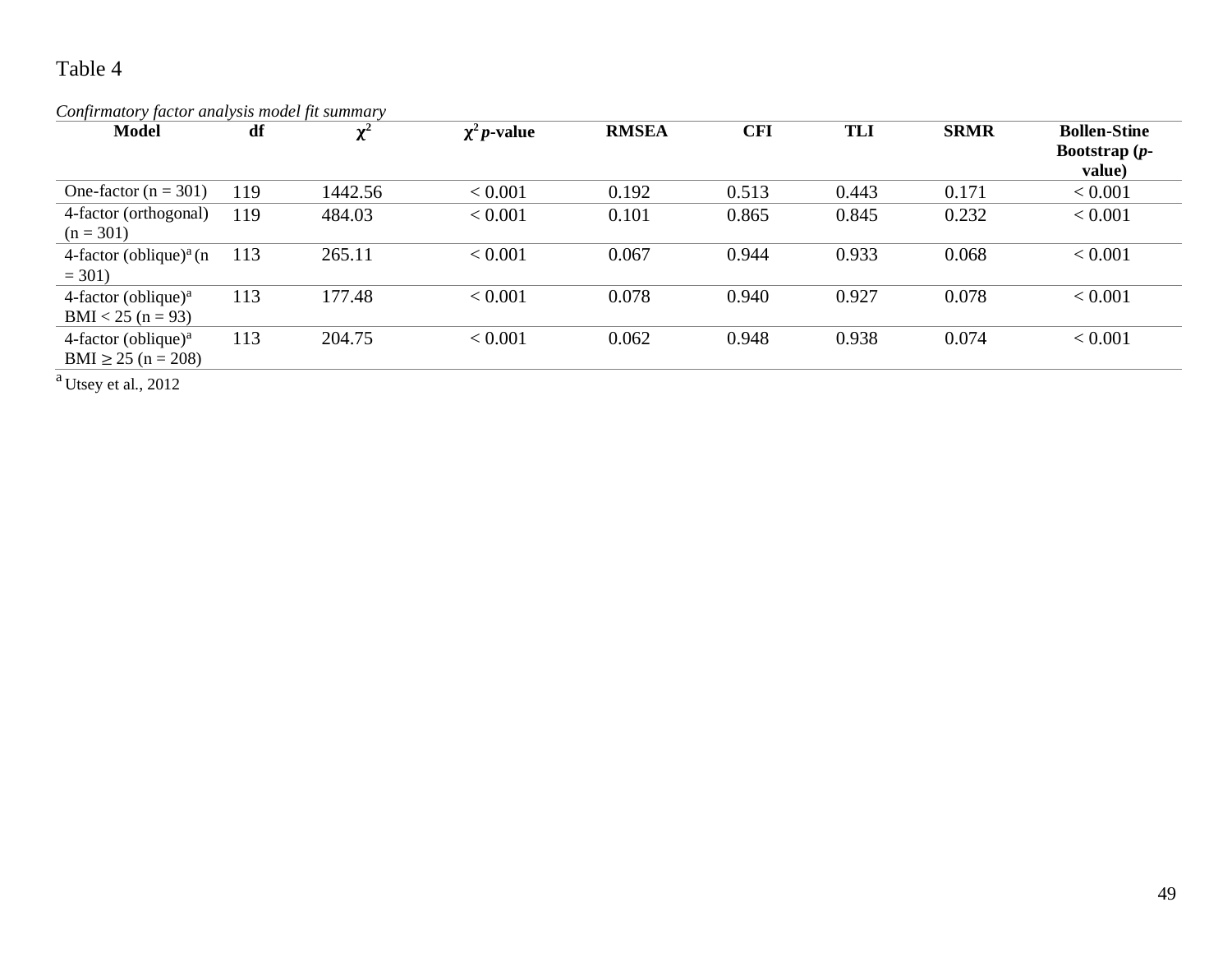Table 4

*Confirmatory factor analysis model fit summary*

| Model | df | $\chi^2$ | $\chi^2$ *p*-value | RMSEA | CFI | TLI | SRMR | Bollen-Stine Bootstrap (*p*-value) |
|---|---|---|---|---|---|---|---|---|
| One-factor (n = 301) | 119 | 1442.56 | < 0.001 | 0.192 | 0.513 | 0.443 | 0.171 | < 0.001 |
| 4-factor (orthogonal) (n = 301) | 119 | 484.03 | < 0.001 | 0.101 | 0.865 | 0.845 | 0.232 | < 0.001 |
| 4-factor (oblique)[a] (n = 301) | 113 | 265.11 | < 0.001 | 0.067 | 0.944 | 0.933 | 0.068 | < 0.001 |
| 4-factor (oblique)[a] BMI < 25 (n = 93) | 113 | 177.48 | < 0.001 | 0.078 | 0.940 | 0.927 | 0.078 | < 0.001 |
| 4-factor (oblique)[a] BMI ≥ 25 (n = 208) | 113 | 204.75 | < 0.001 | 0.062 | 0.948 | 0.938 | 0.074 | < 0.001 |

[a] Utsey et al., 2012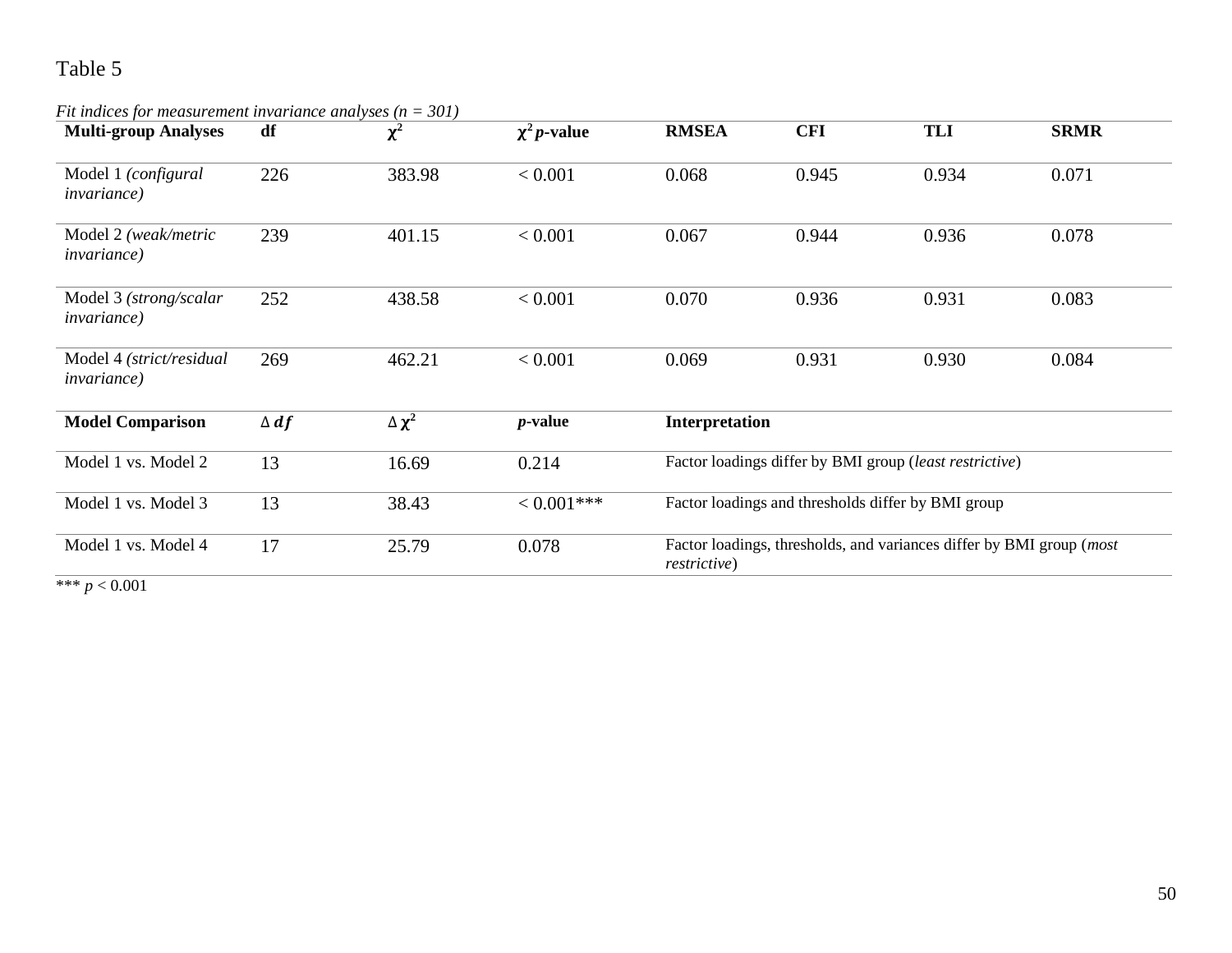Table 5

*Fit indices for measurement invariance analyses (n = 301)*

| Multi-group Analyses | df | $\chi^2$ | $\chi^2$ *p*-value | RMSEA | CFI | TLI | SRMR |
|---|---|---|---|---|---|---|---|
| Model 1 *(configural invariance)* | 226 | 383.98 | < 0.001 | 0.068 | 0.945 | 0.934 | 0.071 |
| Model 2 *(weak/metric invariance)* | 239 | 401.15 | < 0.001 | 0.067 | 0.944 | 0.936 | 0.078 |
| Model 3 *(strong/scalar invariance)* | 252 | 438.58 | < 0.001 | 0.070 | 0.936 | 0.931 | 0.083 |
| Model 4 *(strict/residual invariance)* | 269 | 462.21 | < 0.001 | 0.069 | 0.931 | 0.930 | 0.084 |
| **Model Comparison** | $\Delta\, df$ | $\Delta\, \chi^2$ | ***p*-value** | **Interpretation** | | | |
| Model 1 vs. Model 2 | 13 | 16.69 | 0.214 | Factor loadings differ by BMI group (*least restrictive*) | | | |
| Model 1 vs. Model 3 | 13 | 38.43 | < 0.001*** | Factor loadings and thresholds differ by BMI group | | | |
| Model 1 vs. Model 4 | 17 | 25.79 | 0.078 | Factor loadings, thresholds, and variances differ by BMI group (*most restrictive*) | | | |

*** $p < 0.001$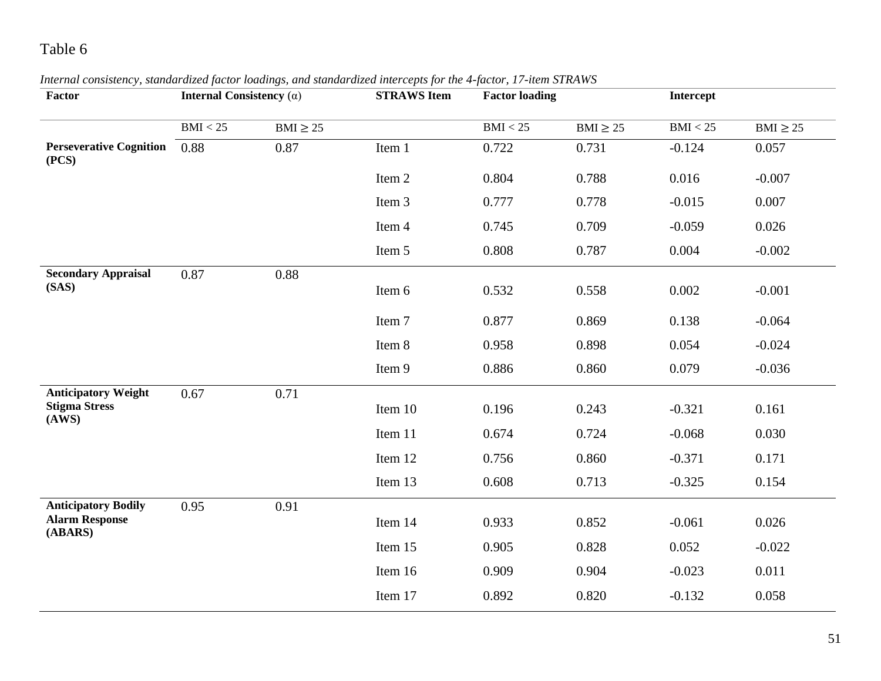Table 6

*Internal consistency, standardized factor loadings, and standardized intercepts for the 4-factor, 17-item STRAWS*

| **Factor** | **Internal Consistency (α)** | | **STRAWS Item** | **Factor loading** | | **Intercept** | |
|---|---|---|---|---|---|---|---|
| | BMI < 25 | BMI ≥ 25 | | BMI < 25 | BMI ≥ 25 | BMI < 25 | BMI ≥ 25 |
| **Perseverative Cognition (PCS)** | 0.88 | 0.87 | Item 1 | 0.722 | 0.731 | -0.124 | 0.057 |
| | | | Item 2 | 0.804 | 0.788 | 0.016 | -0.007 |
| | | | Item 3 | 0.777 | 0.778 | -0.015 | 0.007 |
| | | | Item 4 | 0.745 | 0.709 | -0.059 | 0.026 |
| | | | Item 5 | 0.808 | 0.787 | 0.004 | -0.002 |
| **Secondary Appraisal (SAS)** | 0.87 | 0.88 | | | | | |
| | | | Item 6 | 0.532 | 0.558 | 0.002 | -0.001 |
| | | | Item 7 | 0.877 | 0.869 | 0.138 | -0.064 |
| | | | Item 8 | 0.958 | 0.898 | 0.054 | -0.024 |
| | | | Item 9 | 0.886 | 0.860 | 0.079 | -0.036 |
| **Anticipatory Weight Stigma Stress (AWS)** | 0.67 | 0.71 | | | | | |
| | | | Item 10 | 0.196 | 0.243 | -0.321 | 0.161 |
| | | | Item 11 | 0.674 | 0.724 | -0.068 | 0.030 |
| | | | Item 12 | 0.756 | 0.860 | -0.371 | 0.171 |
| | | | Item 13 | 0.608 | 0.713 | -0.325 | 0.154 |
| **Anticipatory Bodily Alarm Response (ABARS)** | 0.95 | 0.91 | | | | | |
| | | | Item 14 | 0.933 | 0.852 | -0.061 | 0.026 |
| | | | Item 15 | 0.905 | 0.828 | 0.052 | -0.022 |
| | | | Item 16 | 0.909 | 0.904 | -0.023 | 0.011 |
| | | | Item 17 | 0.892 | 0.820 | -0.132 | 0.058 |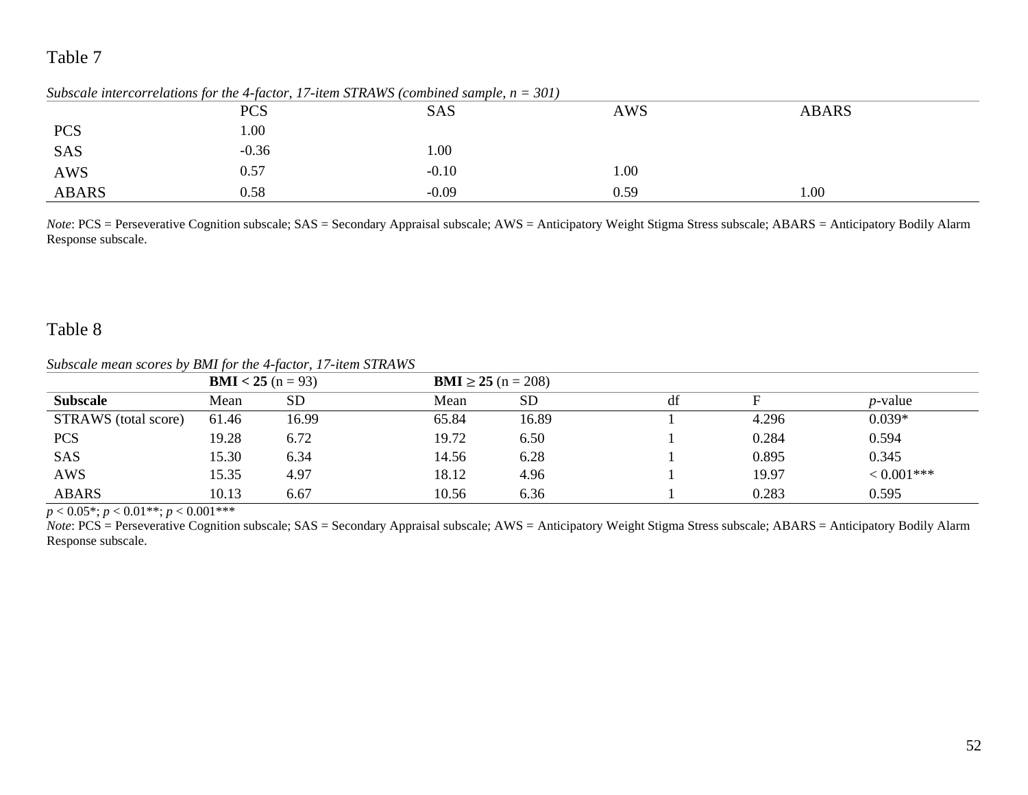Table 7

*Subscale intercorrelations for the 4-factor, 17-item STRAWS (combined sample, n = 301)*

| | PCS | SAS | AWS | ABARS |
|---|---|---|---|---|
| PCS | 1.00 | | | |
| SAS | -0.36 | 1.00 | | |
| AWS | 0.57 | -0.10 | 1.00 | |
| ABARS | 0.58 | -0.09 | 0.59 | 1.00 |

*Note*: PCS = Perseverative Cognition subscale; SAS = Secondary Appraisal subscale; AWS = Anticipatory Weight Stigma Stress subscale; ABARS = Anticipatory Bodily Alarm Response subscale.

Table 8

*Subscale mean scores by BMI for the 4-factor, 17-item STRAWS*

| | **BMI < 25** (n = 93) | | **BMI ≥ 25** (n = 208) | | | | |
|---|---|---|---|---|---|---|---|
| **Subscale** | Mean | SD | Mean | SD | df | F | *p*-value |
| STRAWS (total score) | 61.46 | 16.99 | 65.84 | 16.89 | 1 | 4.296 | 0.039* |
| PCS | 19.28 | 6.72 | 19.72 | 6.50 | 1 | 0.284 | 0.594 |
| SAS | 15.30 | 6.34 | 14.56 | 6.28 | 1 | 0.895 | 0.345 |
| AWS | 15.35 | 4.97 | 18.12 | 4.96 | 1 | 19.97 | < 0.001*** |
| ABARS | 10.13 | 6.67 | 10.56 | 6.36 | 1 | 0.283 | 0.595 |

$p < 0.05$*; $p < 0.01$**; $p < 0.001$***

*Note*: PCS = Perseverative Cognition subscale; SAS = Secondary Appraisal subscale; AWS = Anticipatory Weight Stigma Stress subscale; ABARS = Anticipatory Bodily Alarm Response subscale.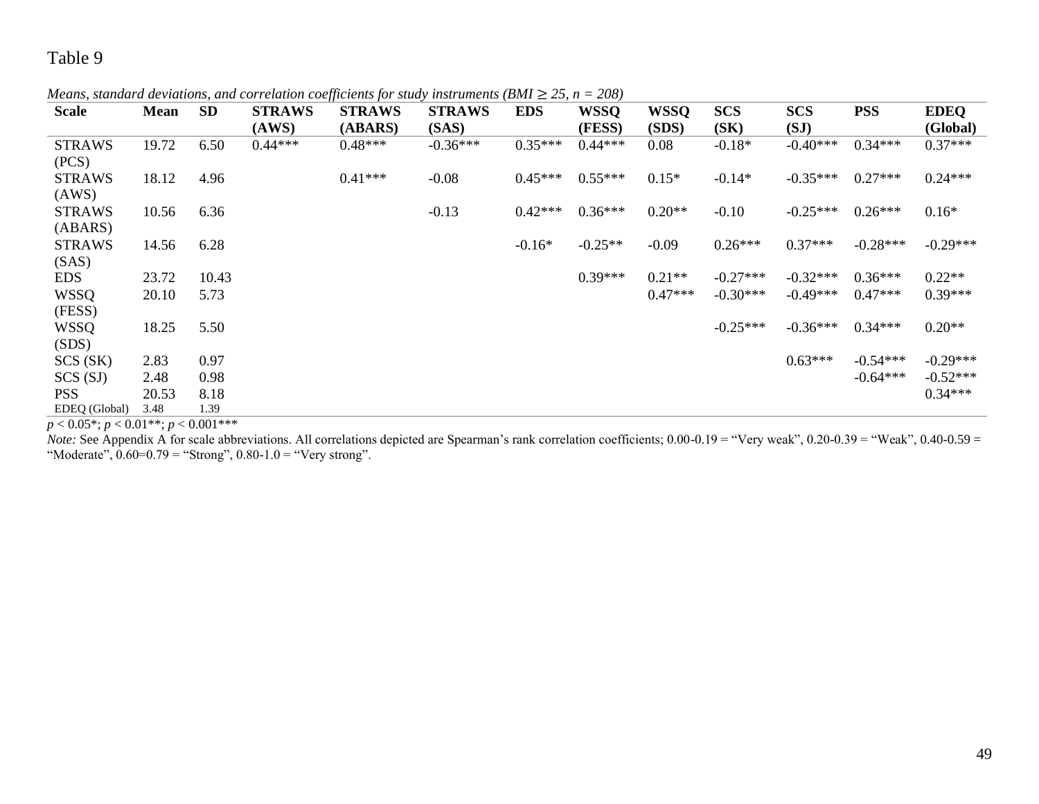Table 9

*Means, standard deviations, and correlation coefficients for study instruments (BMI ≥ 25, n = 208)*

| Scale | Mean | SD | STRAWS (AWS) | STRAWS (ABARS) | STRAWS (SAS) | EDS | WSSQ (FESS) | WSSQ (SDS) | SCS (SK) | SCS (SJ) | PSS | EDEQ (Global) |
|---|---|---|---|---|---|---|---|---|---|---|---|---|
| STRAWS (PCS) | 19.72 | 6.50 | 0.44*** | 0.48*** | -0.36*** | 0.35*** | 0.44*** | 0.08 | -0.18* | -0.40*** | 0.34*** | 0.37*** |
| STRAWS (AWS) | 18.12 | 4.96 | | 0.41*** | -0.08 | 0.45*** | 0.55*** | 0.15* | -0.14* | -0.35*** | 0.27*** | 0.24*** |
| STRAWS (ABARS) | 10.56 | 6.36 | | | -0.13 | 0.42*** | 0.36*** | 0.20** | -0.10 | -0.25*** | 0.26*** | 0.16* |
| STRAWS (SAS) | 14.56 | 6.28 | | | | -0.16* | -0.25** | -0.09 | 0.26*** | 0.37*** | -0.28*** | -0.29*** |
| EDS | 23.72 | 10.43 | | | | | 0.39*** | 0.21** | -0.27*** | -0.32*** | 0.36*** | 0.22** |
| WSSQ (FESS) | 20.10 | 5.73 | | | | | | 0.47*** | -0.30*** | -0.49*** | 0.47*** | 0.39*** |
| WSSQ (SDS) | 18.25 | 5.50 | | | | | | | -0.25*** | -0.36*** | 0.34*** | 0.20** |
| SCS (SK) | 2.83 | 0.97 | | | | | | | | 0.63*** | -0.54*** | -0.29*** |
| SCS (SJ) | 2.48 | 0.98 | | | | | | | | | -0.64*** | -0.52*** |
| PSS | 20.53 | 8.18 | | | | | | | | | | 0.34*** |
| EDEQ (Global) | 3.48 | 1.39 | | | | | | | | | | |

$p < 0.05$*; $p < 0.01$**; $p < 0.001$***

*Note:* See Appendix A for scale abbreviations. All correlations depicted are Spearman's rank correlation coefficients; 0.00-0.19 = "Very weak", 0.20-0.39 = "Weak", 0.40-0.59 = "Moderate", 0.60=0.79 = "Strong", 0.80-1.0 = "Very strong".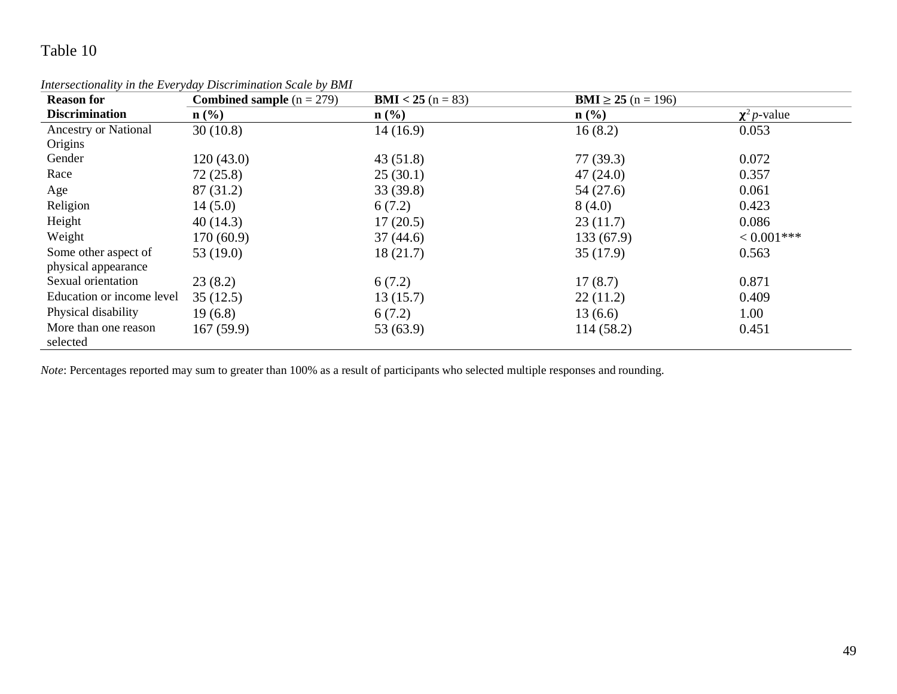Table 10

*Intersectionality in the Everyday Discrimination Scale by BMI*

| Reason for Discrimination | **Combined sample** (n = 279) | **BMI < 25** (n = 83) | **BMI ≥ 25** (n = 196) | |
|---|---|---|---|---|
| | **n (%)** | **n (%)** | **n (%)** | $\chi^2$ *p*-value |
| Ancestry or National Origins | 30 (10.8) | 14 (16.9) | 16 (8.2) | 0.053 |
| Gender | 120 (43.0) | 43 (51.8) | 77 (39.3) | 0.072 |
| Race | 72 (25.8) | 25 (30.1) | 47 (24.0) | 0.357 |
| Age | 87 (31.2) | 33 (39.8) | 54 (27.6) | 0.061 |
| Religion | 14 (5.0) | 6 (7.2) | 8 (4.0) | 0.423 |
| Height | 40 (14.3) | 17 (20.5) | 23 (11.7) | 0.086 |
| Weight | 170 (60.9) | 37 (44.6) | 133 (67.9) | < 0.001*** |
| Some other aspect of physical appearance | 53 (19.0) | 18 (21.7) | 35 (17.9) | 0.563 |
| Sexual orientation | 23 (8.2) | 6 (7.2) | 17 (8.7) | 0.871 |
| Education or income level | 35 (12.5) | 13 (15.7) | 22 (11.2) | 0.409 |
| Physical disability | 19 (6.8) | 6 (7.2) | 13 (6.6) | 1.00 |
| More than one reason selected | 167 (59.9) | 53 (63.9) | 114 (58.2) | 0.451 |

*Note*: Percentages reported may sum to greater than 100% as a result of participants who selected multiple responses and rounding.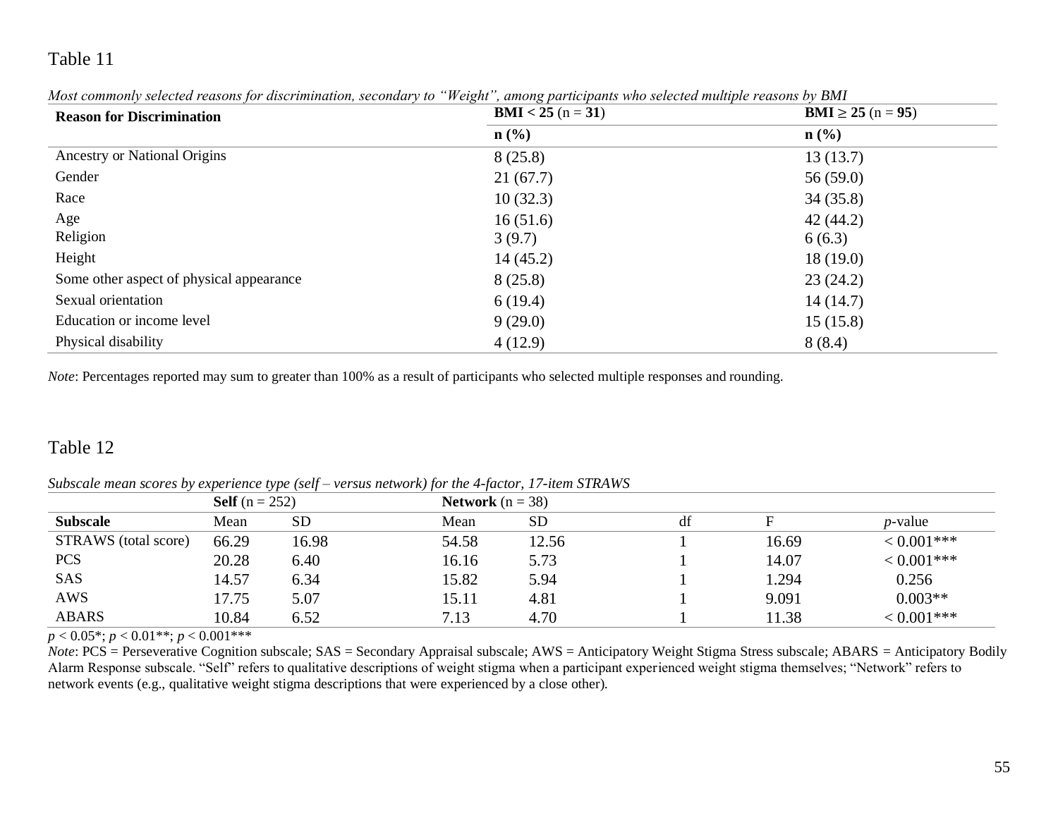Table 11

*Most commonly selected reasons for discrimination, secondary to "Weight", among participants who selected multiple reasons by BMI*

| **Reason for Discrimination** | **BMI < 25** (n = **31**) | **BMI ≥ 25** (n = **95**) |
|---|---|---|
| | **n (%)** | **n (%)** |
| Ancestry or National Origins | 8 (25.8) | 13 (13.7) |
| Gender | 21 (67.7) | 56 (59.0) |
| Race | 10 (32.3) | 34 (35.8) |
| Age | 16 (51.6) | 42 (44.2) |
| Religion | 3 (9.7) | 6 (6.3) |
| Height | 14 (45.2) | 18 (19.0) |
| Some other aspect of physical appearance | 8 (25.8) | 23 (24.2) |
| Sexual orientation | 6 (19.4) | 14 (14.7) |
| Education or income level | 9 (29.0) | 15 (15.8) |
| Physical disability | 4 (12.9) | 8 (8.4) |

*Note*: Percentages reported may sum to greater than 100% as a result of participants who selected multiple responses and rounding.

Table 12

*Subscale mean scores by experience type (self – versus network) for the 4-factor, 17-item STRAWS*

| | **Self** (n = 252) | | **Network** (n = 38) | | | | |
|---|---|---|---|---|---|---|---|
| **Subscale** | Mean | SD | Mean | SD | df | F | *p*-value |
| STRAWS (total score) | 66.29 | 16.98 | 54.58 | 12.56 | 1 | 16.69 | < 0.001*** |
| PCS | 20.28 | 6.40 | 16.16 | 5.73 | 1 | 14.07 | < 0.001*** |
| SAS | 14.57 | 6.34 | 15.82 | 5.94 | 1 | 1.294 | 0.256 |
| AWS | 17.75 | 5.07 | 15.11 | 4.81 | 1 | 9.091 | 0.003** |
| ABARS | 10.84 | 6.52 | 7.13 | 4.70 | 1 | 11.38 | < 0.001*** |

$p < 0.05$*; $p < 0.01$**; $p < 0.001$***

*Note*: PCS = Perseverative Cognition subscale; SAS = Secondary Appraisal subscale; AWS = Anticipatory Weight Stigma Stress subscale; ABARS = Anticipatory Bodily Alarm Response subscale. "Self" refers to qualitative descriptions of weight stigma when a participant experienced weight stigma themselves; "Network" refers to network events (e.g., qualitative weight stigma descriptions that were experienced by a close other).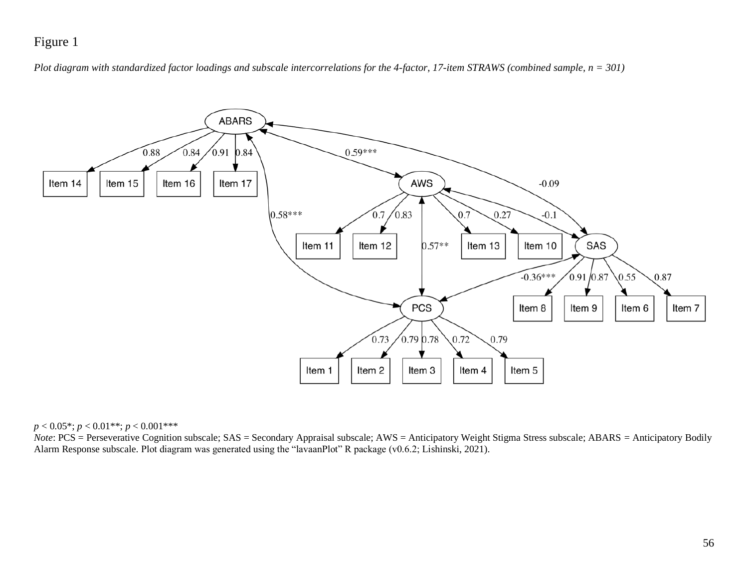Figure 1

*Plot diagram with standardized factor loadings and subscale intercorrelations for the 4-factor, 17-item STRAWS (combined sample, n = 301)*

*p* < 0.05*; *p* < 0.01**; *p* < 0.001***

*Note*: PCS = Perseverative Cognition subscale; SAS = Secondary Appraisal subscale; AWS = Anticipatory Weight Stigma Stress subscale; ABARS = Anticipatory Bodily Alarm Response subscale. Plot diagram was generated using the "lavaanPlot" R package (v0.6.2; Lishinski, 2021).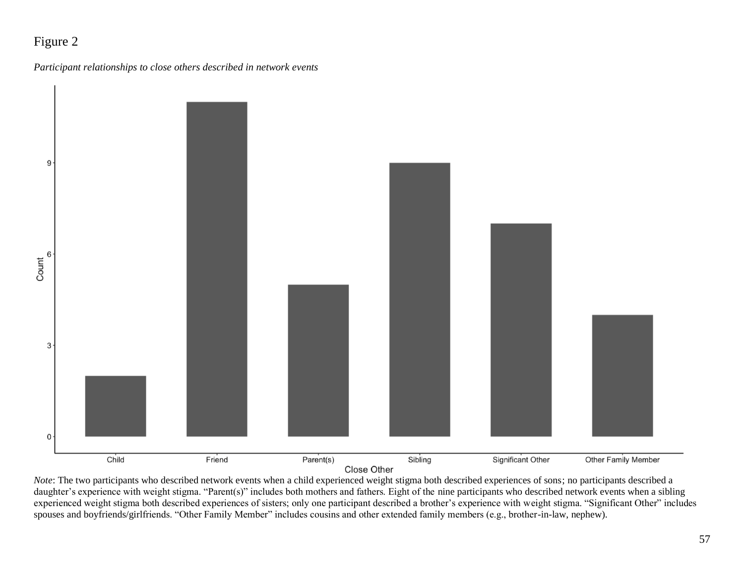Figure 2

*Participant relationships to close others described in network events*

*Note*: The two participants who described network events when a child experienced weight stigma both described experiences of sons; no participants described a daughter's experience with weight stigma. "Parent(s)" includes both mothers and fathers. Eight of the nine participants who described network events when a sibling experienced weight stigma both described experiences of sisters; only one participant described a brother's experience with weight stigma. "Significant Other" includes spouses and boyfriends/girlfriends. "Other Family Member" includes cousins and other extended family members (e.g., brother-in-law, nephew).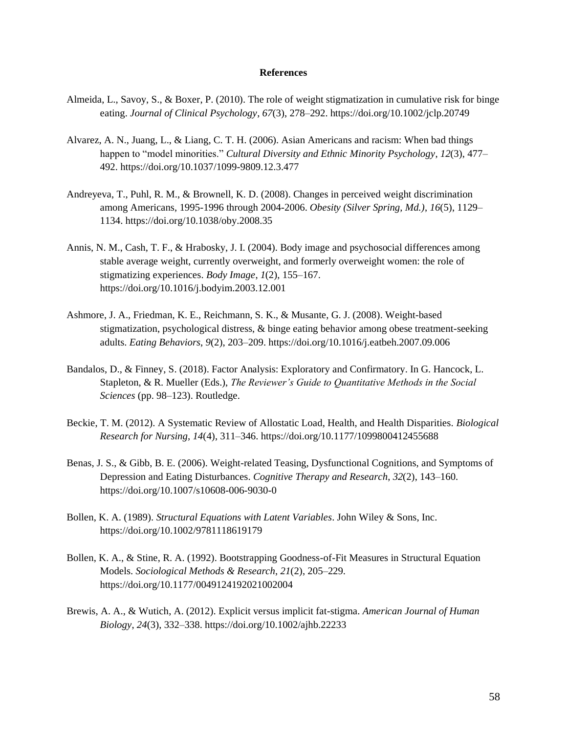# References

Almeida, L., Savoy, S., & Boxer, P. (2010). The role of weight stigmatization in cumulative risk for binge eating. *Journal of Clinical Psychology*, *67*(3), 278–292. https://doi.org/10.1002/jclp.20749

Alvarez, A. N., Juang, L., & Liang, C. T. H. (2006). Asian Americans and racism: When bad things happen to "model minorities." *Cultural Diversity and Ethnic Minority Psychology*, *12*(3), 477–492. https://doi.org/10.1037/1099-9809.12.3.477

Andreyeva, T., Puhl, R. M., & Brownell, K. D. (2008). Changes in perceived weight discrimination among Americans, 1995-1996 through 2004-2006. *Obesity (Silver Spring, Md.)*, *16*(5), 1129–1134. https://doi.org/10.1038/oby.2008.35

Annis, N. M., Cash, T. F., & Hrabosky, J. I. (2004). Body image and psychosocial differences among stable average weight, currently overweight, and formerly overweight women: the role of stigmatizing experiences. *Body Image*, *1*(2), 155–167. https://doi.org/10.1016/j.bodyim.2003.12.001

Ashmore, J. A., Friedman, K. E., Reichmann, S. K., & Musante, G. J. (2008). Weight-based stigmatization, psychological distress, & binge eating behavior among obese treatment-seeking adults. *Eating Behaviors*, *9*(2), 203–209. https://doi.org/10.1016/j.eatbeh.2007.09.006

Bandalos, D., & Finney, S. (2018). Factor Analysis: Exploratory and Confirmatory. In G. Hancock, L. Stapleton, & R. Mueller (Eds.), *The Reviewer's Guide to Quantitative Methods in the Social Sciences* (pp. 98–123). Routledge.

Beckie, T. M. (2012). A Systematic Review of Allostatic Load, Health, and Health Disparities. *Biological Research for Nursing*, *14*(4), 311–346. https://doi.org/10.1177/1099800412455688

Benas, J. S., & Gibb, B. E. (2006). Weight-related Teasing, Dysfunctional Cognitions, and Symptoms of Depression and Eating Disturbances. *Cognitive Therapy and Research*, *32*(2), 143–160. https://doi.org/10.1007/s10608-006-9030-0

Bollen, K. A. (1989). *Structural Equations with Latent Variables*. John Wiley & Sons, Inc. https://doi.org/10.1002/9781118619179

Bollen, K. A., & Stine, R. A. (1992). Bootstrapping Goodness-of-Fit Measures in Structural Equation Models. *Sociological Methods & Research*, *21*(2), 205–229. https://doi.org/10.1177/0049124192021002004

Brewis, A. A., & Wutich, A. (2012). Explicit versus implicit fat-stigma. *American Journal of Human Biology*, *24*(3), 332–338. https://doi.org/10.1002/ajhb.22233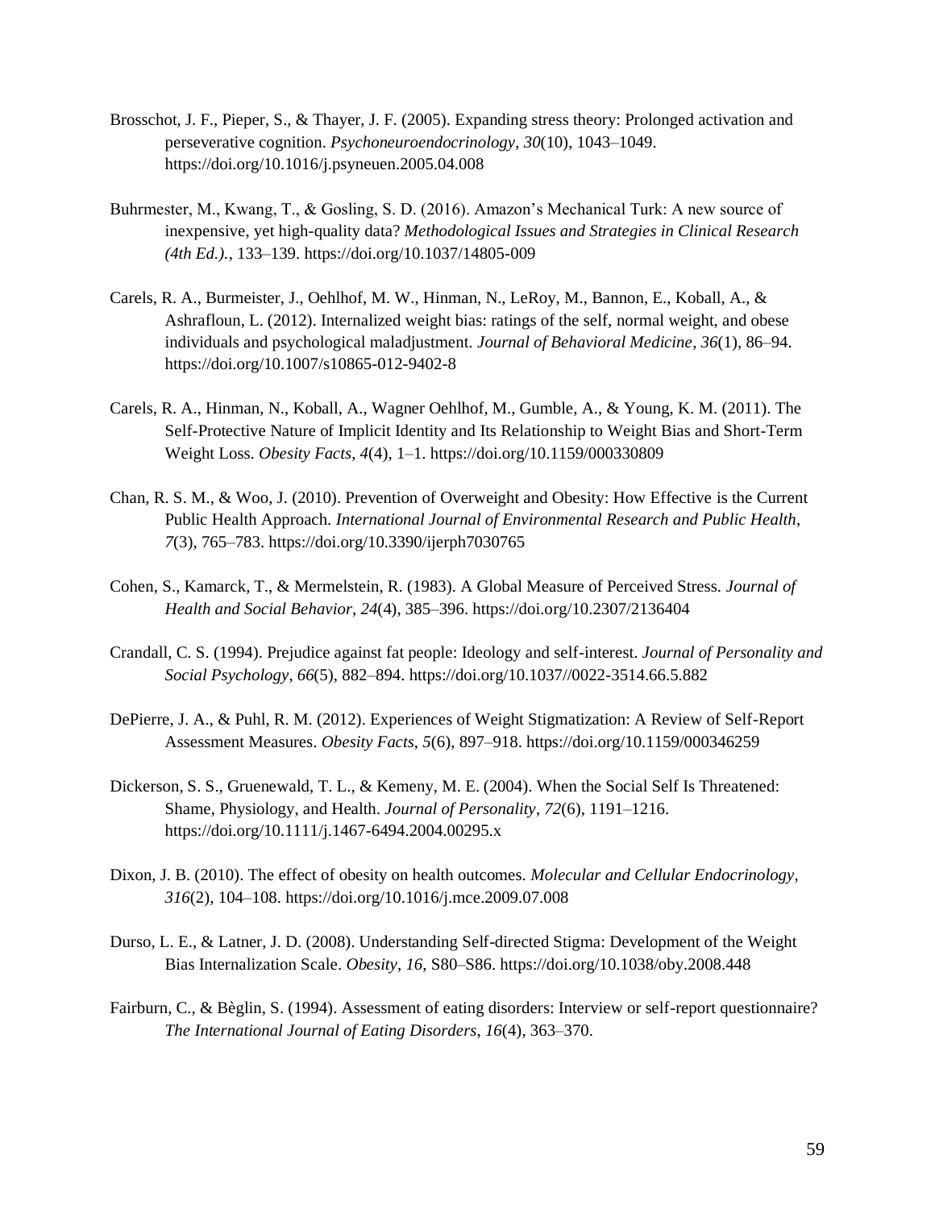Brosschot, J. F., Pieper, S., & Thayer, J. F. (2005). Expanding stress theory: Prolonged activation and perseverative cognition. *Psychoneuroendocrinology*, *30*(10), 1043–1049. https://doi.org/10.1016/j.psyneuen.2005.04.008

Buhrmester, M., Kwang, T., & Gosling, S. D. (2016). Amazon's Mechanical Turk: A new source of inexpensive, yet high-quality data? *Methodological Issues and Strategies in Clinical Research (4th Ed.).*, 133–139. https://doi.org/10.1037/14805-009

Carels, R. A., Burmeister, J., Oehlhof, M. W., Hinman, N., LeRoy, M., Bannon, E., Koball, A., & Ashrafloun, L. (2012). Internalized weight bias: ratings of the self, normal weight, and obese individuals and psychological maladjustment. *Journal of Behavioral Medicine*, *36*(1), 86–94. https://doi.org/10.1007/s10865-012-9402-8

Carels, R. A., Hinman, N., Koball, A., Wagner Oehlhof, M., Gumble, A., & Young, K. M. (2011). The Self-Protective Nature of Implicit Identity and Its Relationship to Weight Bias and Short-Term Weight Loss. *Obesity Facts*, *4*(4), 1–1. https://doi.org/10.1159/000330809

Chan, R. S. M., & Woo, J. (2010). Prevention of Overweight and Obesity: How Effective is the Current Public Health Approach. *International Journal of Environmental Research and Public Health*, *7*(3), 765–783. https://doi.org/10.3390/ijerph7030765

Cohen, S., Kamarck, T., & Mermelstein, R. (1983). A Global Measure of Perceived Stress. *Journal of Health and Social Behavior*, *24*(4), 385–396. https://doi.org/10.2307/2136404

Crandall, C. S. (1994). Prejudice against fat people: Ideology and self-interest. *Journal of Personality and Social Psychology*, *66*(5), 882–894. https://doi.org/10.1037//0022-3514.66.5.882

DePierre, J. A., & Puhl, R. M. (2012). Experiences of Weight Stigmatization: A Review of Self-Report Assessment Measures. *Obesity Facts*, *5*(6), 897–918. https://doi.org/10.1159/000346259

Dickerson, S. S., Gruenewald, T. L., & Kemeny, M. E. (2004). When the Social Self Is Threatened: Shame, Physiology, and Health. *Journal of Personality*, *72*(6), 1191–1216. https://doi.org/10.1111/j.1467-6494.2004.00295.x

Dixon, J. B. (2010). The effect of obesity on health outcomes. *Molecular and Cellular Endocrinology*, *316*(2), 104–108. https://doi.org/10.1016/j.mce.2009.07.008

Durso, L. E., & Latner, J. D. (2008). Understanding Self-directed Stigma: Development of the Weight Bias Internalization Scale. *Obesity*, *16*, S80–S86. https://doi.org/10.1038/oby.2008.448

Fairburn, C., & Bèglin, S. (1994). Assessment of eating disorders: Interview or self-report questionnaire? *The International Journal of Eating Disorders*, *16*(4), 363–370.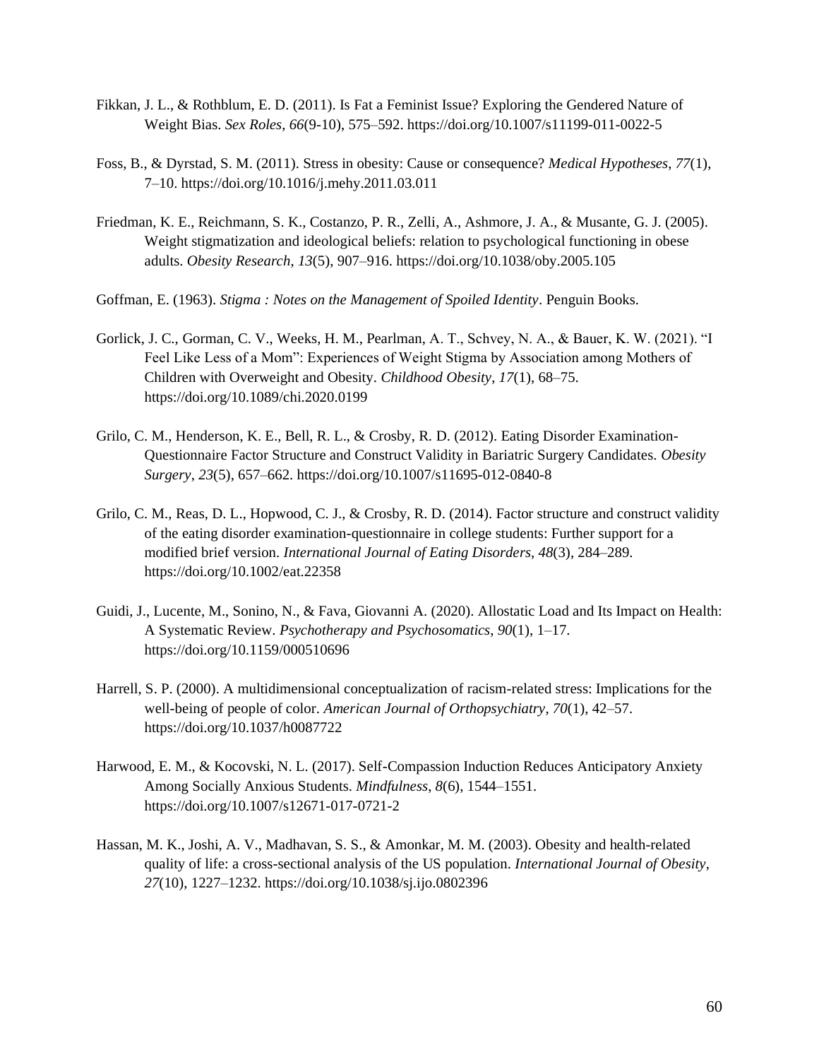Fikkan, J. L., & Rothblum, E. D. (2011). Is Fat a Feminist Issue? Exploring the Gendered Nature of Weight Bias. *Sex Roles*, *66*(9-10), 575–592. https://doi.org/10.1007/s11199-011-0022-5

Foss, B., & Dyrstad, S. M. (2011). Stress in obesity: Cause or consequence? *Medical Hypotheses*, *77*(1), 7–10. https://doi.org/10.1016/j.mehy.2011.03.011

Friedman, K. E., Reichmann, S. K., Costanzo, P. R., Zelli, A., Ashmore, J. A., & Musante, G. J. (2005). Weight stigmatization and ideological beliefs: relation to psychological functioning in obese adults. *Obesity Research*, *13*(5), 907–916. https://doi.org/10.1038/oby.2005.105

Goffman, E. (1963). *Stigma : Notes on the Management of Spoiled Identity*. Penguin Books.

Gorlick, J. C., Gorman, C. V., Weeks, H. M., Pearlman, A. T., Schvey, N. A., & Bauer, K. W. (2021). "I Feel Like Less of a Mom": Experiences of Weight Stigma by Association among Mothers of Children with Overweight and Obesity. *Childhood Obesity*, *17*(1), 68–75. https://doi.org/10.1089/chi.2020.0199

Grilo, C. M., Henderson, K. E., Bell, R. L., & Crosby, R. D. (2012). Eating Disorder Examination-Questionnaire Factor Structure and Construct Validity in Bariatric Surgery Candidates. *Obesity Surgery*, *23*(5), 657–662. https://doi.org/10.1007/s11695-012-0840-8

Grilo, C. M., Reas, D. L., Hopwood, C. J., & Crosby, R. D. (2014). Factor structure and construct validity of the eating disorder examination-questionnaire in college students: Further support for a modified brief version. *International Journal of Eating Disorders*, *48*(3), 284–289. https://doi.org/10.1002/eat.22358

Guidi, J., Lucente, M., Sonino, N., & Fava, Giovanni A. (2020). Allostatic Load and Its Impact on Health: A Systematic Review. *Psychotherapy and Psychosomatics*, *90*(1), 1–17. https://doi.org/10.1159/000510696

Harrell, S. P. (2000). A multidimensional conceptualization of racism-related stress: Implications for the well-being of people of color. *American Journal of Orthopsychiatry*, *70*(1), 42–57. https://doi.org/10.1037/h0087722

Harwood, E. M., & Kocovski, N. L. (2017). Self-Compassion Induction Reduces Anticipatory Anxiety Among Socially Anxious Students. *Mindfulness*, *8*(6), 1544–1551. https://doi.org/10.1007/s12671-017-0721-2

Hassan, M. K., Joshi, A. V., Madhavan, S. S., & Amonkar, M. M. (2003). Obesity and health-related quality of life: a cross-sectional analysis of the US population. *International Journal of Obesity*, *27*(10), 1227–1232. https://doi.org/10.1038/sj.ijo.0802396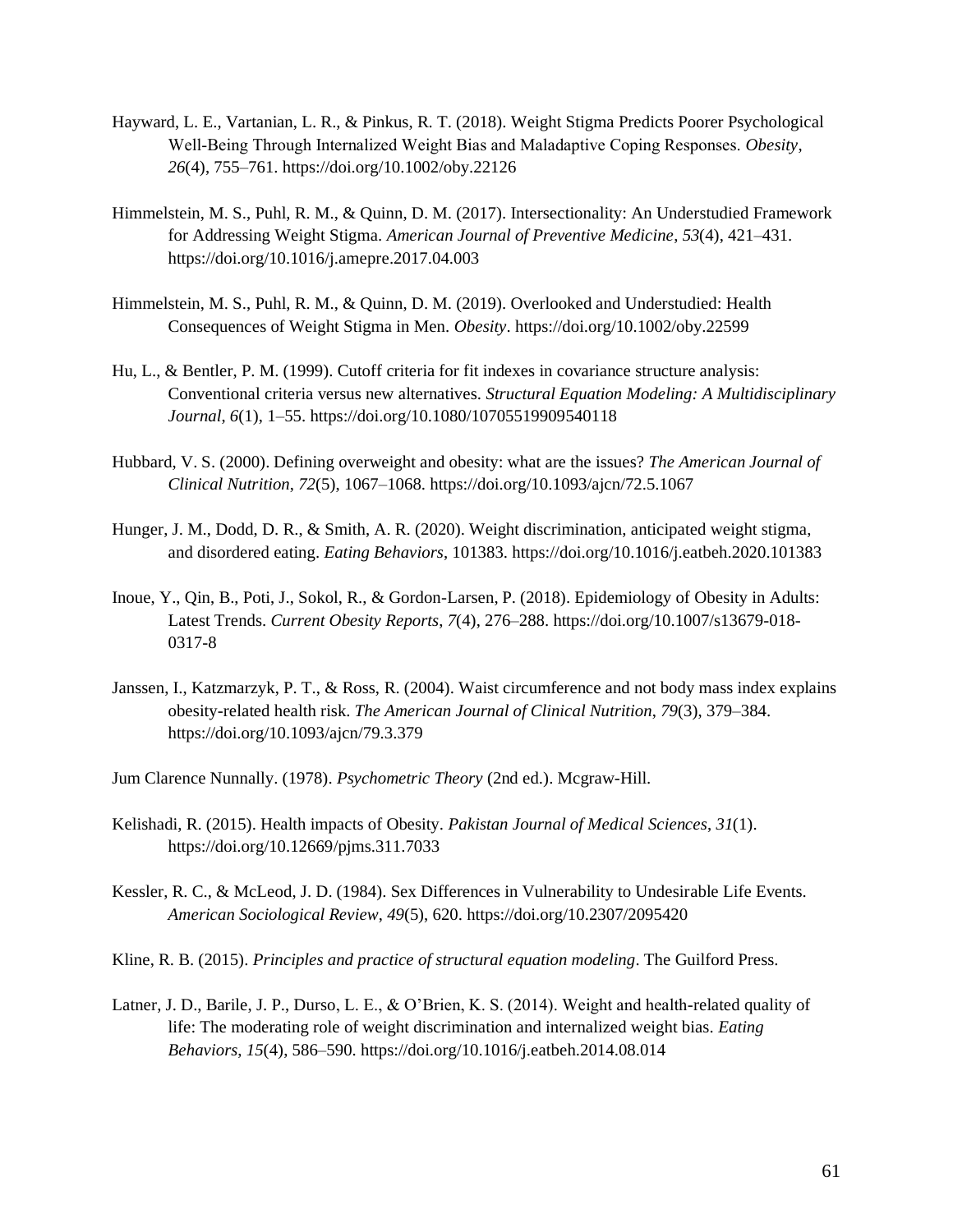Hayward, L. E., Vartanian, L. R., & Pinkus, R. T. (2018). Weight Stigma Predicts Poorer Psychological Well-Being Through Internalized Weight Bias and Maladaptive Coping Responses. *Obesity*, *26*(4), 755–761. https://doi.org/10.1002/oby.22126

Himmelstein, M. S., Puhl, R. M., & Quinn, D. M. (2017). Intersectionality: An Understudied Framework for Addressing Weight Stigma. *American Journal of Preventive Medicine*, *53*(4), 421–431. https://doi.org/10.1016/j.amepre.2017.04.003

Himmelstein, M. S., Puhl, R. M., & Quinn, D. M. (2019). Overlooked and Understudied: Health Consequences of Weight Stigma in Men. *Obesity*. https://doi.org/10.1002/oby.22599

Hu, L., & Bentler, P. M. (1999). Cutoff criteria for fit indexes in covariance structure analysis: Conventional criteria versus new alternatives. *Structural Equation Modeling: A Multidisciplinary Journal*, *6*(1), 1–55. https://doi.org/10.1080/10705519909540118

Hubbard, V. S. (2000). Defining overweight and obesity: what are the issues? *The American Journal of Clinical Nutrition*, *72*(5), 1067–1068. https://doi.org/10.1093/ajcn/72.5.1067

Hunger, J. M., Dodd, D. R., & Smith, A. R. (2020). Weight discrimination, anticipated weight stigma, and disordered eating. *Eating Behaviors*, 101383. https://doi.org/10.1016/j.eatbeh.2020.101383

Inoue, Y., Qin, B., Poti, J., Sokol, R., & Gordon-Larsen, P. (2018). Epidemiology of Obesity in Adults: Latest Trends. *Current Obesity Reports*, *7*(4), 276–288. https://doi.org/10.1007/s13679-018-0317-8

Janssen, I., Katzmarzyk, P. T., & Ross, R. (2004). Waist circumference and not body mass index explains obesity-related health risk. *The American Journal of Clinical Nutrition*, *79*(3), 379–384. https://doi.org/10.1093/ajcn/79.3.379

Jum Clarence Nunnally. (1978). *Psychometric Theory* (2nd ed.). Mcgraw-Hill.

Kelishadi, R. (2015). Health impacts of Obesity. *Pakistan Journal of Medical Sciences*, *31*(1). https://doi.org/10.12669/pjms.311.7033

Kessler, R. C., & McLeod, J. D. (1984). Sex Differences in Vulnerability to Undesirable Life Events. *American Sociological Review*, *49*(5), 620. https://doi.org/10.2307/2095420

Kline, R. B. (2015). *Principles and practice of structural equation modeling*. The Guilford Press.

Latner, J. D., Barile, J. P., Durso, L. E., & O'Brien, K. S. (2014). Weight and health-related quality of life: The moderating role of weight discrimination and internalized weight bias. *Eating Behaviors*, *15*(4), 586–590. https://doi.org/10.1016/j.eatbeh.2014.08.014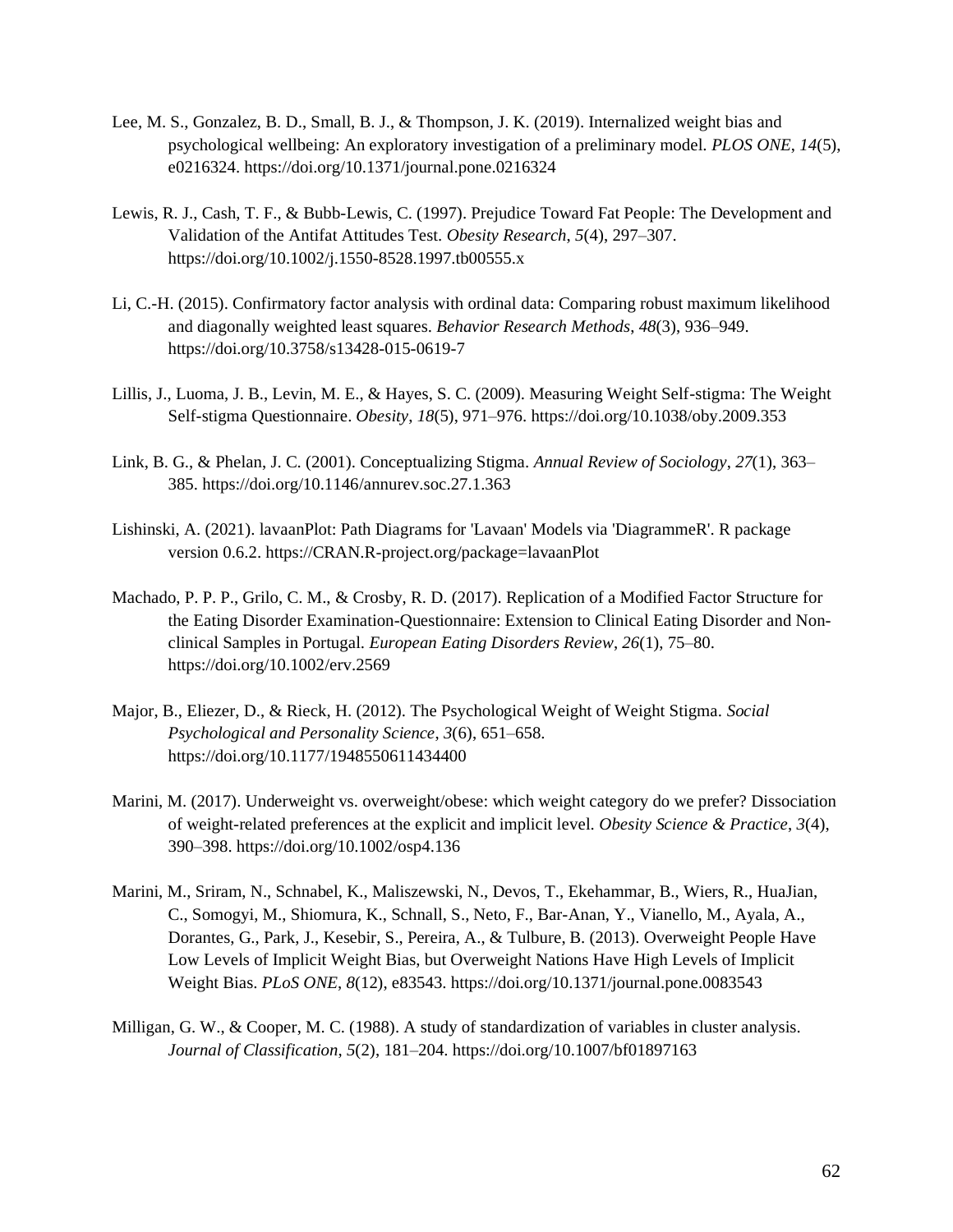Lee, M. S., Gonzalez, B. D., Small, B. J., & Thompson, J. K. (2019). Internalized weight bias and psychological wellbeing: An exploratory investigation of a preliminary model. *PLOS ONE*, *14*(5), e0216324. https://doi.org/10.1371/journal.pone.0216324

Lewis, R. J., Cash, T. F., & Bubb-Lewis, C. (1997). Prejudice Toward Fat People: The Development and Validation of the Antifat Attitudes Test. *Obesity Research*, *5*(4), 297–307. https://doi.org/10.1002/j.1550-8528.1997.tb00555.x

Li, C.-H. (2015). Confirmatory factor analysis with ordinal data: Comparing robust maximum likelihood and diagonally weighted least squares. *Behavior Research Methods*, *48*(3), 936–949. https://doi.org/10.3758/s13428-015-0619-7

Lillis, J., Luoma, J. B., Levin, M. E., & Hayes, S. C. (2009). Measuring Weight Self-stigma: The Weight Self-stigma Questionnaire. *Obesity*, *18*(5), 971–976. https://doi.org/10.1038/oby.2009.353

Link, B. G., & Phelan, J. C. (2001). Conceptualizing Stigma. *Annual Review of Sociology*, *27*(1), 363–385. https://doi.org/10.1146/annurev.soc.27.1.363

Lishinski, A. (2021). lavaanPlot: Path Diagrams for 'Lavaan' Models via 'DiagrammeR'. R package version 0.6.2. https://CRAN.R-project.org/package=lavaanPlot

Machado, P. P. P., Grilo, C. M., & Crosby, R. D. (2017). Replication of a Modified Factor Structure for the Eating Disorder Examination-Questionnaire: Extension to Clinical Eating Disorder and Non-clinical Samples in Portugal. *European Eating Disorders Review*, *26*(1), 75–80. https://doi.org/10.1002/erv.2569

Major, B., Eliezer, D., & Rieck, H. (2012). The Psychological Weight of Weight Stigma. *Social Psychological and Personality Science*, *3*(6), 651–658. https://doi.org/10.1177/1948550611434400

Marini, M. (2017). Underweight vs. overweight/obese: which weight category do we prefer? Dissociation of weight-related preferences at the explicit and implicit level. *Obesity Science & Practice*, *3*(4), 390–398. https://doi.org/10.1002/osp4.136

Marini, M., Sriram, N., Schnabel, K., Maliszewski, N., Devos, T., Ekehammar, B., Wiers, R., HuaJian, C., Somogyi, M., Shiomura, K., Schnall, S., Neto, F., Bar-Anan, Y., Vianello, M., Ayala, A., Dorantes, G., Park, J., Kesebir, S., Pereira, A., & Tulbure, B. (2013). Overweight People Have Low Levels of Implicit Weight Bias, but Overweight Nations Have High Levels of Implicit Weight Bias. *PLoS ONE*, *8*(12), e83543. https://doi.org/10.1371/journal.pone.0083543

Milligan, G. W., & Cooper, M. C. (1988). A study of standardization of variables in cluster analysis. *Journal of Classification*, *5*(2), 181–204. https://doi.org/10.1007/bf01897163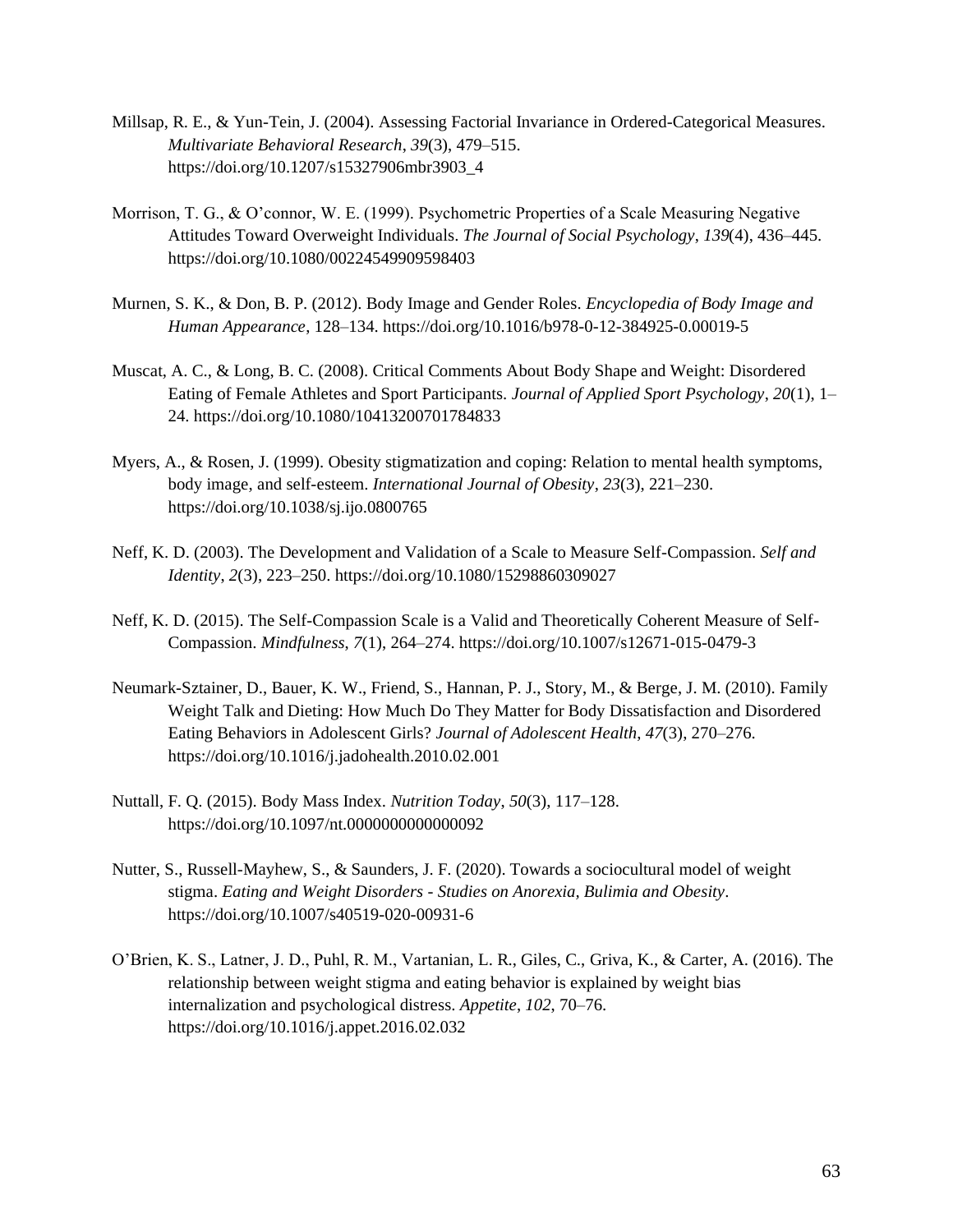Millsap, R. E., & Yun-Tein, J. (2004). Assessing Factorial Invariance in Ordered-Categorical Measures. *Multivariate Behavioral Research*, *39*(3), 479–515. https://doi.org/10.1207/s15327906mbr3903_4

Morrison, T. G., & O'connor, W. E. (1999). Psychometric Properties of a Scale Measuring Negative Attitudes Toward Overweight Individuals. *The Journal of Social Psychology*, *139*(4), 436–445. https://doi.org/10.1080/00224549909598403

Murnen, S. K., & Don, B. P. (2012). Body Image and Gender Roles. *Encyclopedia of Body Image and Human Appearance*, 128–134. https://doi.org/10.1016/b978-0-12-384925-0.00019-5

Muscat, A. C., & Long, B. C. (2008). Critical Comments About Body Shape and Weight: Disordered Eating of Female Athletes and Sport Participants. *Journal of Applied Sport Psychology*, *20*(1), 1–24. https://doi.org/10.1080/10413200701784833

Myers, A., & Rosen, J. (1999). Obesity stigmatization and coping: Relation to mental health symptoms, body image, and self-esteem. *International Journal of Obesity*, *23*(3), 221–230. https://doi.org/10.1038/sj.ijo.0800765

Neff, K. D. (2003). The Development and Validation of a Scale to Measure Self-Compassion. *Self and Identity*, *2*(3), 223–250. https://doi.org/10.1080/15298860309027

Neff, K. D. (2015). The Self-Compassion Scale is a Valid and Theoretically Coherent Measure of Self-Compassion. *Mindfulness*, *7*(1), 264–274. https://doi.org/10.1007/s12671-015-0479-3

Neumark-Sztainer, D., Bauer, K. W., Friend, S., Hannan, P. J., Story, M., & Berge, J. M. (2010). Family Weight Talk and Dieting: How Much Do They Matter for Body Dissatisfaction and Disordered Eating Behaviors in Adolescent Girls? *Journal of Adolescent Health*, *47*(3), 270–276. https://doi.org/10.1016/j.jadohealth.2010.02.001

Nuttall, F. Q. (2015). Body Mass Index. *Nutrition Today*, *50*(3), 117–128. https://doi.org/10.1097/nt.0000000000000092

Nutter, S., Russell-Mayhew, S., & Saunders, J. F. (2020). Towards a sociocultural model of weight stigma. *Eating and Weight Disorders - Studies on Anorexia, Bulimia and Obesity*. https://doi.org/10.1007/s40519-020-00931-6

O'Brien, K. S., Latner, J. D., Puhl, R. M., Vartanian, L. R., Giles, C., Griva, K., & Carter, A. (2016). The relationship between weight stigma and eating behavior is explained by weight bias internalization and psychological distress. *Appetite*, *102*, 70–76. https://doi.org/10.1016/j.appet.2016.02.032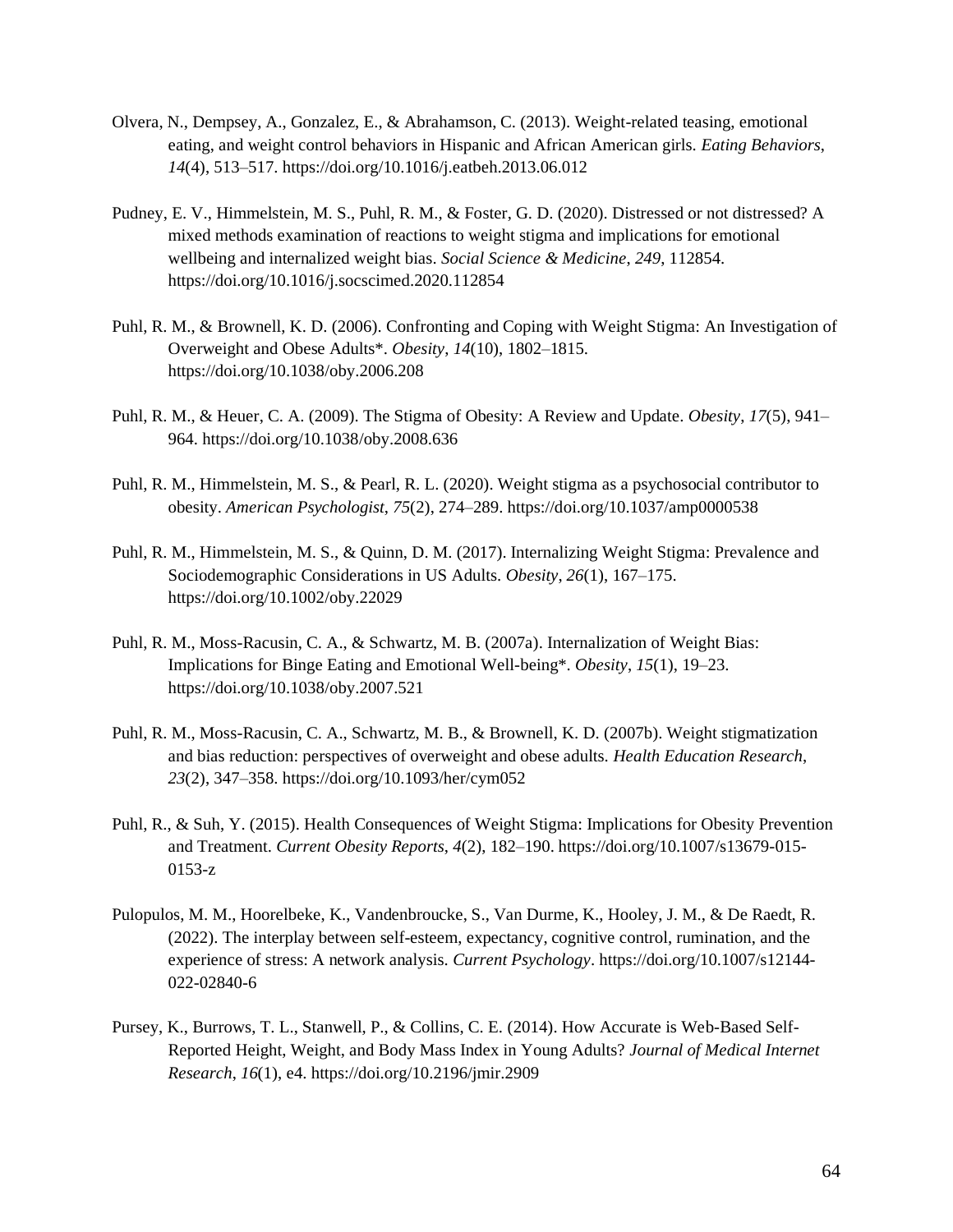Olvera, N., Dempsey, A., Gonzalez, E., & Abrahamson, C. (2013). Weight-related teasing, emotional eating, and weight control behaviors in Hispanic and African American girls. *Eating Behaviors*, *14*(4), 513–517. https://doi.org/10.1016/j.eatbeh.2013.06.012

Pudney, E. V., Himmelstein, M. S., Puhl, R. M., & Foster, G. D. (2020). Distressed or not distressed? A mixed methods examination of reactions to weight stigma and implications for emotional wellbeing and internalized weight bias. *Social Science & Medicine*, *249*, 112854. https://doi.org/10.1016/j.socscimed.2020.112854

Puhl, R. M., & Brownell, K. D. (2006). Confronting and Coping with Weight Stigma: An Investigation of Overweight and Obese Adults*. *Obesity*, *14*(10), 1802–1815. https://doi.org/10.1038/oby.2006.208

Puhl, R. M., & Heuer, C. A. (2009). The Stigma of Obesity: A Review and Update. *Obesity*, *17*(5), 941–964. https://doi.org/10.1038/oby.2008.636

Puhl, R. M., Himmelstein, M. S., & Pearl, R. L. (2020). Weight stigma as a psychosocial contributor to obesity. *American Psychologist*, *75*(2), 274–289. https://doi.org/10.1037/amp0000538

Puhl, R. M., Himmelstein, M. S., & Quinn, D. M. (2017). Internalizing Weight Stigma: Prevalence and Sociodemographic Considerations in US Adults. *Obesity*, *26*(1), 167–175. https://doi.org/10.1002/oby.22029

Puhl, R. M., Moss-Racusin, C. A., & Schwartz, M. B. (2007a). Internalization of Weight Bias: Implications for Binge Eating and Emotional Well-being*. *Obesity*, *15*(1), 19–23. https://doi.org/10.1038/oby.2007.521

Puhl, R. M., Moss-Racusin, C. A., Schwartz, M. B., & Brownell, K. D. (2007b). Weight stigmatization and bias reduction: perspectives of overweight and obese adults. *Health Education Research*, *23*(2), 347–358. https://doi.org/10.1093/her/cym052

Puhl, R., & Suh, Y. (2015). Health Consequences of Weight Stigma: Implications for Obesity Prevention and Treatment. *Current Obesity Reports*, *4*(2), 182–190. https://doi.org/10.1007/s13679-015-0153-z

Pulopulos, M. M., Hoorelbeke, K., Vandenbroucke, S., Van Durme, K., Hooley, J. M., & De Raedt, R. (2022). The interplay between self-esteem, expectancy, cognitive control, rumination, and the experience of stress: A network analysis. *Current Psychology*. https://doi.org/10.1007/s12144-022-02840-6

Pursey, K., Burrows, T. L., Stanwell, P., & Collins, C. E. (2014). How Accurate is Web-Based Self-Reported Height, Weight, and Body Mass Index in Young Adults? *Journal of Medical Internet Research*, *16*(1), e4. https://doi.org/10.2196/jmir.2909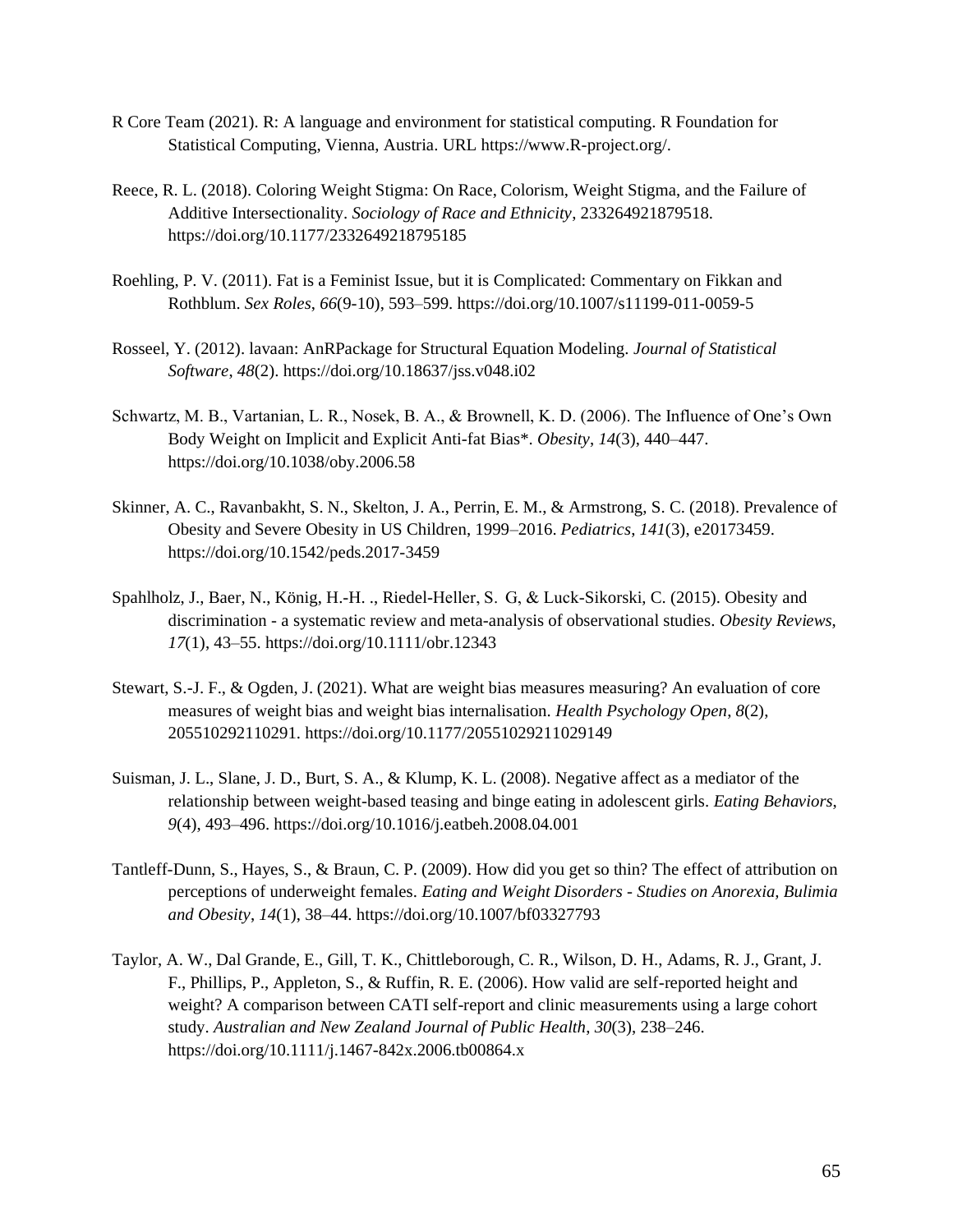R Core Team (2021). R: A language and environment for statistical computing. R Foundation for Statistical Computing, Vienna, Austria. URL https://www.R-project.org/.

Reece, R. L. (2018). Coloring Weight Stigma: On Race, Colorism, Weight Stigma, and the Failure of Additive Intersectionality. *Sociology of Race and Ethnicity*, 233264921879518. https://doi.org/10.1177/2332649218795185

Roehling, P. V. (2011). Fat is a Feminist Issue, but it is Complicated: Commentary on Fikkan and Rothblum. *Sex Roles*, *66*(9-10), 593–599. https://doi.org/10.1007/s11199-011-0059-5

Rosseel, Y. (2012). lavaan: AnRPackage for Structural Equation Modeling. *Journal of Statistical Software*, *48*(2). https://doi.org/10.18637/jss.v048.i02

Schwartz, M. B., Vartanian, L. R., Nosek, B. A., & Brownell, K. D. (2006). The Influence of One's Own Body Weight on Implicit and Explicit Anti-fat Bias*. *Obesity*, *14*(3), 440–447. https://doi.org/10.1038/oby.2006.58

Skinner, A. C., Ravanbakht, S. N., Skelton, J. A., Perrin, E. M., & Armstrong, S. C. (2018). Prevalence of Obesity and Severe Obesity in US Children, 1999–2016. *Pediatrics, 141*(3), e20173459. https://doi.org/10.1542/peds.2017-3459

Spahlholz, J., Baer, N., König, H.-H. ., Riedel-Heller, S.  G, & Luck-Sikorski, C. (2015). Obesity and discrimination - a systematic review and meta-analysis of observational studies. *Obesity Reviews*, *17*(1), 43–55. https://doi.org/10.1111/obr.12343

Stewart, S.-J. F., & Ogden, J. (2021). What are weight bias measures measuring? An evaluation of core measures of weight bias and weight bias internalisation. *Health Psychology Open*, *8*(2), 205510292110291. https://doi.org/10.1177/20551029211029149

Suisman, J. L., Slane, J. D., Burt, S. A., & Klump, K. L. (2008). Negative affect as a mediator of the relationship between weight-based teasing and binge eating in adolescent girls. *Eating Behaviors*, *9*(4), 493–496. https://doi.org/10.1016/j.eatbeh.2008.04.001

Tantleff-Dunn, S., Hayes, S., & Braun, C. P. (2009). How did you get so thin? The effect of attribution on perceptions of underweight females. *Eating and Weight Disorders - Studies on Anorexia, Bulimia and Obesity*, *14*(1), 38–44. https://doi.org/10.1007/bf03327793

Taylor, A. W., Dal Grande, E., Gill, T. K., Chittleborough, C. R., Wilson, D. H., Adams, R. J., Grant, J. F., Phillips, P., Appleton, S., & Ruffin, R. E. (2006). How valid are self-reported height and weight? A comparison between CATI self-report and clinic measurements using a large cohort study. *Australian and New Zealand Journal of Public Health*, *30*(3), 238–246. https://doi.org/10.1111/j.1467-842x.2006.tb00864.x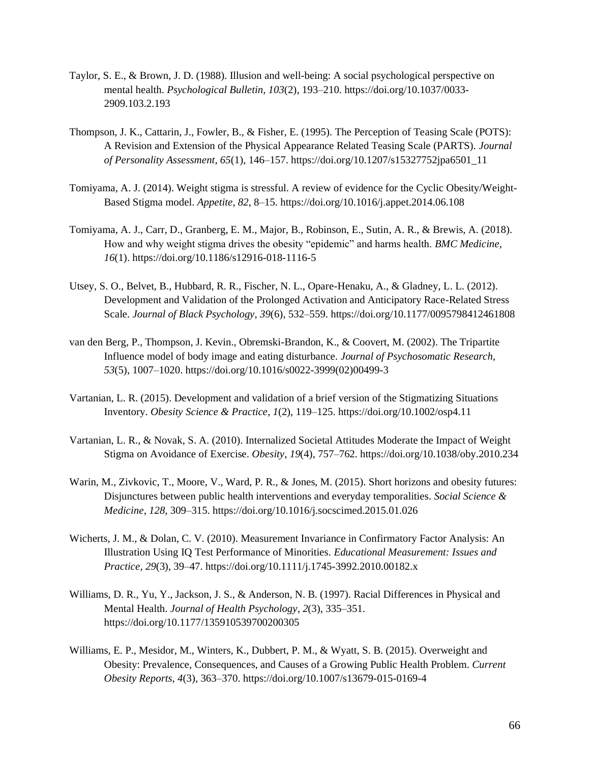Taylor, S. E., & Brown, J. D. (1988). Illusion and well-being: A social psychological perspective on mental health. *Psychological Bulletin*, *103*(2), 193–210. https://doi.org/10.1037/0033-2909.103.2.193

Thompson, J. K., Cattarin, J., Fowler, B., & Fisher, E. (1995). The Perception of Teasing Scale (POTS): A Revision and Extension of the Physical Appearance Related Teasing Scale (PARTS). *Journal of Personality Assessment*, *65*(1), 146–157. https://doi.org/10.1207/s15327752jpa6501_11

Tomiyama, A. J. (2014). Weight stigma is stressful. A review of evidence for the Cyclic Obesity/Weight-Based Stigma model. *Appetite*, *82*, 8–15. https://doi.org/10.1016/j.appet.2014.06.108

Tomiyama, A. J., Carr, D., Granberg, E. M., Major, B., Robinson, E., Sutin, A. R., & Brewis, A. (2018). How and why weight stigma drives the obesity "epidemic" and harms health. *BMC Medicine*, *16*(1). https://doi.org/10.1186/s12916-018-1116-5

Utsey, S. O., Belvet, B., Hubbard, R. R., Fischer, N. L., Opare-Henaku, A., & Gladney, L. L. (2012). Development and Validation of the Prolonged Activation and Anticipatory Race-Related Stress Scale. *Journal of Black Psychology*, *39*(6), 532–559. https://doi.org/10.1177/0095798412461808

van den Berg, P., Thompson, J. Kevin., Obremski-Brandon, K., & Coovert, M. (2002). The Tripartite Influence model of body image and eating disturbance. *Journal of Psychosomatic Research*, *53*(5), 1007–1020. https://doi.org/10.1016/s0022-3999(02)00499-3

Vartanian, L. R. (2015). Development and validation of a brief version of the Stigmatizing Situations Inventory. *Obesity Science & Practice*, *1*(2), 119–125. https://doi.org/10.1002/osp4.11

Vartanian, L. R., & Novak, S. A. (2010). Internalized Societal Attitudes Moderate the Impact of Weight Stigma on Avoidance of Exercise. *Obesity*, *19*(4), 757–762. https://doi.org/10.1038/oby.2010.234

Warin, M., Zivkovic, T., Moore, V., Ward, P. R., & Jones, M. (2015). Short horizons and obesity futures: Disjunctures between public health interventions and everyday temporalities. *Social Science & Medicine*, *128*, 309–315. https://doi.org/10.1016/j.socscimed.2015.01.026

Wicherts, J. M., & Dolan, C. V. (2010). Measurement Invariance in Confirmatory Factor Analysis: An Illustration Using IQ Test Performance of Minorities. *Educational Measurement: Issues and Practice*, *29*(3), 39–47. https://doi.org/10.1111/j.1745-3992.2010.00182.x

Williams, D. R., Yu, Y., Jackson, J. S., & Anderson, N. B. (1997). Racial Differences in Physical and Mental Health. *Journal of Health Psychology*, *2*(3), 335–351. https://doi.org/10.1177/135910539700200305

Williams, E. P., Mesidor, M., Winters, K., Dubbert, P. M., & Wyatt, S. B. (2015). Overweight and Obesity: Prevalence, Consequences, and Causes of a Growing Public Health Problem. *Current Obesity Reports*, *4*(3), 363–370. https://doi.org/10.1007/s13679-015-0169-4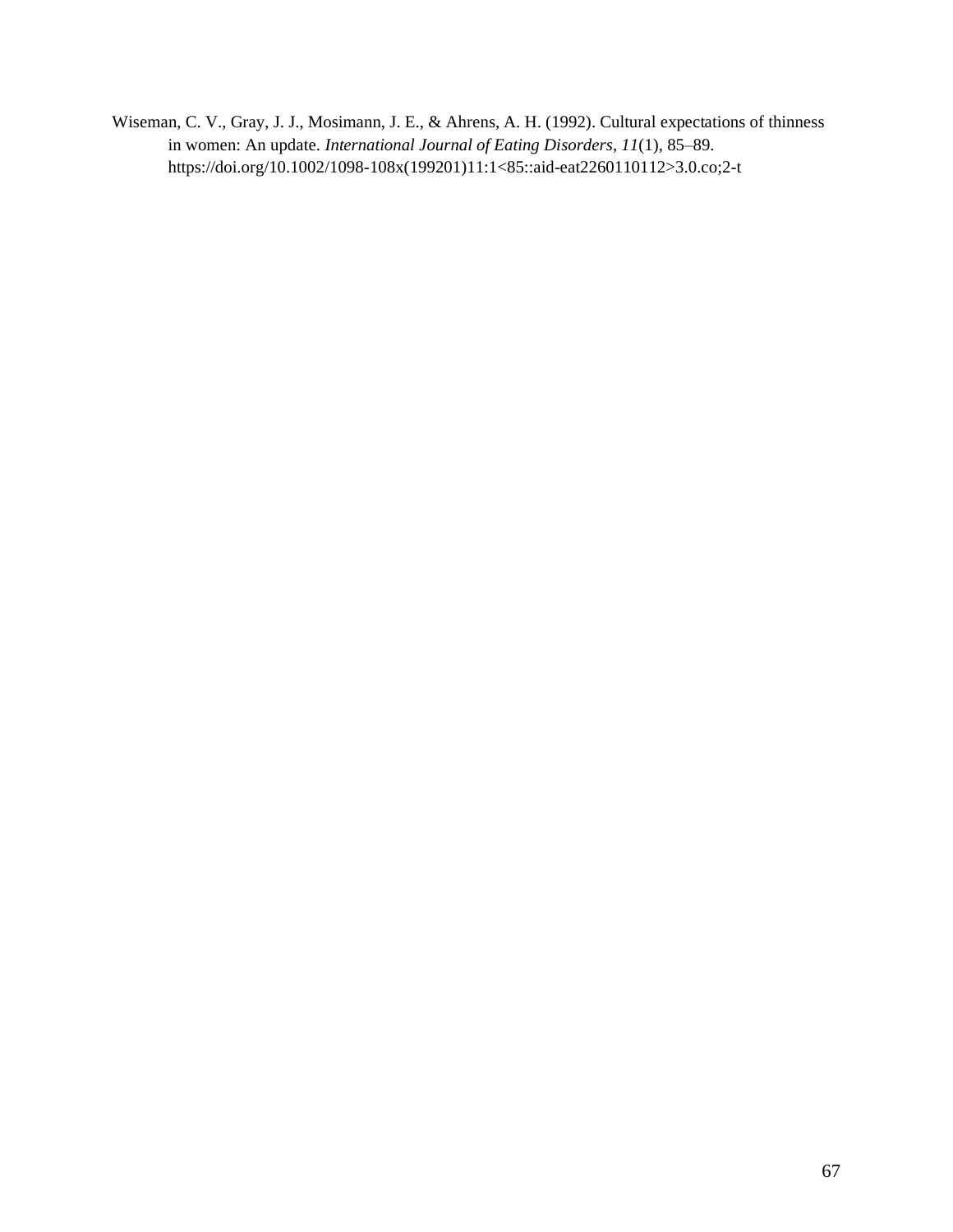Wiseman, C. V., Gray, J. J., Mosimann, J. E., & Ahrens, A. H. (1992). Cultural expectations of thinness in women: An update. *International Journal of Eating Disorders*, *11*(1), 85–89. https://doi.org/10.1002/1098-108x(199201)11:1<85::aid-eat2260110112>3.0.co;2-t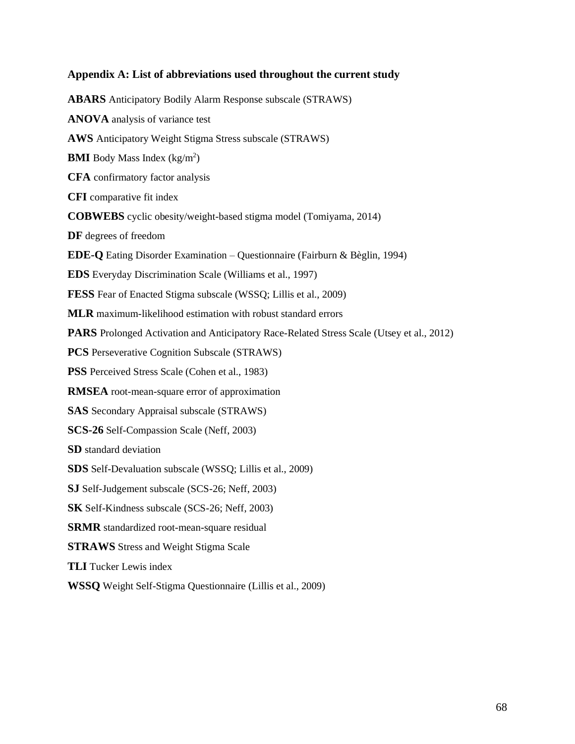## Appendix A: List of abbreviations used throughout the current study

**ABARS** Anticipatory Bodily Alarm Response subscale (STRAWS)

**ANOVA** analysis of variance test

**AWS** Anticipatory Weight Stigma Stress subscale (STRAWS)

**BMI** Body Mass Index ($kg/m^2$)

**CFA** confirmatory factor analysis

**CFI** comparative fit index

**COBWEBS** cyclic obesity/weight-based stigma model (Tomiyama, 2014)

**DF** degrees of freedom

**EDE-Q** Eating Disorder Examination – Questionnaire (Fairburn & Bèglin, 1994)

**EDS** Everyday Discrimination Scale (Williams et al., 1997)

**FESS** Fear of Enacted Stigma subscale (WSSQ; Lillis et al., 2009)

**MLR** maximum-likelihood estimation with robust standard errors

**PARS** Prolonged Activation and Anticipatory Race-Related Stress Scale (Utsey et al., 2012)

**PCS** Perseverative Cognition Subscale (STRAWS)

**PSS** Perceived Stress Scale (Cohen et al., 1983)

**RMSEA** root-mean-square error of approximation

**SAS** Secondary Appraisal subscale (STRAWS)

**SCS-26** Self-Compassion Scale (Neff, 2003)

**SD** standard deviation

**SDS** Self-Devaluation subscale (WSSQ; Lillis et al., 2009)

**SJ** Self-Judgement subscale (SCS-26; Neff, 2003)

**SK** Self-Kindness subscale (SCS-26; Neff, 2003)

**SRMR** standardized root-mean-square residual

**STRAWS** Stress and Weight Stigma Scale

**TLI** Tucker Lewis index

**WSSQ** Weight Self-Stigma Questionnaire (Lillis et al., 2009)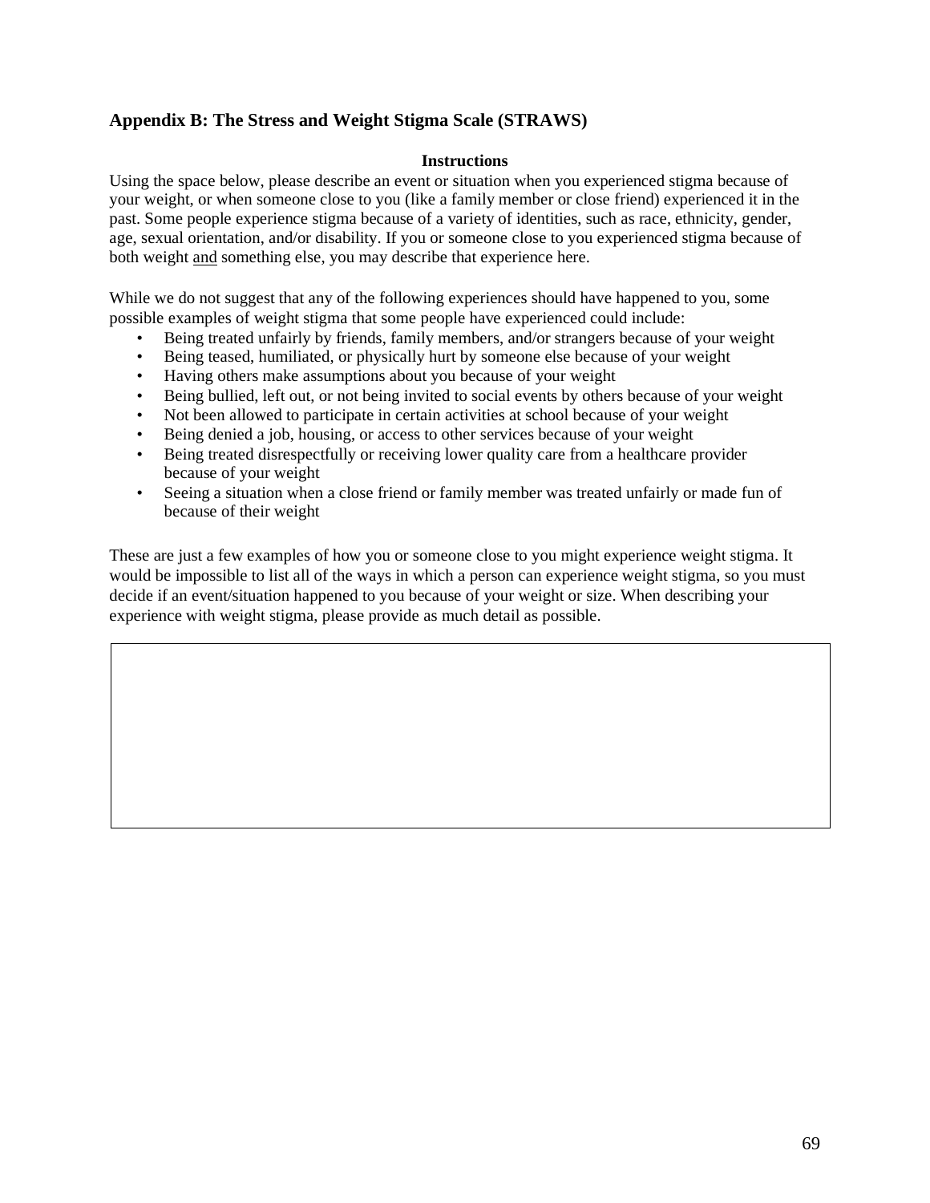## Appendix B: The Stress and Weight Stigma Scale (STRAWS)

**Instructions**

Using the space below, please describe an event or situation when you experienced stigma because of your weight, or when someone close to you (like a family member or close friend) experienced it in the past. Some people experience stigma because of a variety of identities, such as race, ethnicity, gender, age, sexual orientation, and/or disability. If you or someone close to you experienced stigma because of both weight and something else, you may describe that experience here.

While we do not suggest that any of the following experiences should have happened to you, some possible examples of weight stigma that some people have experienced could include:

- Being treated unfairly by friends, family members, and/or strangers because of your weight
- Being teased, humiliated, or physically hurt by someone else because of your weight
- Having others make assumptions about you because of your weight
- Being bullied, left out, or not being invited to social events by others because of your weight
- Not been allowed to participate in certain activities at school because of your weight
- Being denied a job, housing, or access to other services because of your weight
- Being treated disrespectfully or receiving lower quality care from a healthcare provider because of your weight
- Seeing a situation when a close friend or family member was treated unfairly or made fun of because of their weight

These are just a few examples of how you or someone close to you might experience weight stigma. It would be impossible to list all of the ways in which a person can experience weight stigma, so you must decide if an event/situation happened to you because of your weight or size. When describing your experience with weight stigma, please provide as much detail as possible.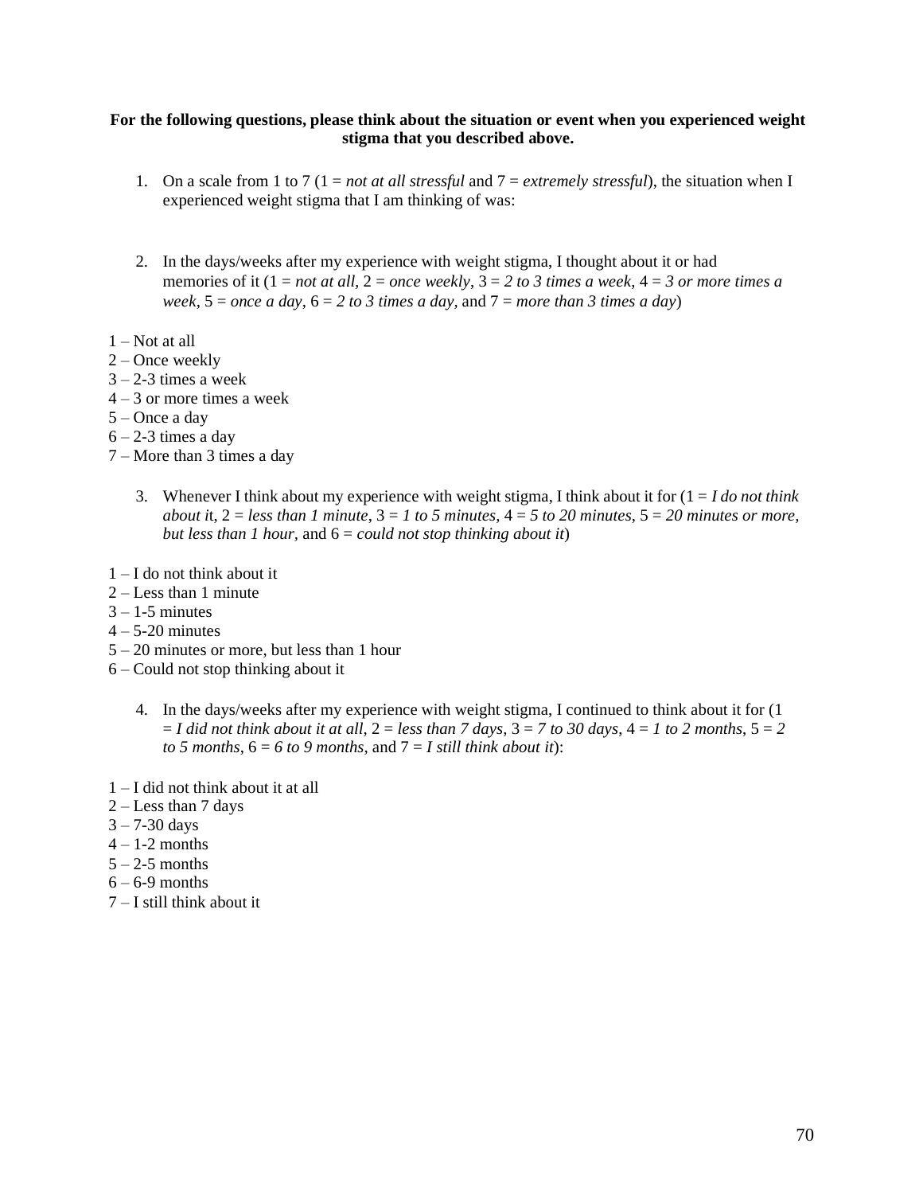**For the following questions, please think about the situation or event when you experienced weight stigma that you described above.**

1. On a scale from 1 to 7 (1 = *not at all stressful* and 7 = *extremely stressful*), the situation when I experienced weight stigma that I am thinking of was:

2. In the days/weeks after my experience with weight stigma, I thought about it or had memories of it (1 = *not at all,* 2 = *once weekly*, 3 = *2 to 3 times a week*, 4 = *3 or more times a week*, 5 = *once a day*, 6 = *2 to 3 times a day*, and 7 = *more than 3 times a day*)

1 – Not at all
2 – Once weekly
3 – 2-3 times a week
4 – 3 or more times a week
5 – Once a day
6 – 2-3 times a day
7 – More than 3 times a day

3. Whenever I think about my experience with weight stigma, I think about it for (1 = *I do not think about i*t, 2 = *less than 1 minute*, 3 = *1 to 5 minutes,* 4 = *5 to 20 minutes*, 5 = *20 minutes or more, but less than 1 hour*, and 6 = *could not stop thinking about it*)

1 – I do not think about it
2 – Less than 1 minute
3 – 1-5 minutes
4 – 5-20 minutes
5 – 20 minutes or more, but less than 1 hour
6 – Could not stop thinking about it

4. In the days/weeks after my experience with weight stigma, I continued to think about it for (1 = *I did not think about it at all*, 2 = *less than 7 days*, 3 = *7 to 30 days*, 4 = *1 to 2 months*, 5 = *2 to 5 months*, 6 = *6 to 9 months*, and 7 = *I still think about it*):

1 – I did not think about it at all
2 – Less than 7 days
3 – 7-30 days
4 – 1-2 months
5 – 2-5 months
6 – 6-9 months
7 – I still think about it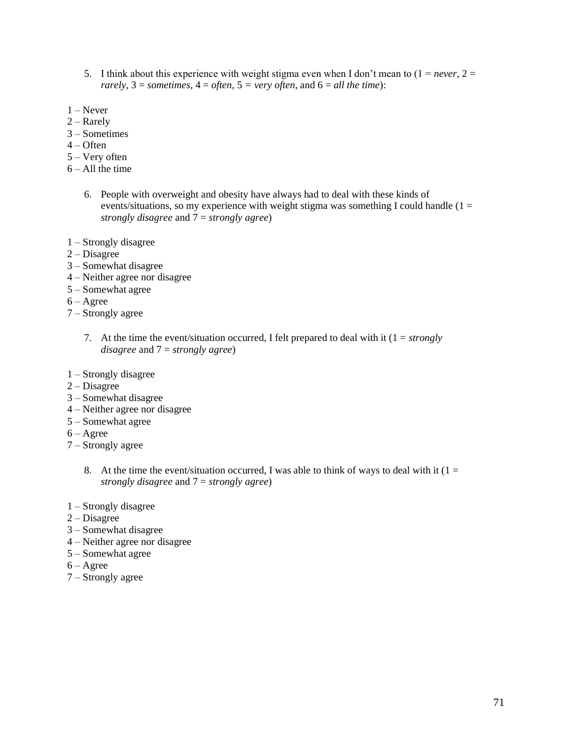5. I think about this experience with weight stigma even when I don't mean to (1 = *never*, 2 = *rarely*, 3 = *sometimes*, 4 = *often*, 5 = *very often*, and 6 = *all the time*):

1 – Never
2 – Rarely
3 – Sometimes
4 – Often
5 – Very often
6 – All the time

6. People with overweight and obesity have always had to deal with these kinds of events/situations, so my experience with weight stigma was something I could handle (1 = *strongly disagree* and 7 = *strongly agree*)

1 – Strongly disagree
2 – Disagree
3 – Somewhat disagree
4 – Neither agree nor disagree
5 – Somewhat agree
6 – Agree
7 – Strongly agree

7. At the time the event/situation occurred, I felt prepared to deal with it (1 = *strongly disagree* and 7 = *strongly agree*)

1 – Strongly disagree
2 – Disagree
3 – Somewhat disagree
4 – Neither agree nor disagree
5 – Somewhat agree
6 – Agree
7 – Strongly agree

8. At the time the event/situation occurred, I was able to think of ways to deal with it (1 = *strongly disagree* and 7 = *strongly agree*)

1 – Strongly disagree
2 – Disagree
3 – Somewhat disagree
4 – Neither agree nor disagree
5 – Somewhat agree
6 – Agree
7 – Strongly agree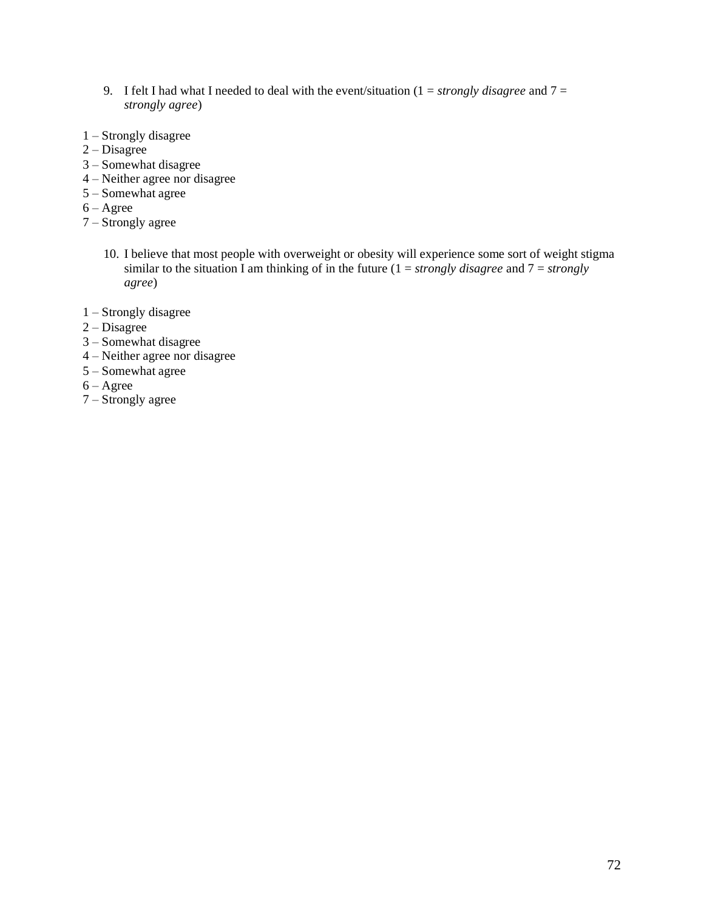9. I felt I had what I needed to deal with the event/situation (1 = *strongly disagree* and 7 = *strongly agree*)

1 – Strongly disagree
2 – Disagree
3 – Somewhat disagree
4 – Neither agree nor disagree
5 – Somewhat agree
6 – Agree
7 – Strongly agree

10. I believe that most people with overweight or obesity will experience some sort of weight stigma similar to the situation I am thinking of in the future (1 = *strongly disagree* and 7 = *strongly agree*)

1 – Strongly disagree
2 – Disagree
3 – Somewhat disagree
4 – Neither agree nor disagree
5 – Somewhat agree
6 – Agree
7 – Strongly agree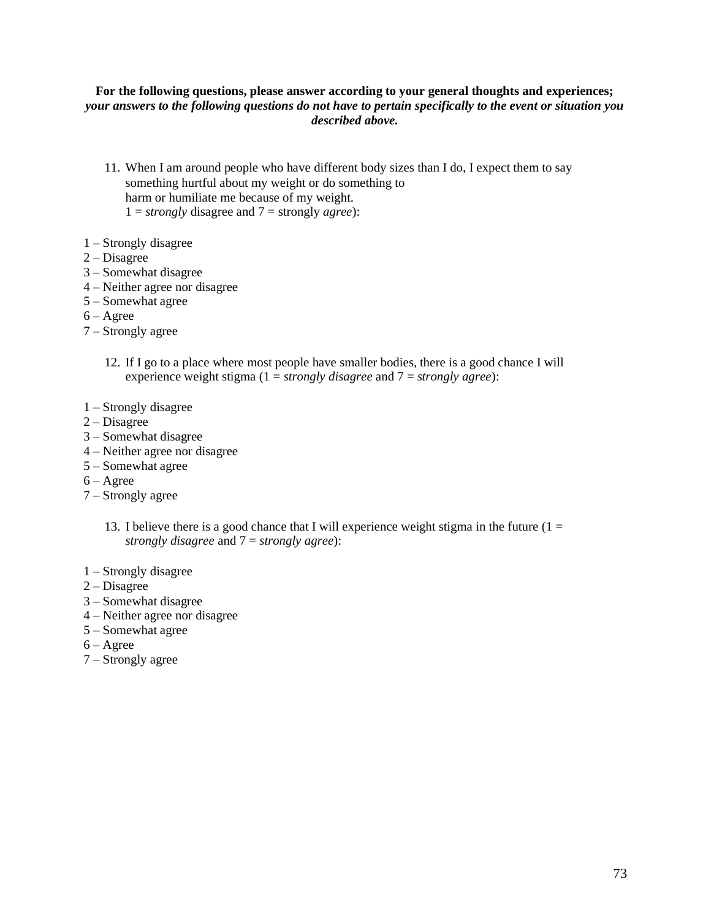**For the following questions, please answer according to your general thoughts and experiences;** ***your answers to the following questions do not have to pertain specifically to the event or situation you described above.***

11. When I am around people who have different body sizes than I do, I expect them to say something hurtful about my weight or do something to harm or humiliate me because of my weight. 1 = *strongly* disagree and 7 = strongly *agree*):

1 – Strongly disagree
2 – Disagree
3 – Somewhat disagree
4 – Neither agree nor disagree
5 – Somewhat agree
6 – Agree
7 – Strongly agree

12. If I go to a place where most people have smaller bodies, there is a good chance I will experience weight stigma (1 = *strongly disagree* and 7 = *strongly agree*):

1 – Strongly disagree
2 – Disagree
3 – Somewhat disagree
4 – Neither agree nor disagree
5 – Somewhat agree
6 – Agree
7 – Strongly agree

13. I believe there is a good chance that I will experience weight stigma in the future (1 = *strongly disagree* and 7 = *strongly agree*):

1 – Strongly disagree
2 – Disagree
3 – Somewhat disagree
4 – Neither agree nor disagree
5 – Somewhat agree
6 – Agree
7 – Strongly agree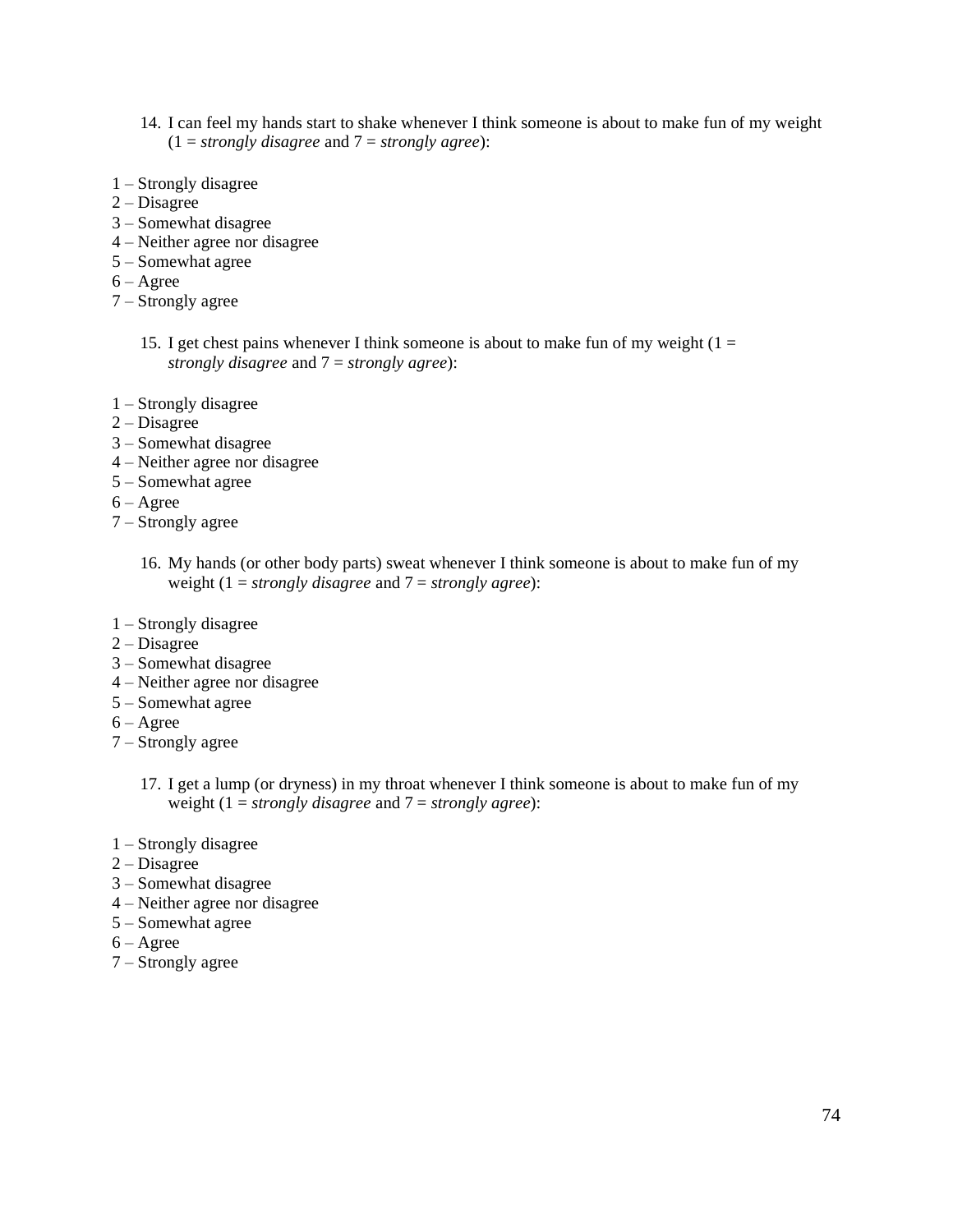14. I can feel my hands start to shake whenever I think someone is about to make fun of my weight (1 = *strongly disagree* and 7 = *strongly agree*):

1 – Strongly disagree
2 – Disagree
3 – Somewhat disagree
4 – Neither agree nor disagree
5 – Somewhat agree
6 – Agree
7 – Strongly agree

15. I get chest pains whenever I think someone is about to make fun of my weight (1 = *strongly disagree* and 7 = *strongly agree*):

1 – Strongly disagree
2 – Disagree
3 – Somewhat disagree
4 – Neither agree nor disagree
5 – Somewhat agree
6 – Agree
7 – Strongly agree

16. My hands (or other body parts) sweat whenever I think someone is about to make fun of my weight (1 = *strongly disagree* and 7 = *strongly agree*):

1 – Strongly disagree
2 – Disagree
3 – Somewhat disagree
4 – Neither agree nor disagree
5 – Somewhat agree
6 – Agree
7 – Strongly agree

17. I get a lump (or dryness) in my throat whenever I think someone is about to make fun of my weight (1 = *strongly disagree* and 7 = *strongly agree*):

1 – Strongly disagree
2 – Disagree
3 – Somewhat disagree
4 – Neither agree nor disagree
5 – Somewhat agree
6 – Agree
7 – Strongly agree